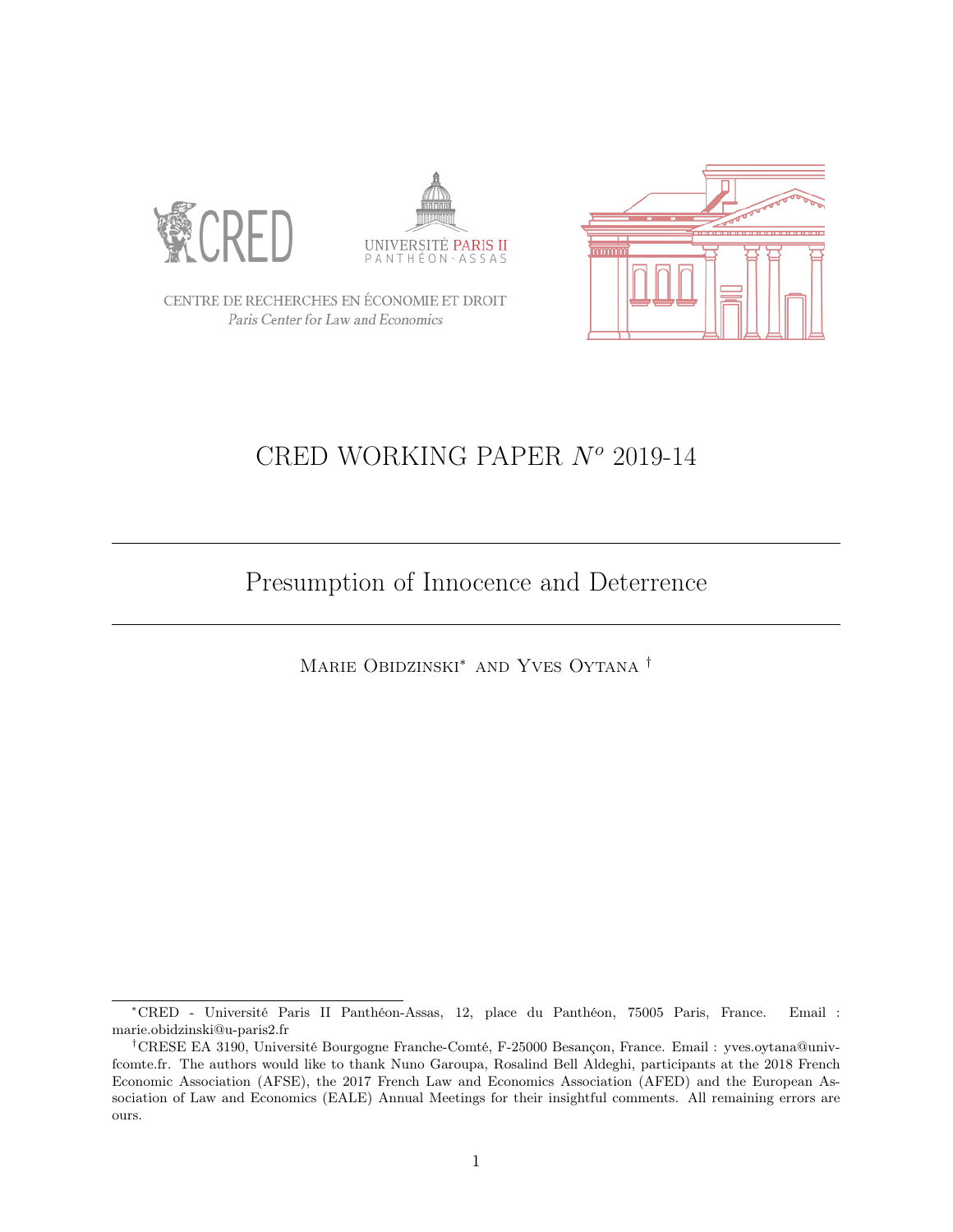CENTRE DE RECHERCHES EN ÉCONOMIE ET DROIT

*Paris Center for Law and Economics*

CRED WORKING PAPER *N^o* 2019-14

# Presumption of Innocence and Deterrence

Marie Obidzinski[*] and Yves Oytana[†]

---

[*] CRED - Université Paris II Panthéon-Assas, 12, place du Panthéon, 75005 Paris, France. Email : marie.obidzinski@u-paris2.fr

[†] CRESE EA 3190, Université Bourgogne Franche-Comté, F-25000 Besançon, France. Email : yves.oytana@univ-fcomte.fr. The authors would like to thank Nuno Garoupa, Rosalind Bell Aldeghi, participants at the 2018 French Economic Association (AFSE), the 2017 French Law and Economics Association (AFED) and the European Association of Law and Economics (EALE) Annual Meetings for their insightful comments. All remaining errors are ours.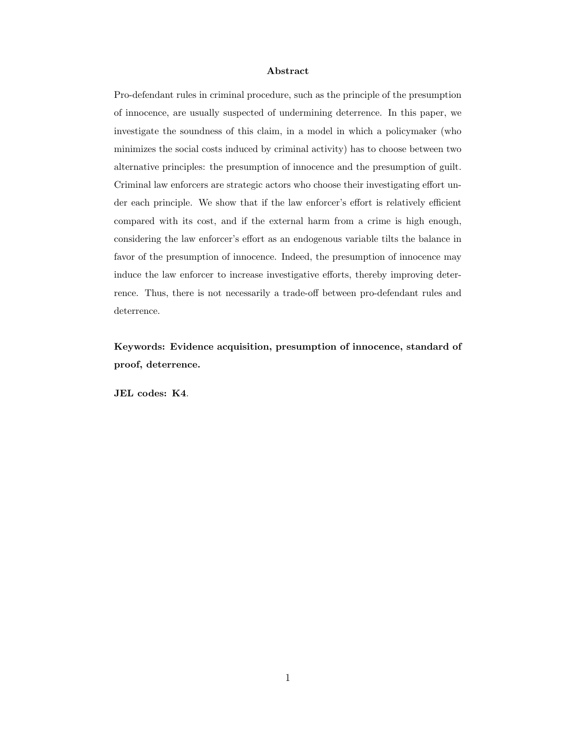## Abstract

Pro-defendant rules in criminal procedure, such as the principle of the presumption of innocence, are usually suspected of undermining deterrence. In this paper, we investigate the soundness of this claim, in a model in which a policymaker (who minimizes the social costs induced by criminal activity) has to choose between two alternative principles: the presumption of innocence and the presumption of guilt. Criminal law enforcers are strategic actors who choose their investigating effort under each principle. We show that if the law enforcer's effort is relatively efficient compared with its cost, and if the external harm from a crime is high enough, considering the law enforcer's effort as an endogenous variable tilts the balance in favor of the presumption of innocence. Indeed, the presumption of innocence may induce the law enforcer to increase investigative efforts, thereby improving deterrence. Thus, there is not necessarily a trade-off between pro-defendant rules and deterrence.

**Keywords: Evidence acquisition, presumption of innocence, standard of proof, deterrence.**

**JEL codes: K4**.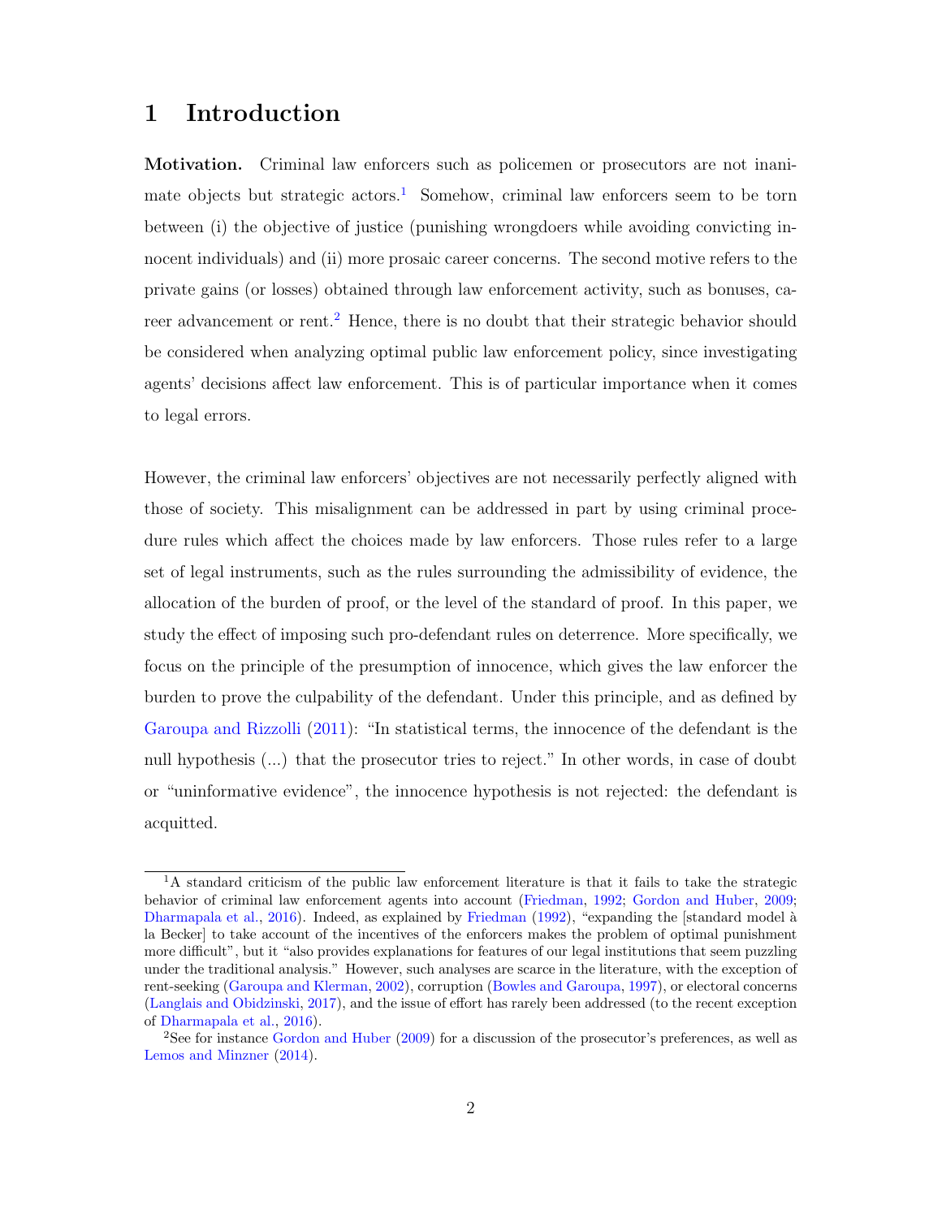# 1 Introduction

**Motivation.** Criminal law enforcers such as policemen or prosecutors are not inanimate objects but strategic actors.[1] Somehow, criminal law enforcers seem to be torn between (i) the objective of justice (punishing wrongdoers while avoiding convicting innocent individuals) and (ii) more prosaic career concerns. The second motive refers to the private gains (or losses) obtained through law enforcement activity, such as bonuses, career advancement or rent.[2] Hence, there is no doubt that their strategic behavior should be considered when analyzing optimal public law enforcement policy, since investigating agents' decisions affect law enforcement. This is of particular importance when it comes to legal errors.

However, the criminal law enforcers' objectives are not necessarily perfectly aligned with those of society. This misalignment can be addressed in part by using criminal procedure rules which affect the choices made by law enforcers. Those rules refer to a large set of legal instruments, such as the rules surrounding the admissibility of evidence, the allocation of the burden of proof, or the level of the standard of proof. In this paper, we study the effect of imposing such pro-defendant rules on deterrence. More specifically, we focus on the principle of the presumption of innocence, which gives the law enforcer the burden to prove the culpability of the defendant. Under this principle, and as defined by Garoupa and Rizzolli (2011): "In statistical terms, the innocence of the defendant is the null hypothesis (...) that the prosecutor tries to reject." In other words, in case of doubt or "uninformative evidence", the innocence hypothesis is not rejected: the defendant is acquitted.

---

[1] A standard criticism of the public law enforcement literature is that it fails to take the strategic behavior of criminal law enforcement agents into account (Friedman, 1992; Gordon and Huber, 2009; Dharmapala et al., 2016). Indeed, as explained by Friedman (1992), "expanding the [standard model à la Becker] to take account of the incentives of the enforcers makes the problem of optimal punishment more difficult", but it "also provides explanations for features of our legal institutions that seem puzzling under the traditional analysis." However, such analyses are scarce in the literature, with the exception of rent-seeking (Garoupa and Klerman, 2002), corruption (Bowles and Garoupa, 1997), or electoral concerns (Langlais and Obidzinski, 2017), and the issue of effort has rarely been addressed (to the recent exception of Dharmapala et al., 2016).

[2] See for instance Gordon and Huber (2009) for a discussion of the prosecutor's preferences, as well as Lemos and Minzner (2014).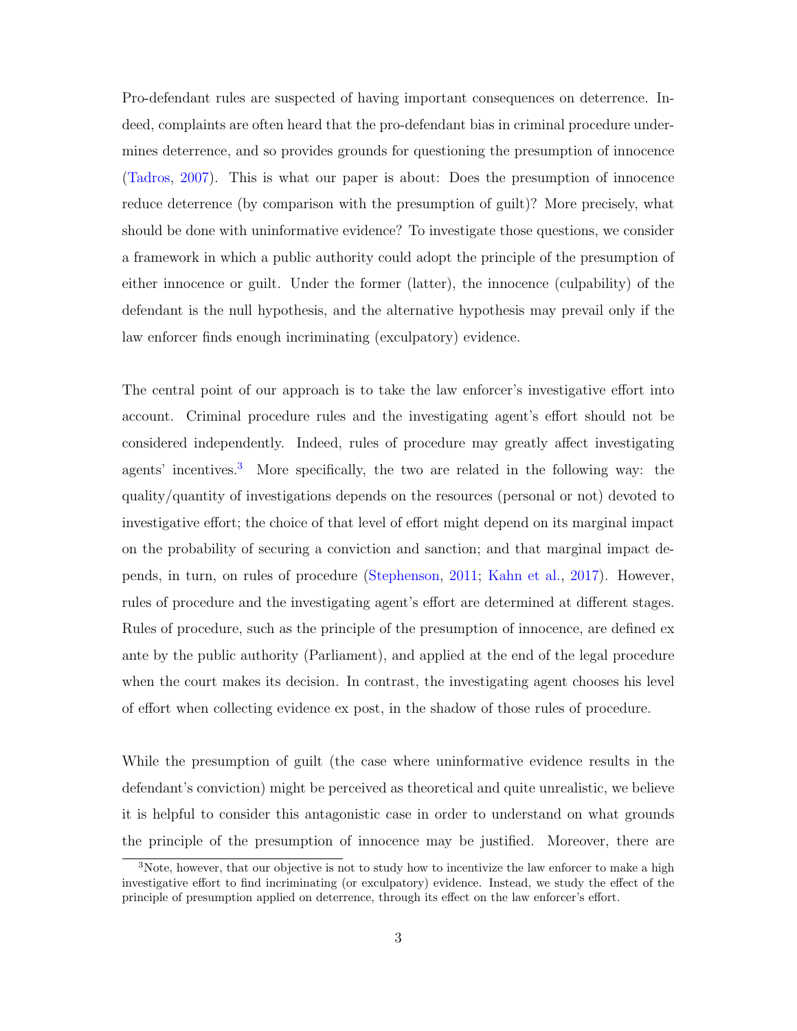Pro-defendant rules are suspected of having important consequences on deterrence. Indeed, complaints are often heard that the pro-defendant bias in criminal procedure undermines deterrence, and so provides grounds for questioning the presumption of innocence (Tadros, 2007). This is what our paper is about: Does the presumption of innocence reduce deterrence (by comparison with the presumption of guilt)? More precisely, what should be done with uninformative evidence? To investigate those questions, we consider a framework in which a public authority could adopt the principle of the presumption of either innocence or guilt. Under the former (latter), the innocence (culpability) of the defendant is the null hypothesis, and the alternative hypothesis may prevail only if the law enforcer finds enough incriminating (exculpatory) evidence.

The central point of our approach is to take the law enforcer's investigative effort into account. Criminal procedure rules and the investigating agent's effort should not be considered independently. Indeed, rules of procedure may greatly affect investigating agents' incentives.[3] More specifically, the two are related in the following way: the quality/quantity of investigations depends on the resources (personal or not) devoted to investigative effort; the choice of that level of effort might depend on its marginal impact on the probability of securing a conviction and sanction; and that marginal impact depends, in turn, on rules of procedure (Stephenson, 2011; Kahn et al., 2017). However, rules of procedure and the investigating agent's effort are determined at different stages. Rules of procedure, such as the principle of the presumption of innocence, are defined ex ante by the public authority (Parliament), and applied at the end of the legal procedure when the court makes its decision. In contrast, the investigating agent chooses his level of effort when collecting evidence ex post, in the shadow of those rules of procedure.

While the presumption of guilt (the case where uninformative evidence results in the defendant's conviction) might be perceived as theoretical and quite unrealistic, we believe it is helpful to consider this antagonistic case in order to understand on what grounds the principle of the presumption of innocence may be justified. Moreover, there are

[3] Note, however, that our objective is not to study how to incentivize the law enforcer to make a high investigative effort to find incriminating (or exculpatory) evidence. Instead, we study the effect of the principle of presumption applied on deterrence, through its effect on the law enforcer's effort.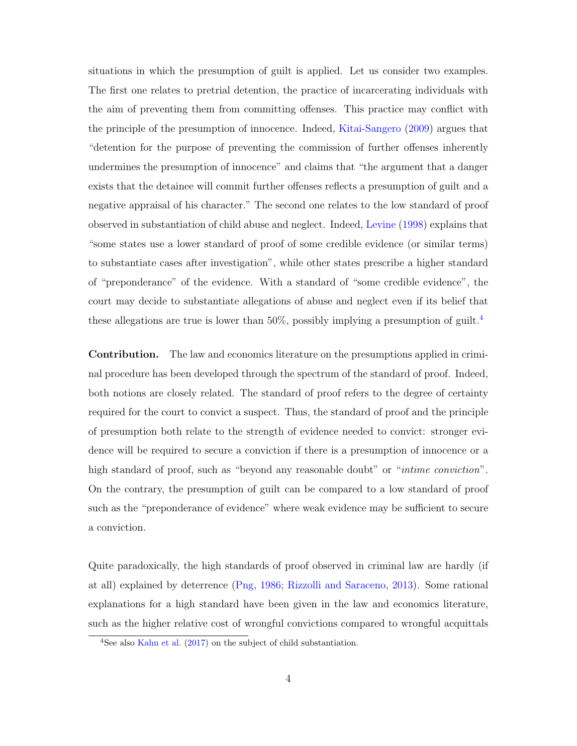situations in which the presumption of guilt is applied. Let us consider two examples. The first one relates to pretrial detention, the practice of incarcerating individuals with the aim of preventing them from committing offenses. This practice may conflict with the principle of the presumption of innocence. Indeed, Kitai-Sangero (2009) argues that "detention for the purpose of preventing the commission of further offenses inherently undermines the presumption of innocence" and claims that "the argument that a danger exists that the detainee will commit further offenses reflects a presumption of guilt and a negative appraisal of his character." The second one relates to the low standard of proof observed in substantiation of child abuse and neglect. Indeed, Levine (1998) explains that "some states use a lower standard of proof of some credible evidence (or similar terms) to substantiate cases after investigation", while other states prescribe a higher standard of "preponderance" of the evidence. With a standard of "some credible evidence", the court may decide to substantiate allegations of abuse and neglect even if its belief that these allegations are true is lower than 50%, possibly implying a presumption of guilt.[4]

**Contribution.** The law and economics literature on the presumptions applied in criminal procedure has been developed through the spectrum of the standard of proof. Indeed, both notions are closely related. The standard of proof refers to the degree of certainty required for the court to convict a suspect. Thus, the standard of proof and the principle of presumption both relate to the strength of evidence needed to convict: stronger evidence will be required to secure a conviction if there is a presumption of innocence or a high standard of proof, such as "beyond any reasonable doubt" or "*intime conviction*". On the contrary, the presumption of guilt can be compared to a low standard of proof such as the "preponderance of evidence" where weak evidence may be sufficient to secure a conviction.

Quite paradoxically, the high standards of proof observed in criminal law are hardly (if at all) explained by deterrence (Png, 1986; Rizzolli and Saraceno, 2013). Some rational explanations for a high standard have been given in the law and economics literature, such as the higher relative cost of wrongful convictions compared to wrongful acquittals

[4] See also Kahn et al. (2017) on the subject of child substantiation.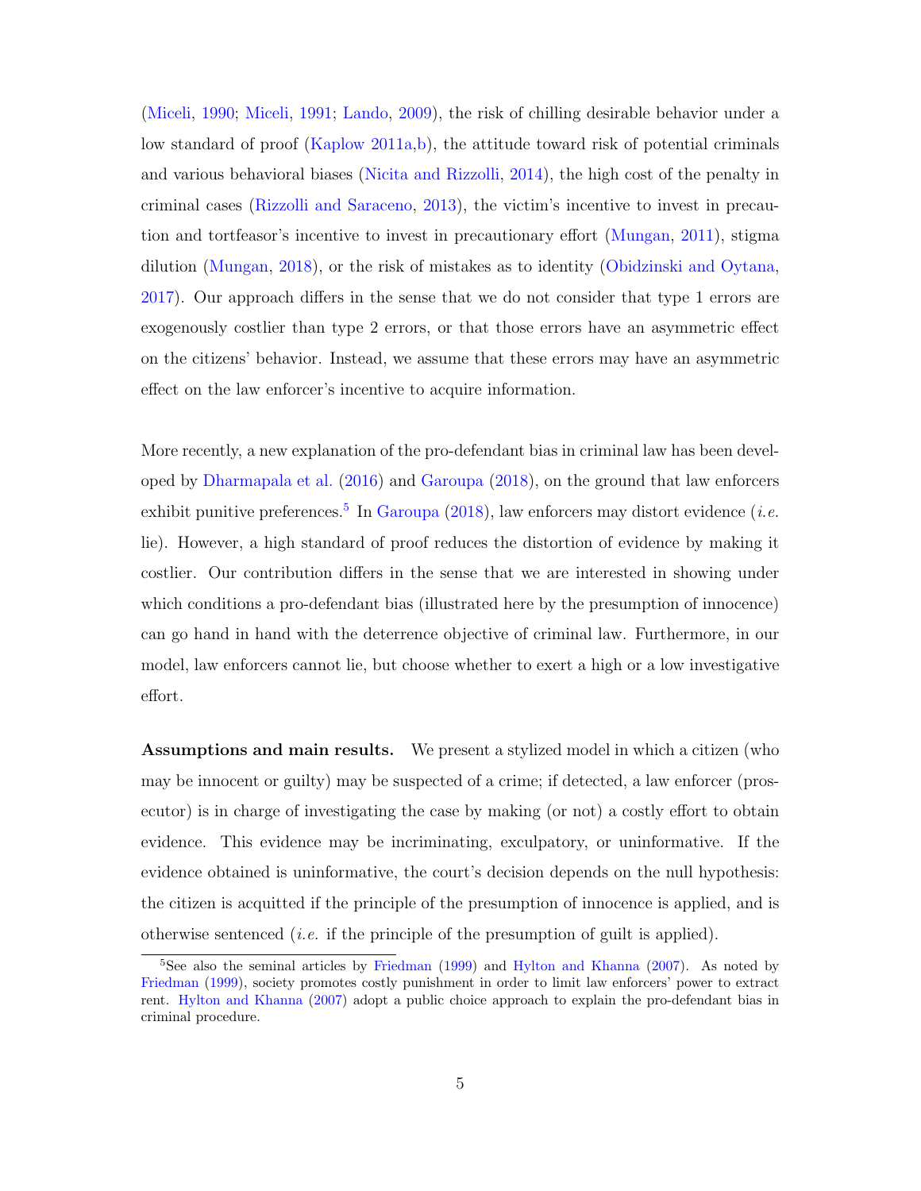(Miceli, 1990; Miceli, 1991; Lando, 2009), the risk of chilling desirable behavior under a low standard of proof (Kaplow 2011a,b), the attitude toward risk of potential criminals and various behavioral biases (Nicita and Rizzolli, 2014), the high cost of the penalty in criminal cases (Rizzolli and Saraceno, 2013), the victim's incentive to invest in precaution and tortfeasor's incentive to invest in precautionary effort (Mungan, 2011), stigma dilution (Mungan, 2018), or the risk of mistakes as to identity (Obidzinski and Oytana, 2017). Our approach differs in the sense that we do not consider that type 1 errors are exogenously costlier than type 2 errors, or that those errors have an asymmetric effect on the citizens' behavior. Instead, we assume that these errors may have an asymmetric effect on the law enforcer's incentive to acquire information.

More recently, a new explanation of the pro-defendant bias in criminal law has been developed by Dharmapala et al. (2016) and Garoupa (2018), on the ground that law enforcers exhibit punitive preferences.[5] In Garoupa (2018), law enforcers may distort evidence (*i.e.* lie). However, a high standard of proof reduces the distortion of evidence by making it costlier. Our contribution differs in the sense that we are interested in showing under which conditions a pro-defendant bias (illustrated here by the presumption of innocence) can go hand in hand with the deterrence objective of criminal law. Furthermore, in our model, law enforcers cannot lie, but choose whether to exert a high or a low investigative effort.

**Assumptions and main results.** We present a stylized model in which a citizen (who may be innocent or guilty) may be suspected of a crime; if detected, a law enforcer (prosecutor) is in charge of investigating the case by making (or not) a costly effort to obtain evidence. This evidence may be incriminating, exculpatory, or uninformative. If the evidence obtained is uninformative, the court's decision depends on the null hypothesis: the citizen is acquitted if the principle of the presumption of innocence is applied, and is otherwise sentenced (*i.e.* if the principle of the presumption of guilt is applied).

[5] See also the seminal articles by Friedman (1999) and Hylton and Khanna (2007). As noted by Friedman (1999), society promotes costly punishment in order to limit law enforcers' power to extract rent. Hylton and Khanna (2007) adopt a public choice approach to explain the pro-defendant bias in criminal procedure.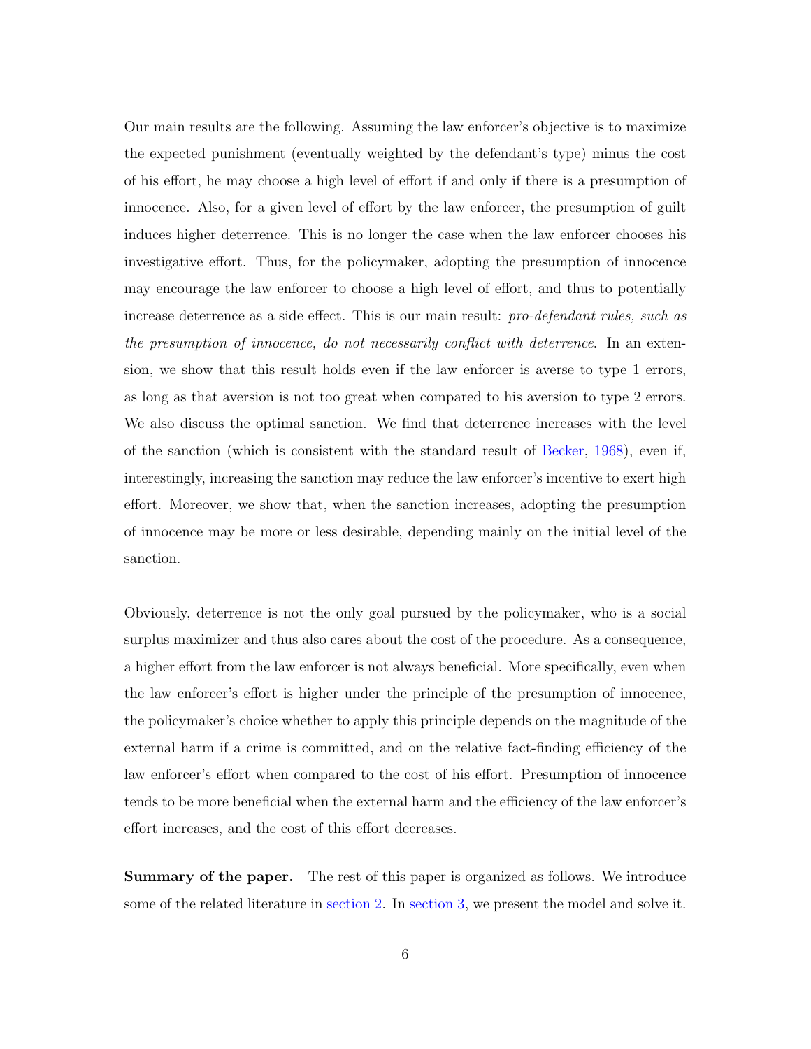Our main results are the following. Assuming the law enforcer's objective is to maximize the expected punishment (eventually weighted by the defendant's type) minus the cost of his effort, he may choose a high level of effort if and only if there is a presumption of innocence. Also, for a given level of effort by the law enforcer, the presumption of guilt induces higher deterrence. This is no longer the case when the law enforcer chooses his investigative effort. Thus, for the policymaker, adopting the presumption of innocence may encourage the law enforcer to choose a high level of effort, and thus to potentially increase deterrence as a side effect. This is our main result: *pro-defendant rules, such as the presumption of innocence, do not necessarily conflict with deterrence*. In an extension, we show that this result holds even if the law enforcer is averse to type 1 errors, as long as that aversion is not too great when compared to his aversion to type 2 errors. We also discuss the optimal sanction. We find that deterrence increases with the level of the sanction (which is consistent with the standard result of Becker, 1968), even if, interestingly, increasing the sanction may reduce the law enforcer's incentive to exert high effort. Moreover, we show that, when the sanction increases, adopting the presumption of innocence may be more or less desirable, depending mainly on the initial level of the sanction.

Obviously, deterrence is not the only goal pursued by the policymaker, who is a social surplus maximizer and thus also cares about the cost of the procedure. As a consequence, a higher effort from the law enforcer is not always beneficial. More specifically, even when the law enforcer's effort is higher under the principle of the presumption of innocence, the policymaker's choice whether to apply this principle depends on the magnitude of the external harm if a crime is committed, and on the relative fact-finding efficiency of the law enforcer's effort when compared to the cost of his effort. Presumption of innocence tends to be more beneficial when the external harm and the efficiency of the law enforcer's effort increases, and the cost of this effort decreases.

**Summary of the paper.** The rest of this paper is organized as follows. We introduce some of the related literature in section 2. In section 3, we present the model and solve it.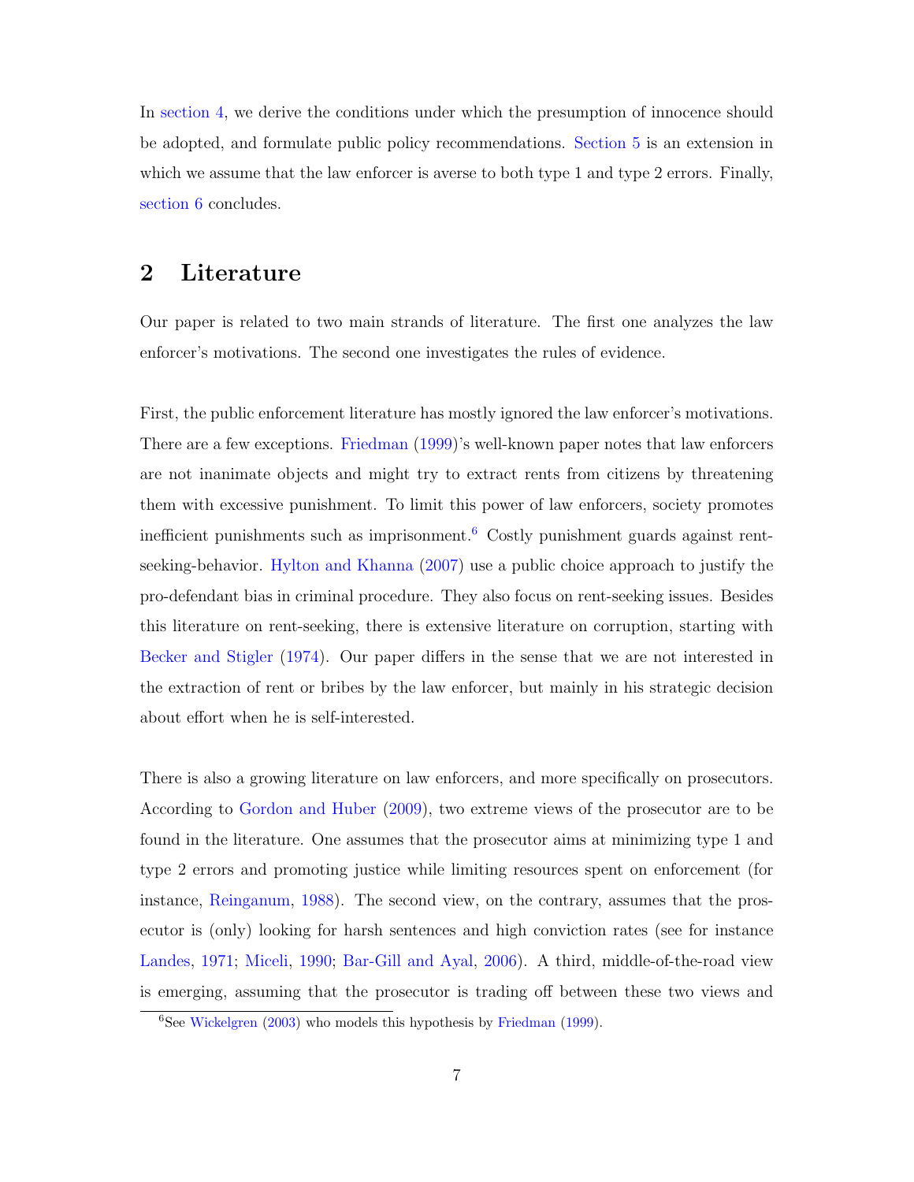In section 4, we derive the conditions under which the presumption of innocence should be adopted, and formulate public policy recommendations. Section 5 is an extension in which we assume that the law enforcer is averse to both type 1 and type 2 errors. Finally, section 6 concludes.

## 2 Literature

Our paper is related to two main strands of literature. The first one analyzes the law enforcer's motivations. The second one investigates the rules of evidence.

First, the public enforcement literature has mostly ignored the law enforcer's motivations. There are a few exceptions. Friedman (1999)'s well-known paper notes that law enforcers are not inanimate objects and might try to extract rents from citizens by threatening them with excessive punishment. To limit this power of law enforcers, society promotes inefficient punishments such as imprisonment.[6] Costly punishment guards against rent-seeking-behavior. Hylton and Khanna (2007) use a public choice approach to justify the pro-defendant bias in criminal procedure. They also focus on rent-seeking issues. Besides this literature on rent-seeking, there is extensive literature on corruption, starting with Becker and Stigler (1974). Our paper differs in the sense that we are not interested in the extraction of rent or bribes by the law enforcer, but mainly in his strategic decision about effort when he is self-interested.

There is also a growing literature on law enforcers, and more specifically on prosecutors. According to Gordon and Huber (2009), two extreme views of the prosecutor are to be found in the literature. One assumes that the prosecutor aims at minimizing type 1 and type 2 errors and promoting justice while limiting resources spent on enforcement (for instance, Reinganum, 1988). The second view, on the contrary, assumes that the prosecutor is (only) looking for harsh sentences and high conviction rates (see for instance Landes, 1971; Miceli, 1990; Bar-Gill and Ayal, 2006). A third, middle-of-the-road view is emerging, assuming that the prosecutor is trading off between these two views and

[6] See Wickelgren (2003) who models this hypothesis by Friedman (1999).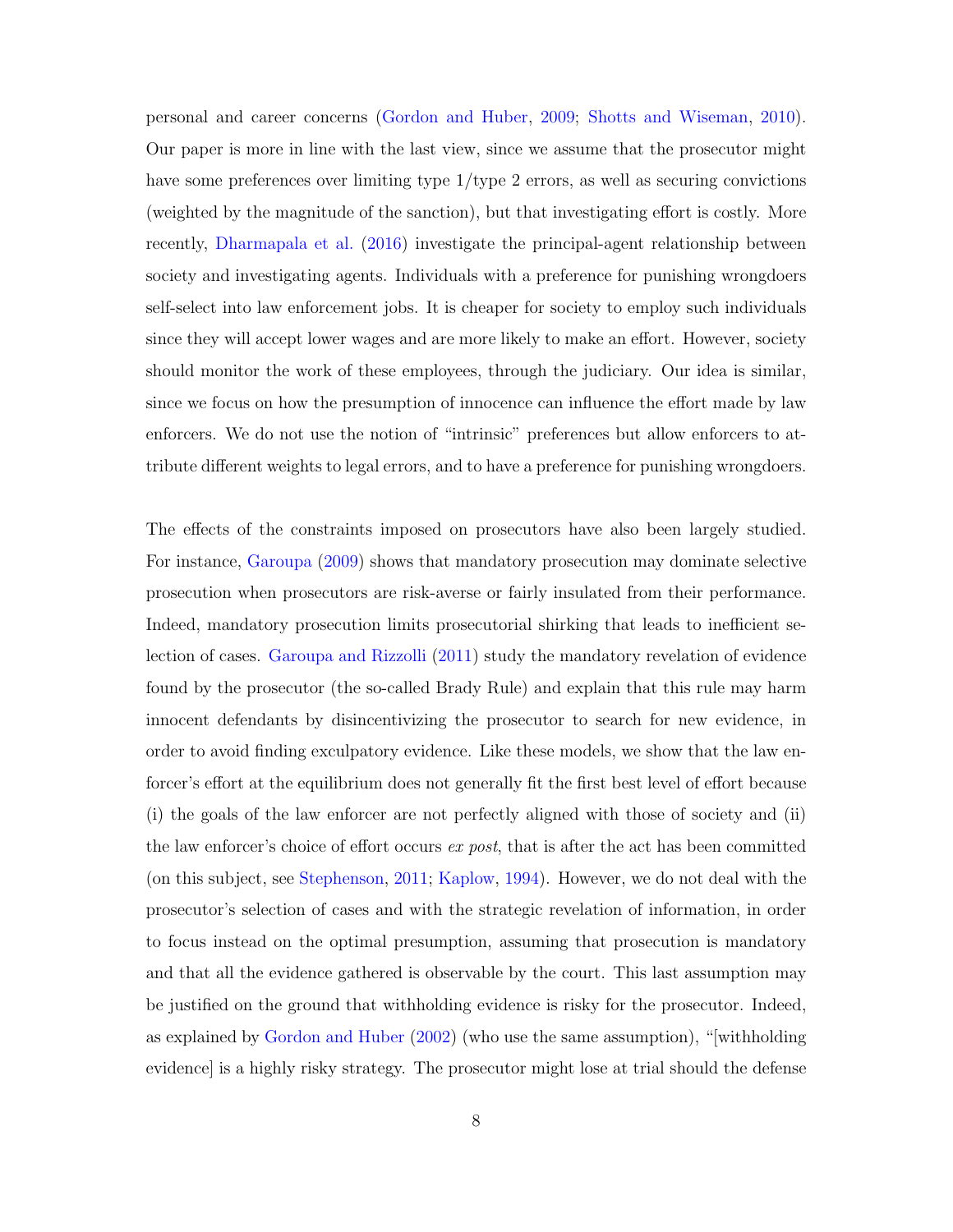personal and career concerns (Gordon and Huber, 2009; Shotts and Wiseman, 2010). Our paper is more in line with the last view, since we assume that the prosecutor might have some preferences over limiting type 1/type 2 errors, as well as securing convictions (weighted by the magnitude of the sanction), but that investigating effort is costly. More recently, Dharmapala et al. (2016) investigate the principal-agent relationship between society and investigating agents. Individuals with a preference for punishing wrongdoers self-select into law enforcement jobs. It is cheaper for society to employ such individuals since they will accept lower wages and are more likely to make an effort. However, society should monitor the work of these employees, through the judiciary. Our idea is similar, since we focus on how the presumption of innocence can influence the effort made by law enforcers. We do not use the notion of "intrinsic" preferences but allow enforcers to attribute different weights to legal errors, and to have a preference for punishing wrongdoers.

The effects of the constraints imposed on prosecutors have also been largely studied. For instance, Garoupa (2009) shows that mandatory prosecution may dominate selective prosecution when prosecutors are risk-averse or fairly insulated from their performance. Indeed, mandatory prosecution limits prosecutorial shirking that leads to inefficient selection of cases. Garoupa and Rizzolli (2011) study the mandatory revelation of evidence found by the prosecutor (the so-called Brady Rule) and explain that this rule may harm innocent defendants by disincentivizing the prosecutor to search for new evidence, in order to avoid finding exculpatory evidence. Like these models, we show that the law enforcer's effort at the equilibrium does not generally fit the first best level of effort because (i) the goals of the law enforcer are not perfectly aligned with those of society and (ii) the law enforcer's choice of effort occurs *ex post*, that is after the act has been committed (on this subject, see Stephenson, 2011; Kaplow, 1994). However, we do not deal with the prosecutor's selection of cases and with the strategic revelation of information, in order to focus instead on the optimal presumption, assuming that prosecution is mandatory and that all the evidence gathered is observable by the court. This last assumption may be justified on the ground that withholding evidence is risky for the prosecutor. Indeed, as explained by Gordon and Huber (2002) (who use the same assumption), "[withholding evidence] is a highly risky strategy. The prosecutor might lose at trial should the defense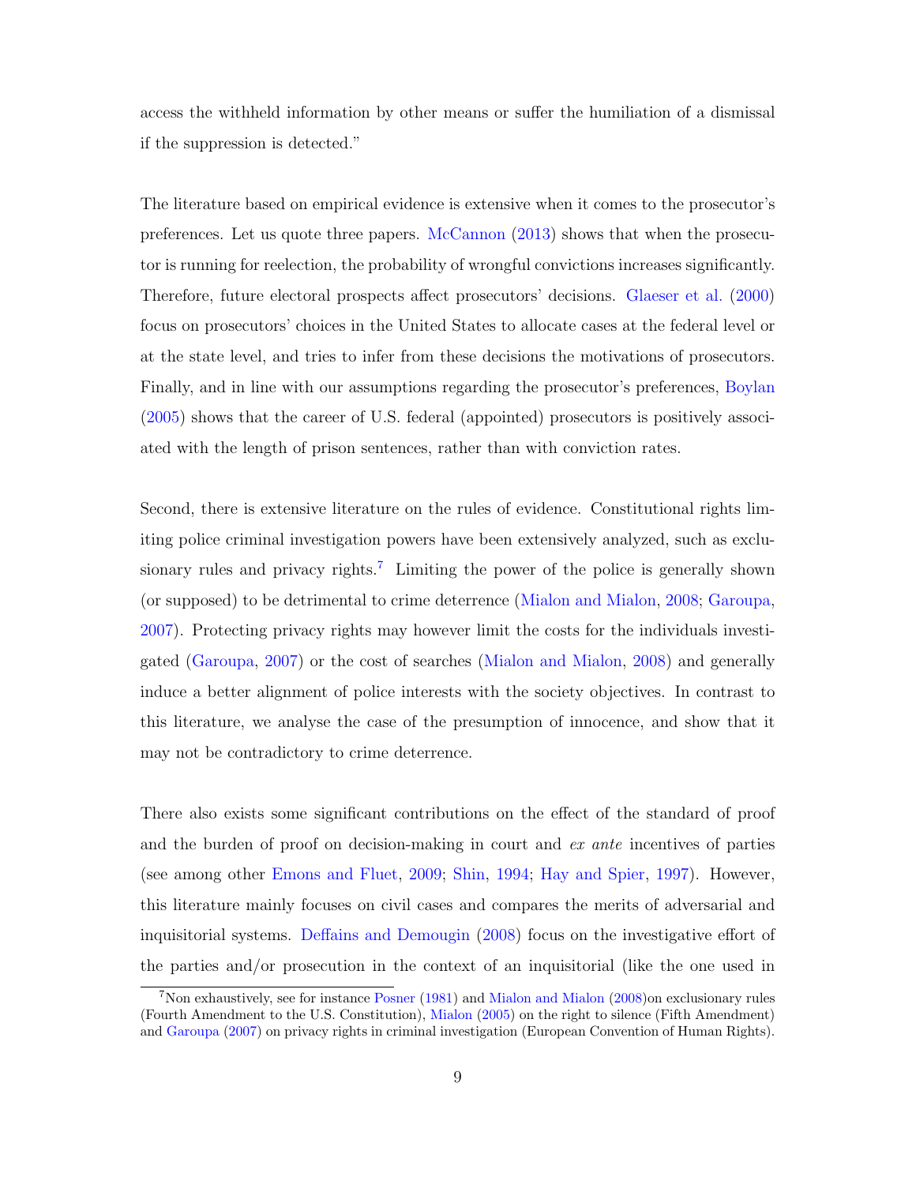access the withheld information by other means or suffer the humiliation of a dismissal if the suppression is detected."

The literature based on empirical evidence is extensive when it comes to the prosecutor's preferences. Let us quote three papers. McCannon (2013) shows that when the prosecutor is running for reelection, the probability of wrongful convictions increases significantly. Therefore, future electoral prospects affect prosecutors' decisions. Glaeser et al. (2000) focus on prosecutors' choices in the United States to allocate cases at the federal level or at the state level, and tries to infer from these decisions the motivations of prosecutors. Finally, and in line with our assumptions regarding the prosecutor's preferences, Boylan (2005) shows that the career of U.S. federal (appointed) prosecutors is positively associated with the length of prison sentences, rather than with conviction rates.

Second, there is extensive literature on the rules of evidence. Constitutional rights limiting police criminal investigation powers have been extensively analyzed, such as exclusionary rules and privacy rights.[7] Limiting the power of the police is generally shown (or supposed) to be detrimental to crime deterrence (Mialon and Mialon, 2008; Garoupa, 2007). Protecting privacy rights may however limit the costs for the individuals investigated (Garoupa, 2007) or the cost of searches (Mialon and Mialon, 2008) and generally induce a better alignment of police interests with the society objectives. In contrast to this literature, we analyse the case of the presumption of innocence, and show that it may not be contradictory to crime deterrence.

There also exists some significant contributions on the effect of the standard of proof and the burden of proof on decision-making in court and *ex ante* incentives of parties (see among other Emons and Fluet, 2009; Shin, 1994; Hay and Spier, 1997). However, this literature mainly focuses on civil cases and compares the merits of adversarial and inquisitorial systems. Deffains and Demougin (2008) focus on the investigative effort of the parties and/or prosecution in the context of an inquisitorial (like the one used in

[7] Non exhaustively, see for instance Posner (1981) and Mialon and Mialon (2008)on exclusionary rules (Fourth Amendment to the U.S. Constitution), Mialon (2005) on the right to silence (Fifth Amendment) and Garoupa (2007) on privacy rights in criminal investigation (European Convention of Human Rights).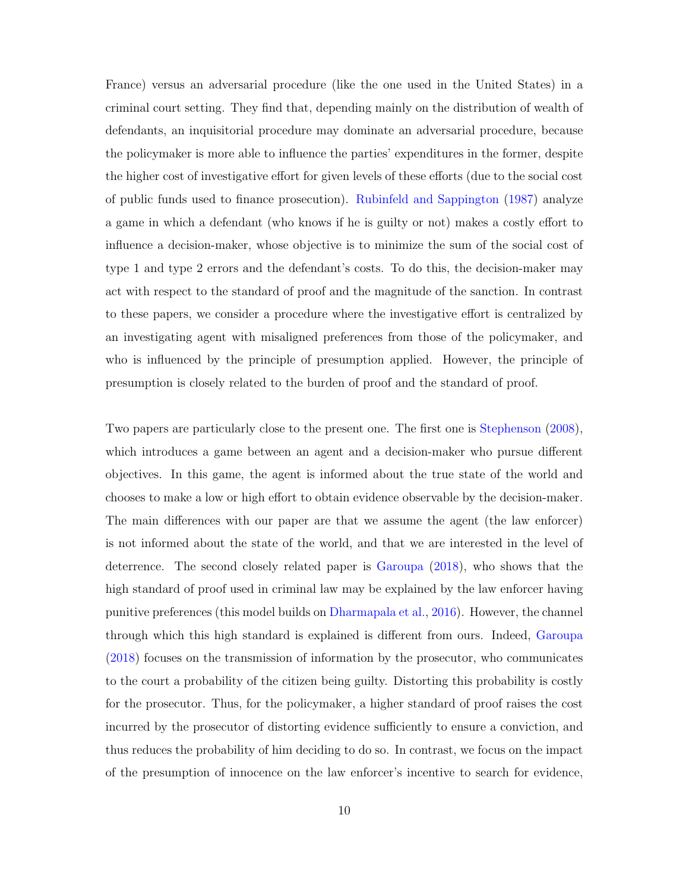France) versus an adversarial procedure (like the one used in the United States) in a criminal court setting. They find that, depending mainly on the distribution of wealth of defendants, an inquisitorial procedure may dominate an adversarial procedure, because the policymaker is more able to influence the parties' expenditures in the former, despite the higher cost of investigative effort for given levels of these efforts (due to the social cost of public funds used to finance prosecution). Rubinfeld and Sappington (1987) analyze a game in which a defendant (who knows if he is guilty or not) makes a costly effort to influence a decision-maker, whose objective is to minimize the sum of the social cost of type 1 and type 2 errors and the defendant's costs. To do this, the decision-maker may act with respect to the standard of proof and the magnitude of the sanction. In contrast to these papers, we consider a procedure where the investigative effort is centralized by an investigating agent with misaligned preferences from those of the policymaker, and who is influenced by the principle of presumption applied. However, the principle of presumption is closely related to the burden of proof and the standard of proof.

Two papers are particularly close to the present one. The first one is Stephenson (2008), which introduces a game between an agent and a decision-maker who pursue different objectives. In this game, the agent is informed about the true state of the world and chooses to make a low or high effort to obtain evidence observable by the decision-maker. The main differences with our paper are that we assume the agent (the law enforcer) is not informed about the state of the world, and that we are interested in the level of deterrence. The second closely related paper is Garoupa (2018), who shows that the high standard of proof used in criminal law may be explained by the law enforcer having punitive preferences (this model builds on Dharmapala et al., 2016). However, the channel through which this high standard is explained is different from ours. Indeed, Garoupa (2018) focuses on the transmission of information by the prosecutor, who communicates to the court a probability of the citizen being guilty. Distorting this probability is costly for the prosecutor. Thus, for the policymaker, a higher standard of proof raises the cost incurred by the prosecutor of distorting evidence sufficiently to ensure a conviction, and thus reduces the probability of him deciding to do so. In contrast, we focus on the impact of the presumption of innocence on the law enforcer's incentive to search for evidence,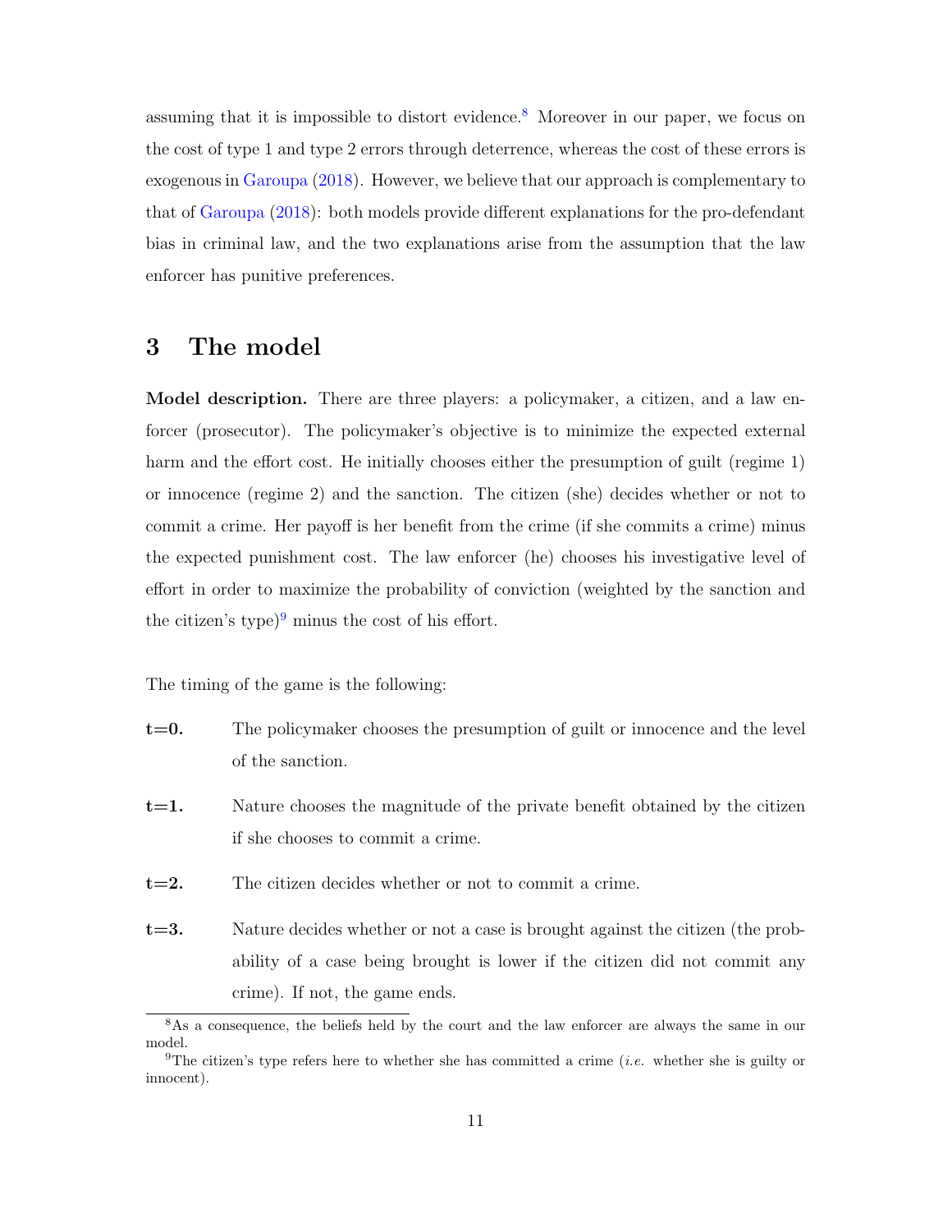assuming that it is impossible to distort evidence.[8] Moreover in our paper, we focus on the cost of type 1 and type 2 errors through deterrence, whereas the cost of these errors is exogenous in Garoupa (2018). However, we believe that our approach is complementary to that of Garoupa (2018): both models provide different explanations for the pro-defendant bias in criminal law, and the two explanations arise from the assumption that the law enforcer has punitive preferences.

# 3 The model

**Model description.** There are three players: a policymaker, a citizen, and a law enforcer (prosecutor). The policymaker's objective is to minimize the expected external harm and the effort cost. He initially chooses either the presumption of guilt (regime 1) or innocence (regime 2) and the sanction. The citizen (she) decides whether or not to commit a crime. Her payoff is her benefit from the crime (if she commits a crime) minus the expected punishment cost. The law enforcer (he) chooses his investigative level of effort in order to maximize the probability of conviction (weighted by the sanction and the citizen's type)[9] minus the cost of his effort.

The timing of the game is the following:

- **t=0.** The policymaker chooses the presumption of guilt or innocence and the level of the sanction.
- **t=1.** Nature chooses the magnitude of the private benefit obtained by the citizen if she chooses to commit a crime.
- **t=2.** The citizen decides whether or not to commit a crime.
- **t=3.** Nature decides whether or not a case is brought against the citizen (the probability of a case being brought is lower if the citizen did not commit any crime). If not, the game ends.

[8] As a consequence, the beliefs held by the court and the law enforcer are always the same in our model.

[9] The citizen's type refers here to whether she has committed a crime (*i.e.* whether she is guilty or innocent).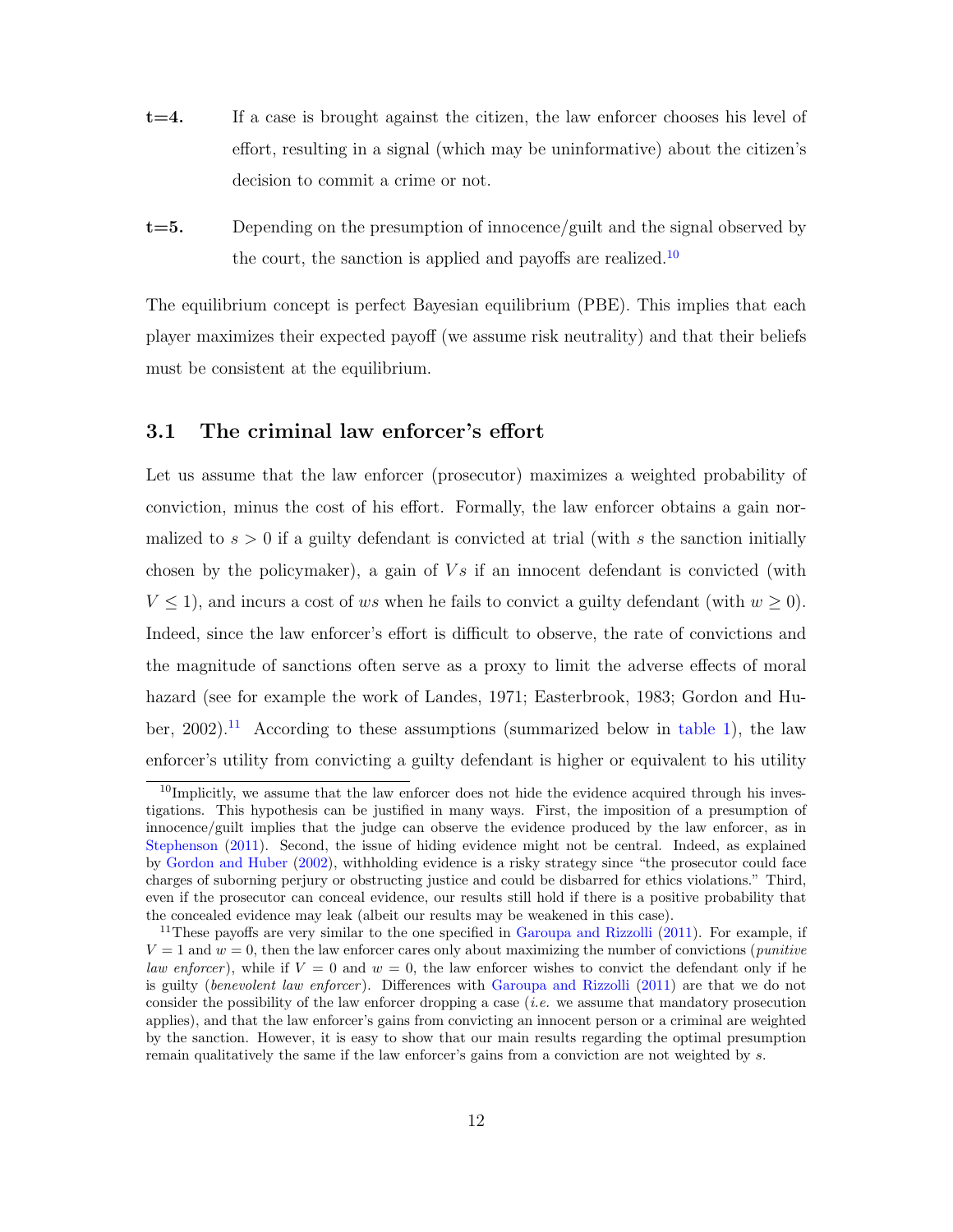**t=4.** If a case is brought against the citizen, the law enforcer chooses his level of effort, resulting in a signal (which may be uninformative) about the citizen's decision to commit a crime or not.

**t=5.** Depending on the presumption of innocence/guilt and the signal observed by the court, the sanction is applied and payoffs are realized.[10]

The equilibrium concept is perfect Bayesian equilibrium (PBE). This implies that each player maximizes their expected payoff (we assume risk neutrality) and that their beliefs must be consistent at the equilibrium.

## 3.1 The criminal law enforcer's effort

Let us assume that the law enforcer (prosecutor) maximizes a weighted probability of conviction, minus the cost of his effort. Formally, the law enforcer obtains a gain normalized to $s > 0$ if a guilty defendant is convicted at trial (with $s$ the sanction initially chosen by the policymaker), a gain of $Vs$ if an innocent defendant is convicted (with $V \leq 1$), and incurs a cost of $ws$ when he fails to convict a guilty defendant (with $w \geq 0$). Indeed, since the law enforcer's effort is difficult to observe, the rate of convictions and the magnitude of sanctions often serve as a proxy to limit the adverse effects of moral hazard (see for example the work of Landes, 1971; Easterbrook, 1983; Gordon and Huber, 2002).[11] According to these assumptions (summarized below in table 1), the law enforcer's utility from convicting a guilty defendant is higher or equivalent to his utility

[10] Implicitly, we assume that the law enforcer does not hide the evidence acquired through his investigations. This hypothesis can be justified in many ways. First, the imposition of a presumption of innocence/guilt implies that the judge can observe the evidence produced by the law enforcer, as in Stephenson (2011). Second, the issue of hiding evidence might not be central. Indeed, as explained by Gordon and Huber (2002), withholding evidence is a risky strategy since "the prosecutor could face charges of suborning perjury or obstructing justice and could be disbarred for ethics violations." Third, even if the prosecutor can conceal evidence, our results still hold if there is a positive probability that the concealed evidence may leak (albeit our results may be weakened in this case).

[11] These payoffs are very similar to the one specified in Garoupa and Rizzolli (2011). For example, if $V = 1$ and $w = 0$, then the law enforcer cares only about maximizing the number of convictions (*punitive law enforcer*), while if $V = 0$ and $w = 0$, the law enforcer wishes to convict the defendant only if he is guilty (*benevolent law enforcer*). Differences with Garoupa and Rizzolli (2011) are that we do not consider the possibility of the law enforcer dropping a case (*i.e.* we assume that mandatory prosecution applies), and that the law enforcer's gains from convicting an innocent person or a criminal are weighted by the sanction. However, it is easy to show that our main results regarding the optimal presumption remain qualitatively the same if the law enforcer's gains from a conviction are not weighted by $s$.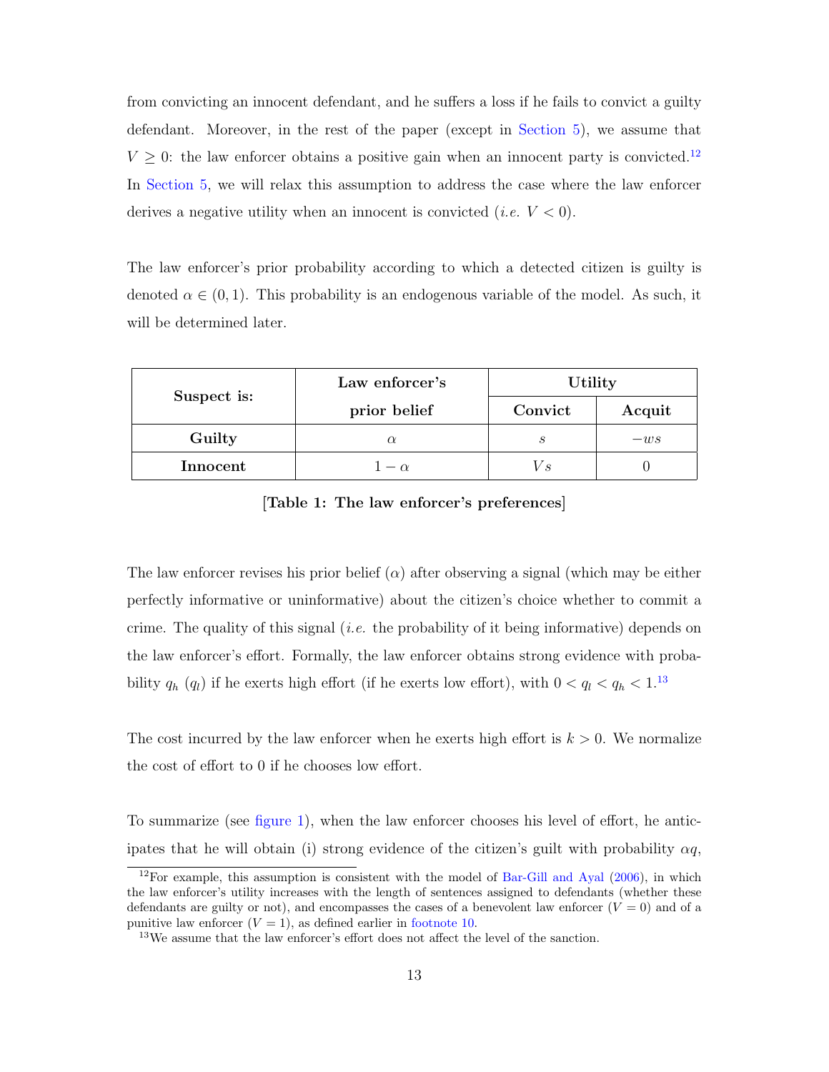from convicting an innocent defendant, and he suffers a loss if he fails to convict a guilty defendant. Moreover, in the rest of the paper (except in Section 5), we assume that $V \geq 0$: the law enforcer obtains a positive gain when an innocent party is convicted.[12] In Section 5, we will relax this assumption to address the case where the law enforcer derives a negative utility when an innocent is convicted (*i.e.* $V < 0$).

The law enforcer's prior probability according to which a detected citizen is guilty is denoted $\alpha \in (0, 1)$. This probability is an endogenous variable of the model. As such, it will be determined later.

| **Suspect is:** | **Law enforcer's prior belief** | **Utility** | |
|---|---|---|---|
| | | **Convict** | **Acquit** |
| **Guilty** | $\alpha$ | $s$ | $-ws$ |
| **Innocent** | $1 - \alpha$ | $Vs$ | $0$ |

**[Table 1: The law enforcer's preferences]**

The law enforcer revises his prior belief ($\alpha$) after observing a signal (which may be either perfectly informative or uninformative) about the citizen's choice whether to commit a crime. The quality of this signal (*i.e.* the probability of it being informative) depends on the law enforcer's effort. Formally, the law enforcer obtains strong evidence with probability $q_h$ ($q_l$) if he exerts high effort (if he exerts low effort), with $0 < q_l < q_h < 1$.[13]

The cost incurred by the law enforcer when he exerts high effort is $k > 0$. We normalize the cost of effort to 0 if he chooses low effort.

To summarize (see figure 1), when the law enforcer chooses his level of effort, he anticipates that he will obtain (i) strong evidence of the citizen's guilt with probability $\alpha q$,

[12] For example, this assumption is consistent with the model of Bar-Gill and Ayal (2006), in which the law enforcer's utility increases with the length of sentences assigned to defendants (whether these defendants are guilty or not), and encompasses the cases of a benevolent law enforcer ($V = 0$) and of a punitive law enforcer ($V = 1$), as defined earlier in footnote 10.

[13] We assume that the law enforcer's effort does not affect the level of the sanction.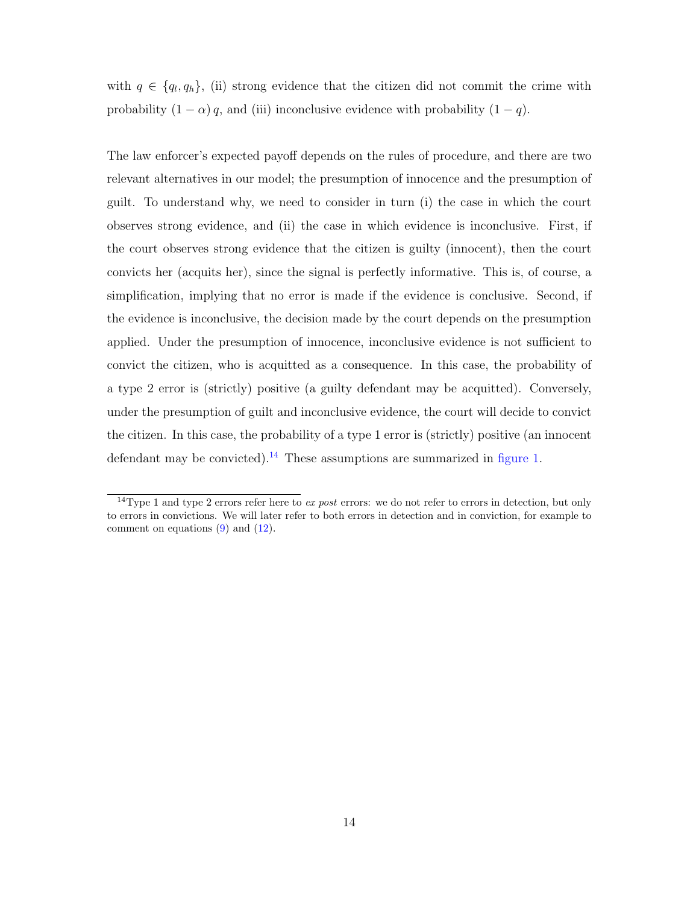with $q \in \{q_l, q_h\}$, (ii) strong evidence that the citizen did not commit the crime with probability $(1-\alpha)\, q$, and (iii) inconclusive evidence with probability $(1-q)$.

The law enforcer's expected payoff depends on the rules of procedure, and there are two relevant alternatives in our model; the presumption of innocence and the presumption of guilt. To understand why, we need to consider in turn (i) the case in which the court observes strong evidence, and (ii) the case in which evidence is inconclusive. First, if the court observes strong evidence that the citizen is guilty (innocent), then the court convicts her (acquits her), since the signal is perfectly informative. This is, of course, a simplification, implying that no error is made if the evidence is conclusive. Second, if the evidence is inconclusive, the decision made by the court depends on the presumption applied. Under the presumption of innocence, inconclusive evidence is not sufficient to convict the citizen, who is acquitted as a consequence. In this case, the probability of a type 2 error is (strictly) positive (a guilty defendant may be acquitted). Conversely, under the presumption of guilt and inconclusive evidence, the court will decide to convict the citizen. In this case, the probability of a type 1 error is (strictly) positive (an innocent defendant may be convicted).[14] These assumptions are summarized in figure 1.

[14] Type 1 and type 2 errors refer here to *ex post* errors: we do not refer to errors in detection, but only to errors in convictions. We will later refer to both errors in detection and in conviction, for example to comment on equations (9) and (12).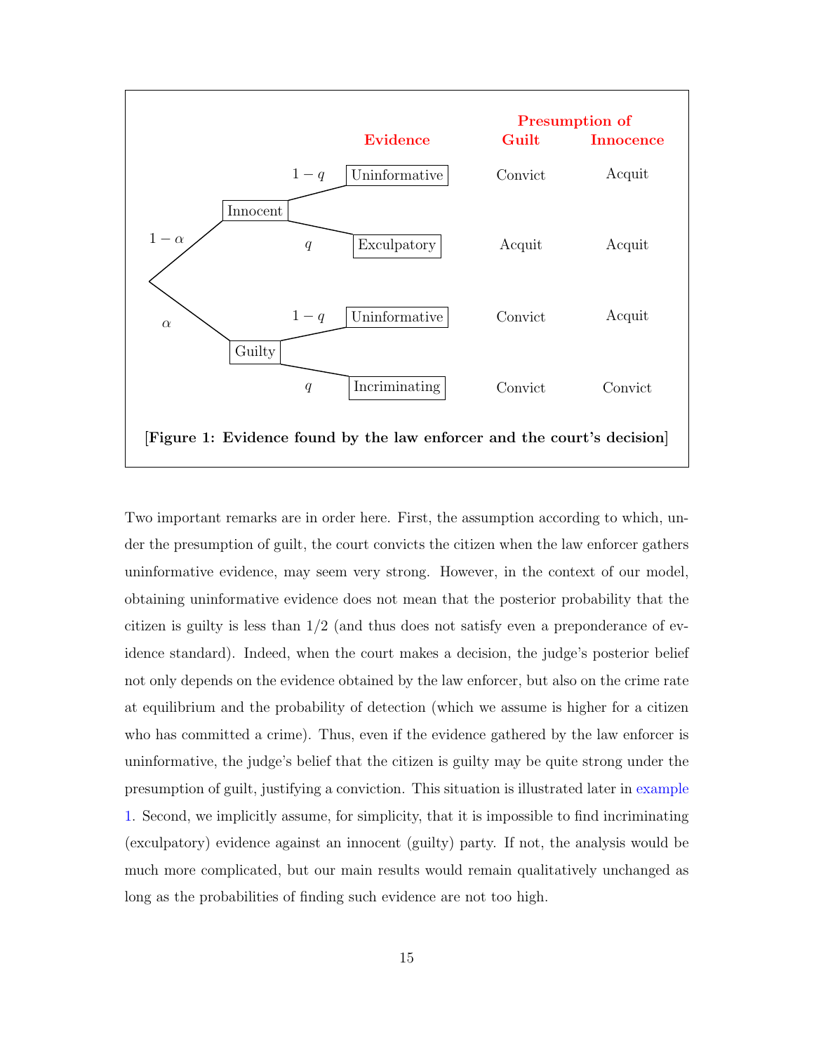| | | Evidence | Presumption of Guilt | Presumption of Innocence |
|---|---|---|---|---|
| $1-\alpha$: Innocent | $1-q$ | Uninformative | Convict | Acquit |
| | $q$ | Exculpatory | Acquit | Acquit |
| $\alpha$: Guilty | $1-q$ | Uninformative | Convict | Acquit |
| | $q$ | Incriminating | Convict | Convict |

**[Figure 1: Evidence found by the law enforcer and the court's decision]**

Two important remarks are in order here. First, the assumption according to which, under the presumption of guilt, the court convicts the citizen when the law enforcer gathers uninformative evidence, may seem very strong. However, in the context of our model, obtaining uninformative evidence does not mean that the posterior probability that the citizen is guilty is less than $1/2$ (and thus does not satisfy even a preponderance of evidence standard). Indeed, when the court makes a decision, the judge's posterior belief not only depends on the evidence obtained by the law enforcer, but also on the crime rate at equilibrium and the probability of detection (which we assume is higher for a citizen who has committed a crime). Thus, even if the evidence gathered by the law enforcer is uninformative, the judge's belief that the citizen is guilty may be quite strong under the presumption of guilt, justifying a conviction. This situation is illustrated later in example 1. Second, we implicitly assume, for simplicity, that it is impossible to find incriminating (exculpatory) evidence against an innocent (guilty) party. If not, the analysis would be much more complicated, but our main results would remain qualitatively unchanged as long as the probabilities of finding such evidence are not too high.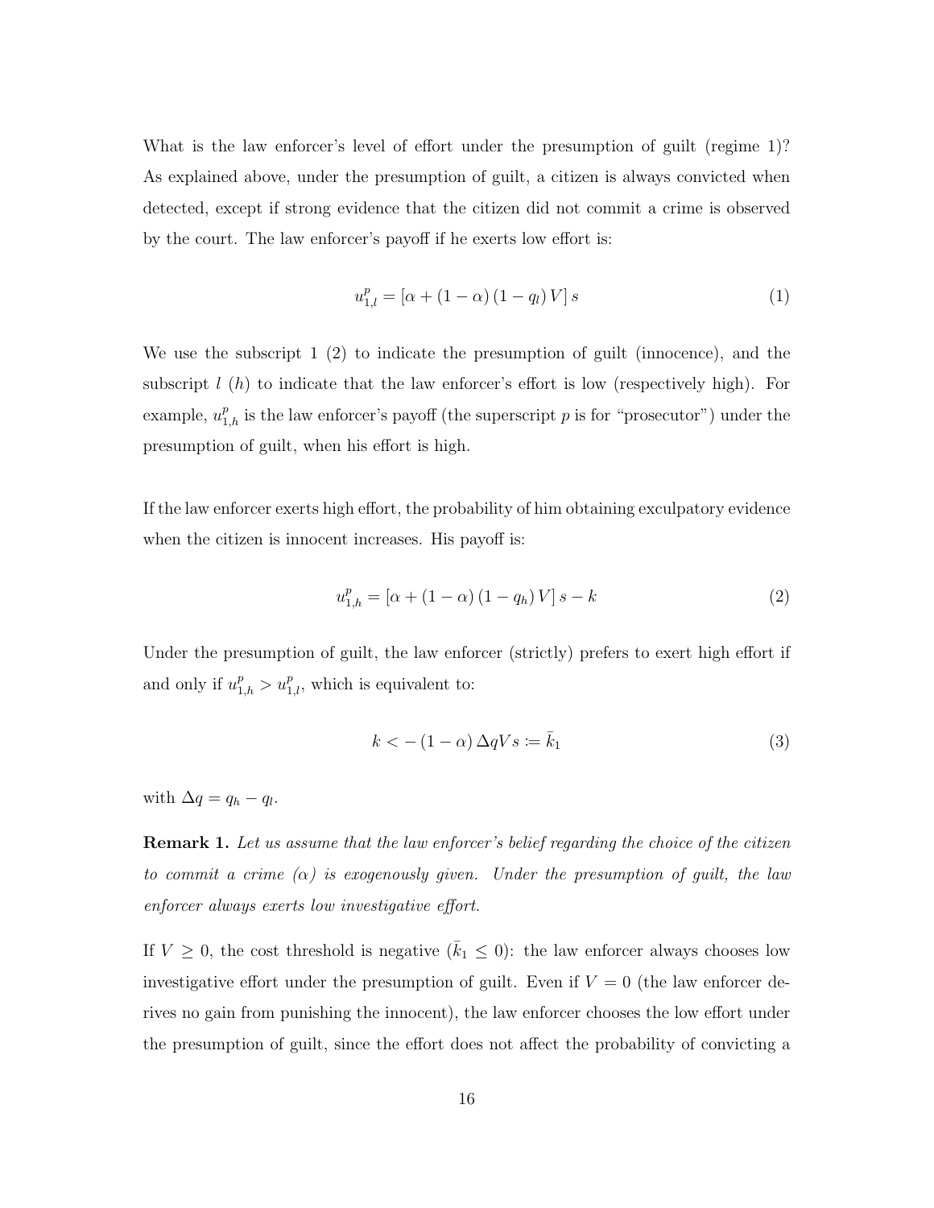What is the law enforcer's level of effort under the presumption of guilt (regime 1)? As explained above, under the presumption of guilt, a citizen is always convicted when detected, except if strong evidence that the citizen did not commit a crime is observed by the court. The law enforcer's payoff if he exerts low effort is:

$$u^p_{1,l} = [\alpha + (1-\alpha)(1-q_l)V]\, s \tag{1}$$

We use the subscript 1 (2) to indicate the presumption of guilt (innocence), and the subscript $l$ ($h$) to indicate that the law enforcer's effort is low (respectively high). For example, $u^p_{1,h}$ is the law enforcer's payoff (the superscript $p$ is for "prosecutor") under the presumption of guilt, when his effort is high.

If the law enforcer exerts high effort, the probability of him obtaining exculpatory evidence when the citizen is innocent increases. His payoff is:

$$u^p_{1,h} = [\alpha + (1-\alpha)(1-q_h)V]\, s - k \tag{2}$$

Under the presumption of guilt, the law enforcer (strictly) prefers to exert high effort if and only if $u^p_{1,h} > u^p_{1,l}$, which is equivalent to:

$$k < -(1-\alpha)\,\Delta q V s := \bar{k}_1 \tag{3}$$

with $\Delta q = q_h - q_l$.

**Remark 1.** *Let us assume that the law enforcer's belief regarding the choice of the citizen to commit a crime ($\alpha$) is exogenously given. Under the presumption of guilt, the law enforcer always exerts low investigative effort.*

If $V \geq 0$, the cost threshold is negative ($\bar{k}_1 \leq 0$): the law enforcer always chooses low investigative effort under the presumption of guilt. Even if $V = 0$ (the law enforcer derives no gain from punishing the innocent), the law enforcer chooses the low effort under the presumption of guilt, since the effort does not affect the probability of convicting a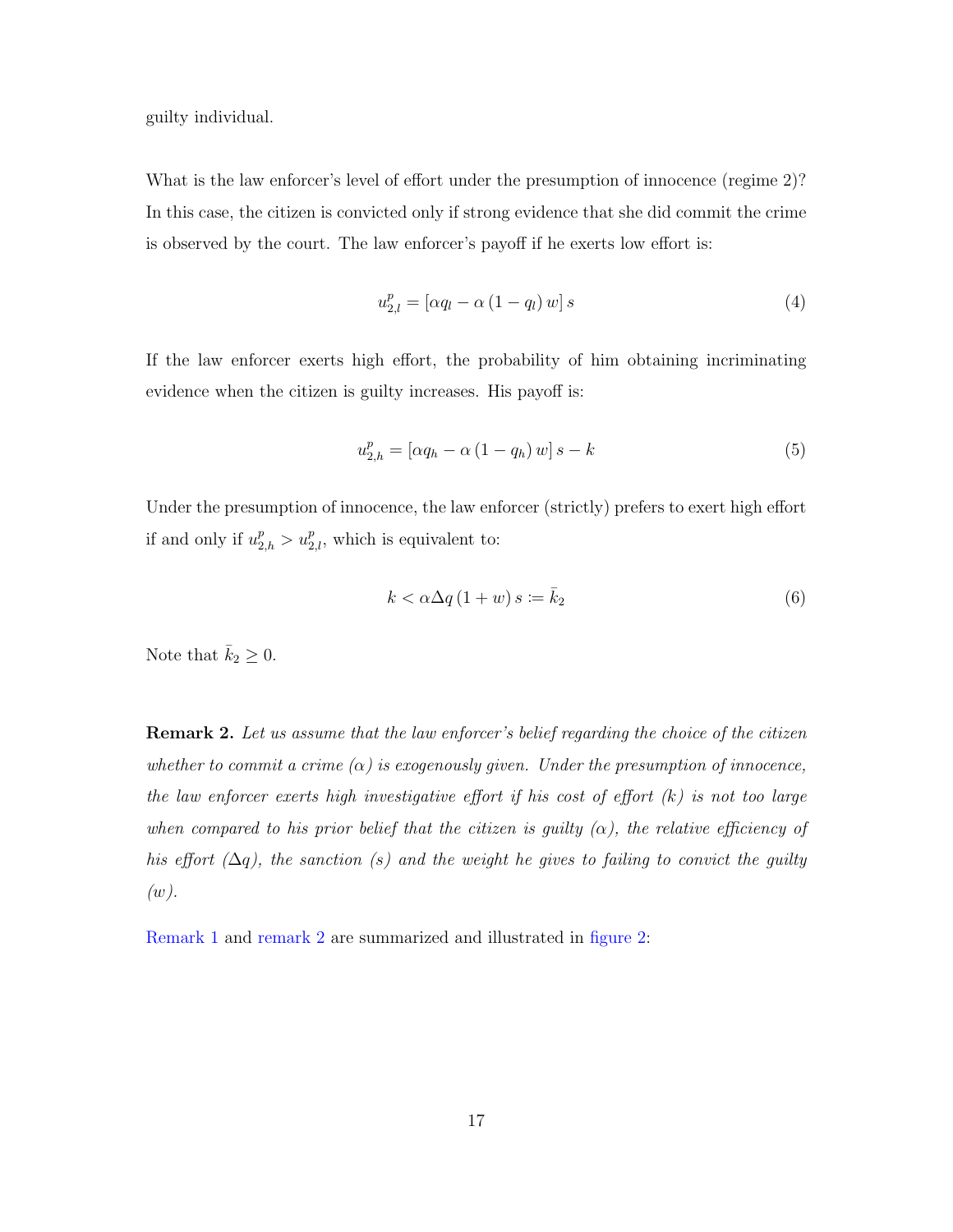guilty individual.

What is the law enforcer's level of effort under the presumption of innocence (regime 2)? In this case, the citizen is convicted only if strong evidence that she did commit the crime is observed by the court. The law enforcer's payoff if he exerts low effort is:

$$u^p_{2,l} = \left[\alpha q_l - \alpha \left(1 - q_l\right) w\right] s \tag{4}$$

If the law enforcer exerts high effort, the probability of him obtaining incriminating evidence when the citizen is guilty increases. His payoff is:

$$u^p_{2,h} = \left[\alpha q_h - \alpha \left(1 - q_h\right) w\right] s - k \tag{5}$$

Under the presumption of innocence, the law enforcer (strictly) prefers to exert high effort if and only if $u^p_{2,h} > u^p_{2,l}$, which is equivalent to:

$$k < \alpha \Delta q \left(1 + w\right) s \coloneqq \bar{k}_2 \tag{6}$$

Note that $\bar{k}_2 \geq 0$.

**Remark 2.** *Let us assume that the law enforcer's belief regarding the choice of the citizen whether to commit a crime ($\alpha$) is exogenously given. Under the presumption of innocence, the law enforcer exerts high investigative effort if his cost of effort ($k$) is not too large when compared to his prior belief that the citizen is guilty ($\alpha$), the relative efficiency of his effort ($\Delta q$), the sanction ($s$) and the weight he gives to failing to convict the guilty ($w$).*

Remark 1 and remark 2 are summarized and illustrated in figure 2: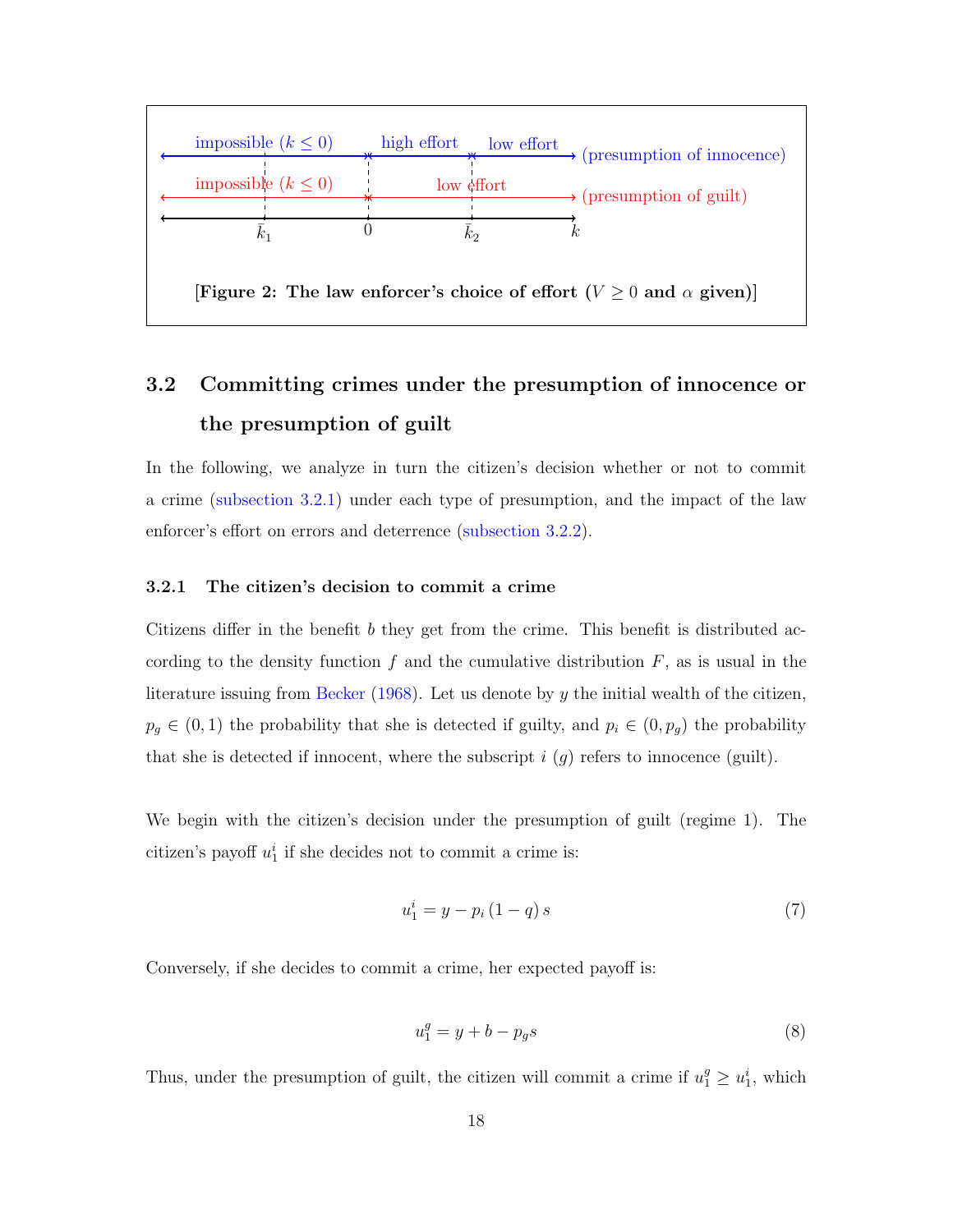[Figure 2: The law enforcer's choice of effort ($V \geq 0$ and $\alpha$ given)]

## 3.2 Committing crimes under the presumption of innocence or the presumption of guilt

In the following, we analyze in turn the citizen's decision whether or not to commit a crime (subsection 3.2.1) under each type of presumption, and the impact of the law enforcer's effort on errors and deterrence (subsection 3.2.2).

### 3.2.1 The citizen's decision to commit a crime

Citizens differ in the benefit $b$ they get from the crime. This benefit is distributed according to the density function $f$ and the cumulative distribution $F$, as is usual in the literature issuing from Becker (1968). Let us denote by $y$ the initial wealth of the citizen, $p_g \in (0, 1)$ the probability that she is detected if guilty, and $p_i \in (0, p_g)$ the probability that she is detected if innocent, where the subscript $i$ ($g$) refers to innocence (guilt).

We begin with the citizen's decision under the presumption of guilt (regime 1). The citizen's payoff $u_1^i$ if she decides not to commit a crime is:

$$u_1^i = y - p_i (1 - q) s \tag{7}$$

Conversely, if she decides to commit a crime, her expected payoff is:

$$u_1^g = y + b - p_g s \tag{8}$$

Thus, under the presumption of guilt, the citizen will commit a crime if $u_1^g \geq u_1^i$, which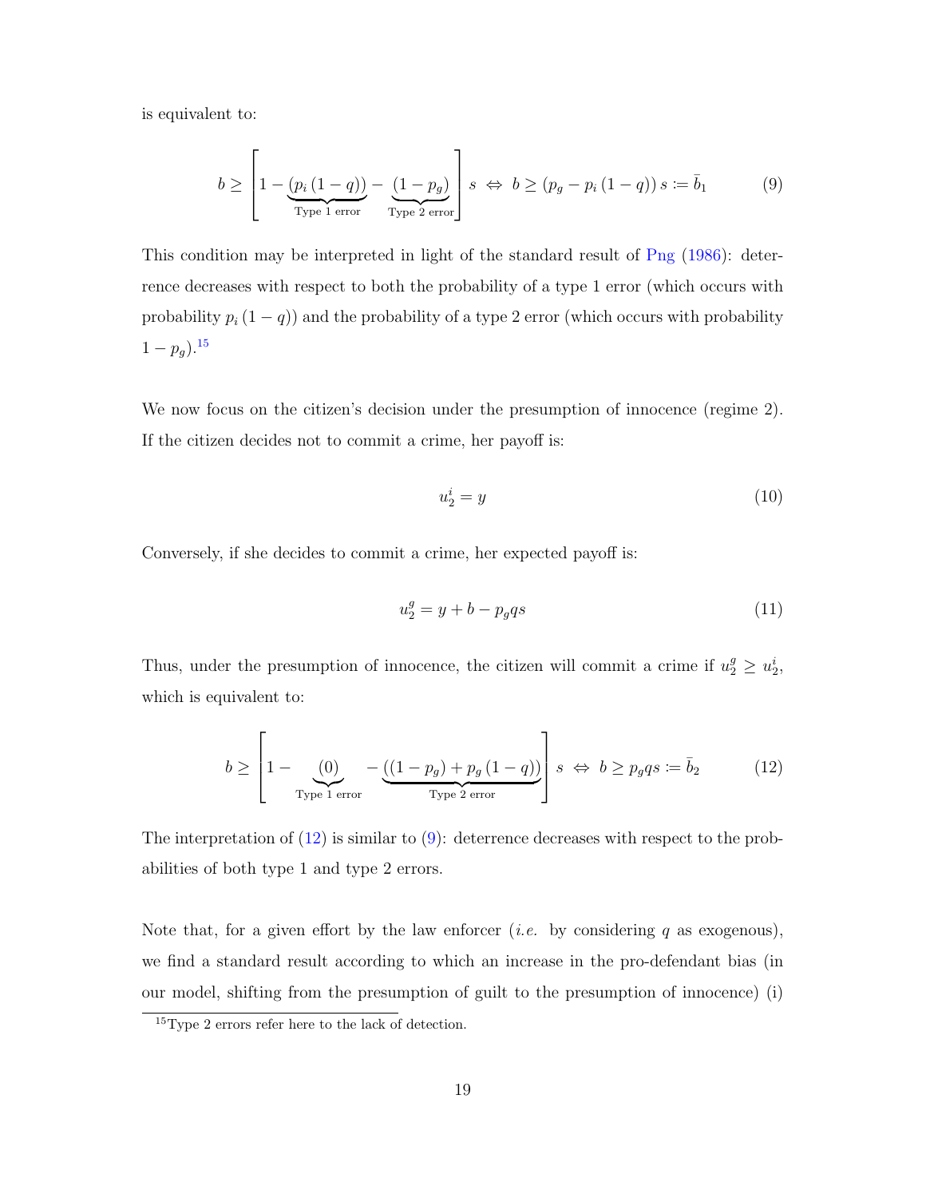is equivalent to:

$$b \geq \left[1 - \underbrace{\left(p_i\left(1-q\right)\right)}_{\text{Type 1 error}} - \underbrace{\left(1-p_g\right)}_{\text{Type 2 error}}\right] s \;\Leftrightarrow\; b \geq \left(p_g - p_i\left(1-q\right)\right) s \coloneqq \bar{b}_1 \tag{9}$$

This condition may be interpreted in light of the standard result of Png (1986): deterrence decreases with respect to both the probability of a type 1 error (which occurs with probability $p_i\left(1-q\right)$) and the probability of a type 2 error (which occurs with probability $1-p_g$).[15]

We now focus on the citizen's decision under the presumption of innocence (regime 2). If the citizen decides not to commit a crime, her payoff is:

$$u_2^i = y \tag{10}$$

Conversely, if she decides to commit a crime, her expected payoff is:

$$u_2^g = y + b - p_g q s \tag{11}$$

Thus, under the presumption of innocence, the citizen will commit a crime if $u_2^g \geq u_2^i$, which is equivalent to:

$$b \geq \left[1 - \underbrace{(0)}_{\text{Type 1 error}} - \underbrace{\left(\left(1-p_g\right) + p_g\left(1-q\right)\right)}_{\text{Type 2 error}}\right] s \;\Leftrightarrow\; b \geq p_g q s \coloneqq \bar{b}_2 \tag{12}$$

The interpretation of (12) is similar to (9): deterrence decreases with respect to the probabilities of both type 1 and type 2 errors.

Note that, for a given effort by the law enforcer (*i.e.* by considering $q$ as exogenous), we find a standard result according to which an increase in the pro-defendant bias (in our model, shifting from the presumption of guilt to the presumption of innocence) (i)

[15] Type 2 errors refer here to the lack of detection.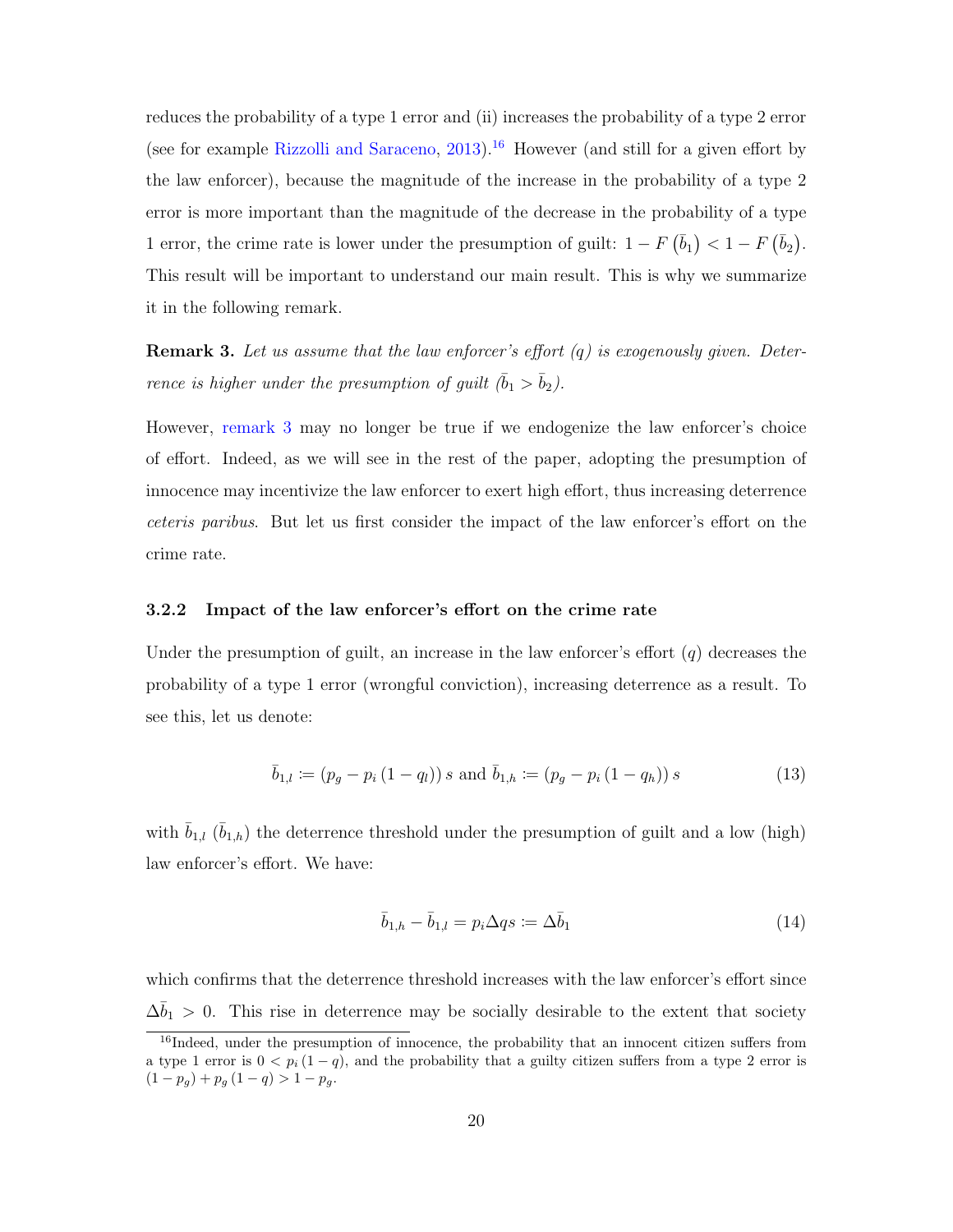reduces the probability of a type 1 error and (ii) increases the probability of a type 2 error (see for example Rizzolli and Saraceno, 2013).[16] However (and still for a given effort by the law enforcer), because the magnitude of the increase in the probability of a type 2 error is more important than the magnitude of the decrease in the probability of a type 1 error, the crime rate is lower under the presumption of guilt: $1 - F(\bar{b}_1) < 1 - F(\bar{b}_2)$. This result will be important to understand our main result. This is why we summarize it in the following remark.

**Remark 3.** *Let us assume that the law enforcer's effort ($q$) is exogenously given. Deterrence is higher under the presumption of guilt ($\bar{b}_1 > \bar{b}_2$).*

However, remark 3 may no longer be true if we endogenize the law enforcer's choice of effort. Indeed, as we will see in the rest of the paper, adopting the presumption of innocence may incentivize the law enforcer to exert high effort, thus increasing deterrence *ceteris paribus*. But let us first consider the impact of the law enforcer's effort on the crime rate.

### 3.2.2 Impact of the law enforcer's effort on the crime rate

Under the presumption of guilt, an increase in the law enforcer's effort ($q$) decreases the probability of a type 1 error (wrongful conviction), increasing deterrence as a result. To see this, let us denote:

$$\bar{b}_{1,l} := (p_g - p_i (1 - q_l)) s \text{ and } \bar{b}_{1,h} := (p_g - p_i (1 - q_h)) s \tag{13}$$

with $\bar{b}_{1,l}$ ($\bar{b}_{1,h}$) the deterrence threshold under the presumption of guilt and a low (high) law enforcer's effort. We have:

$$\bar{b}_{1,h} - \bar{b}_{1,l} = p_i \Delta q s := \Delta \bar{b}_1 \tag{14}$$

which confirms that the deterrence threshold increases with the law enforcer's effort since $\Delta \bar{b}_1 > 0$. This rise in deterrence may be socially desirable to the extent that society

[16] Indeed, under the presumption of innocence, the probability that an innocent citizen suffers from a type 1 error is $0 < p_i (1 - q)$, and the probability that a guilty citizen suffers from a type 2 error is $(1 - p_g) + p_g (1 - q) > 1 - p_g$.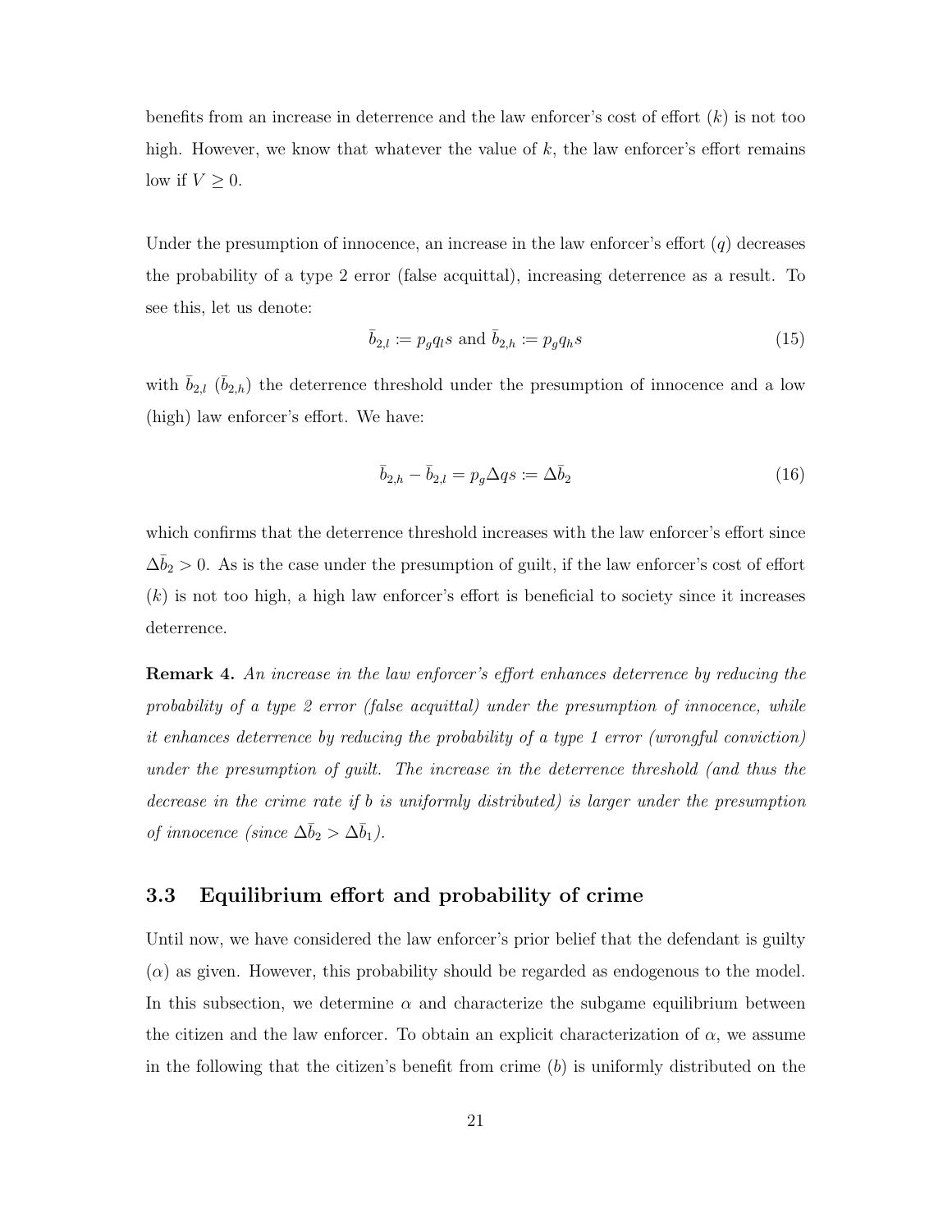benefits from an increase in deterrence and the law enforcer's cost of effort ($k$) is not too high. However, we know that whatever the value of $k$, the law enforcer's effort remains low if $V \geq 0$.

Under the presumption of innocence, an increase in the law enforcer's effort ($q$) decreases the probability of a type 2 error (false acquittal), increasing deterrence as a result. To see this, let us denote:

$$\bar{b}_{2,l} := p_g q_l s \text{ and } \bar{b}_{2,h} := p_g q_h s \tag{15}$$

with $\bar{b}_{2,l}$ ($\bar{b}_{2,h}$) the deterrence threshold under the presumption of innocence and a low (high) law enforcer's effort. We have:

$$\bar{b}_{2,h} - \bar{b}_{2,l} = p_g \Delta q s := \Delta \bar{b}_2 \tag{16}$$

which confirms that the deterrence threshold increases with the law enforcer's effort since $\Delta \bar{b}_2 > 0$. As is the case under the presumption of guilt, if the law enforcer's cost of effort ($k$) is not too high, a high law enforcer's effort is beneficial to society since it increases deterrence.

**Remark 4.** *An increase in the law enforcer's effort enhances deterrence by reducing the probability of a type 2 error (false acquittal) under the presumption of innocence, while it enhances deterrence by reducing the probability of a type 1 error (wrongful conviction) under the presumption of guilt. The increase in the deterrence threshold (and thus the decrease in the crime rate if $b$ is uniformly distributed) is larger under the presumption of innocence (since $\Delta \bar{b}_2 > \Delta \bar{b}_1$).*

### 3.3 Equilibrium effort and probability of crime

Until now, we have considered the law enforcer's prior belief that the defendant is guilty ($\alpha$) as given. However, this probability should be regarded as endogenous to the model. In this subsection, we determine $\alpha$ and characterize the subgame equilibrium between the citizen and the law enforcer. To obtain an explicit characterization of $\alpha$, we assume in the following that the citizen's benefit from crime ($b$) is uniformly distributed on the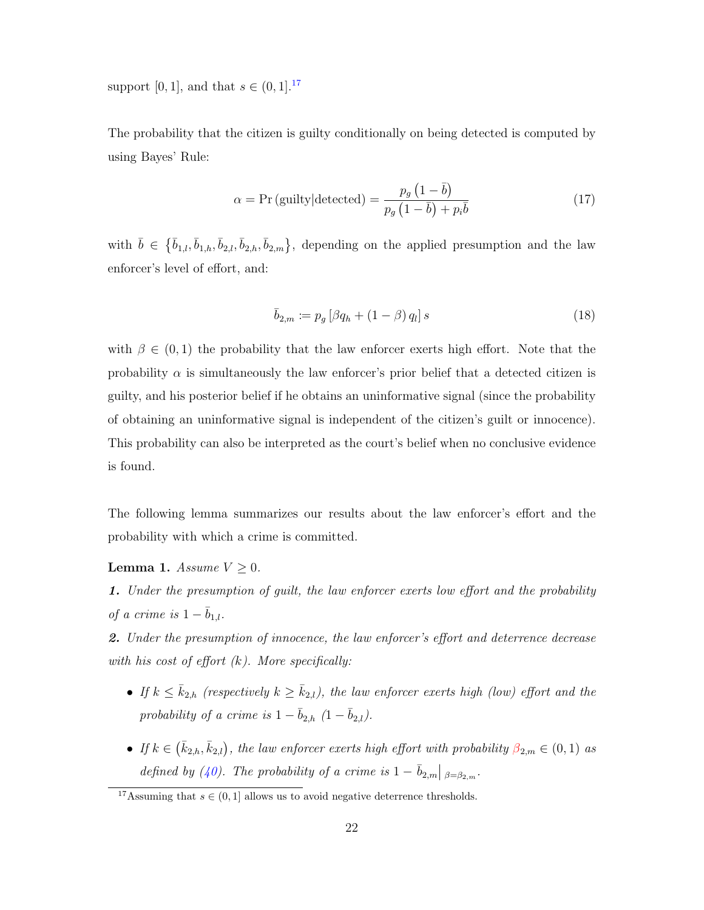support $[0,1]$, and that $s \in (0,1]$.[17]

The probability that the citizen is guilty conditionally on being detected is computed by using Bayes' Rule:

$$\alpha = \Pr(\text{guilty}|\text{detected}) = \frac{p_g\left(1-\bar{b}\right)}{p_g\left(1-\bar{b}\right)+p_i\bar{b}} \tag{17}$$

with $\bar{b} \in \left\{\bar{b}_{1,l}, \bar{b}_{1,h}, \bar{b}_{2,l}, \bar{b}_{2,h}, \bar{b}_{2,m}\right\}$, depending on the applied presumption and the law enforcer's level of effort, and:

$$\bar{b}_{2,m} := p_g\left[\beta q_h + (1-\beta)\, q_l\right] s \tag{18}$$

with $\beta \in (0,1)$ the probability that the law enforcer exerts high effort. Note that the probability $\alpha$ is simultaneously the law enforcer's prior belief that a detected citizen is guilty, and his posterior belief if he obtains an uninformative signal (since the probability of obtaining an uninformative signal is independent of the citizen's guilt or innocence). This probability can also be interpreted as the court's belief when no conclusive evidence is found.

The following lemma summarizes our results about the law enforcer's effort and the probability with which a crime is committed.

**Lemma 1.** *Assume $V \geq 0$.*

***1.*** *Under the presumption of guilt, the law enforcer exerts low effort and the probability of a crime is $1-\bar{b}_{1,l}$.*

***2.*** *Under the presumption of innocence, the law enforcer's effort and deterrence decrease with his cost of effort ($k$). More specifically:*

- *If $k \leq \bar{k}_{2,h}$ (respectively $k \geq \bar{k}_{2,l}$), the law enforcer exerts high (low) effort and the probability of a crime is $1-\bar{b}_{2,h}$ ($1-\bar{b}_{2,l}$).*
- *If $k \in \left(\bar{k}_{2,h}, \bar{k}_{2,l}\right)$, the law enforcer exerts high effort with probability $\beta_{2,m} \in (0,1)$ as defined by (40). The probability of a crime is $1-\bar{b}_{2,m}\big|_{\beta=\beta_{2,m}}$.*

[17] Assuming that $s \in (0,1]$ allows us to avoid negative deterrence thresholds.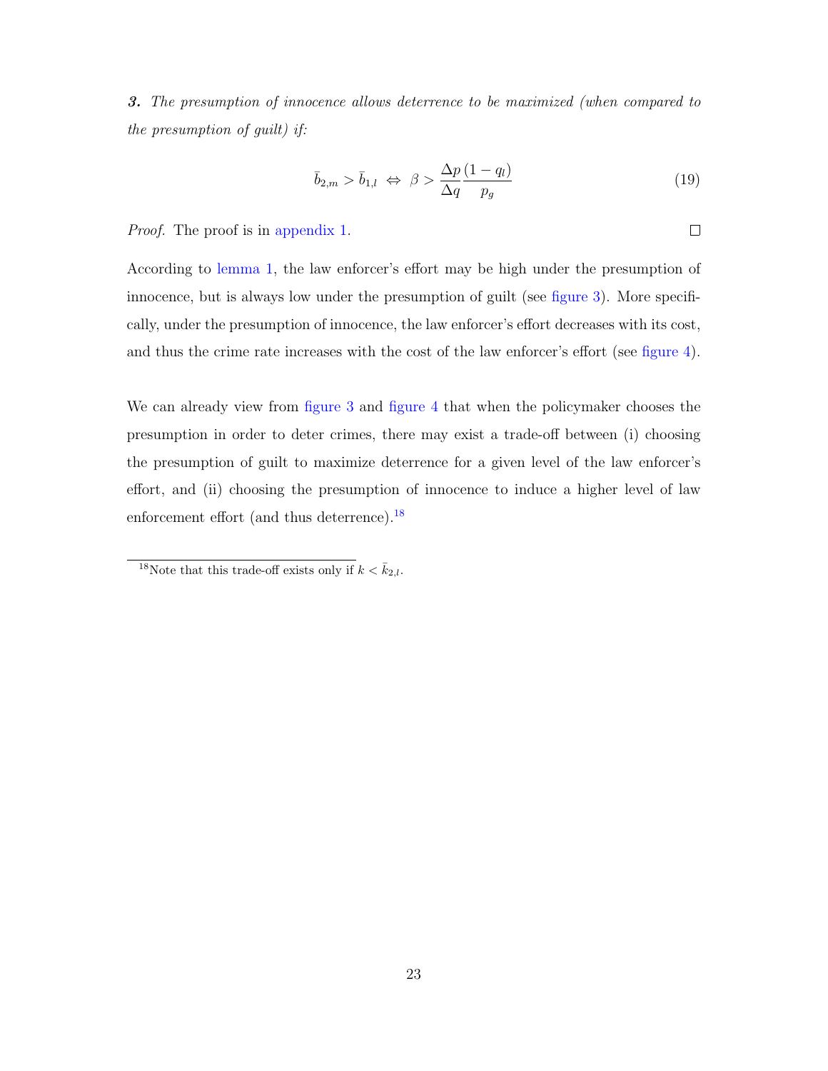***3.*** *The presumption of innocence allows deterrence to be maximized (when compared to the presumption of guilt) if:*

$$\bar{b}_{2,m} > \bar{b}_{1,l} \;\Leftrightarrow\; \beta > \frac{\Delta p}{\Delta q}\frac{(1-q_l)}{p_g} \tag{19}$$

*Proof.* The proof is in appendix 1. □

According to lemma 1, the law enforcer's effort may be high under the presumption of innocence, but is always low under the presumption of guilt (see figure 3). More specifically, under the presumption of innocence, the law enforcer's effort decreases with its cost, and thus the crime rate increases with the cost of the law enforcer's effort (see figure 4).

We can already view from figure 3 and figure 4 that when the policymaker chooses the presumption in order to deter crimes, there may exist a trade-off between (i) choosing the presumption of guilt to maximize deterrence for a given level of the law enforcer's effort, and (ii) choosing the presumption of innocence to induce a higher level of law enforcement effort (and thus deterrence).[18]

[18] Note that this trade-off exists only if $k < \bar{k}_{2,l}$.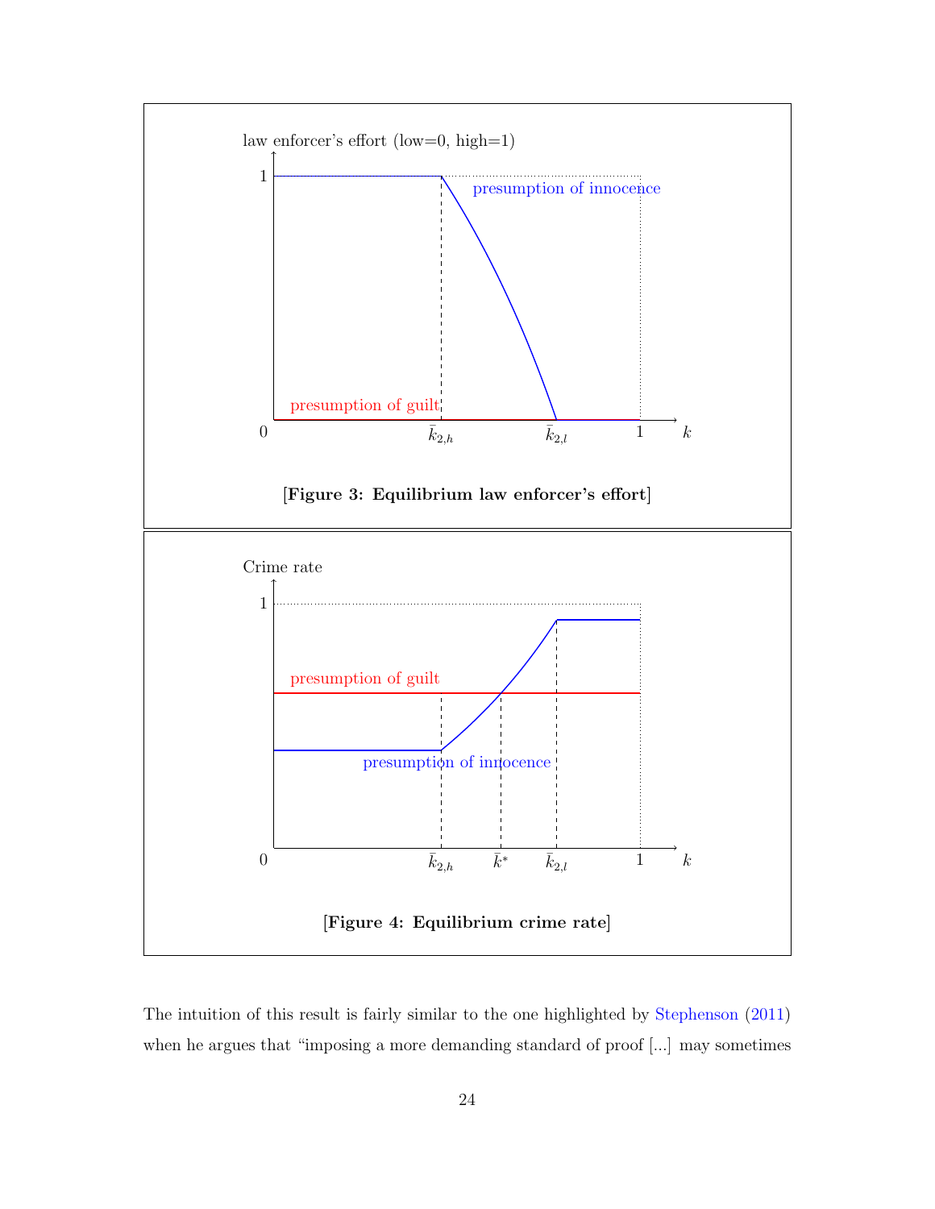[Figure 3: Equilibrium law enforcer's effort]

[Figure 4: Equilibrium crime rate]

The intuition of this result is fairly similar to the one highlighted by Stephenson (2011) when he argues that "imposing a more demanding standard of proof [...] may sometimes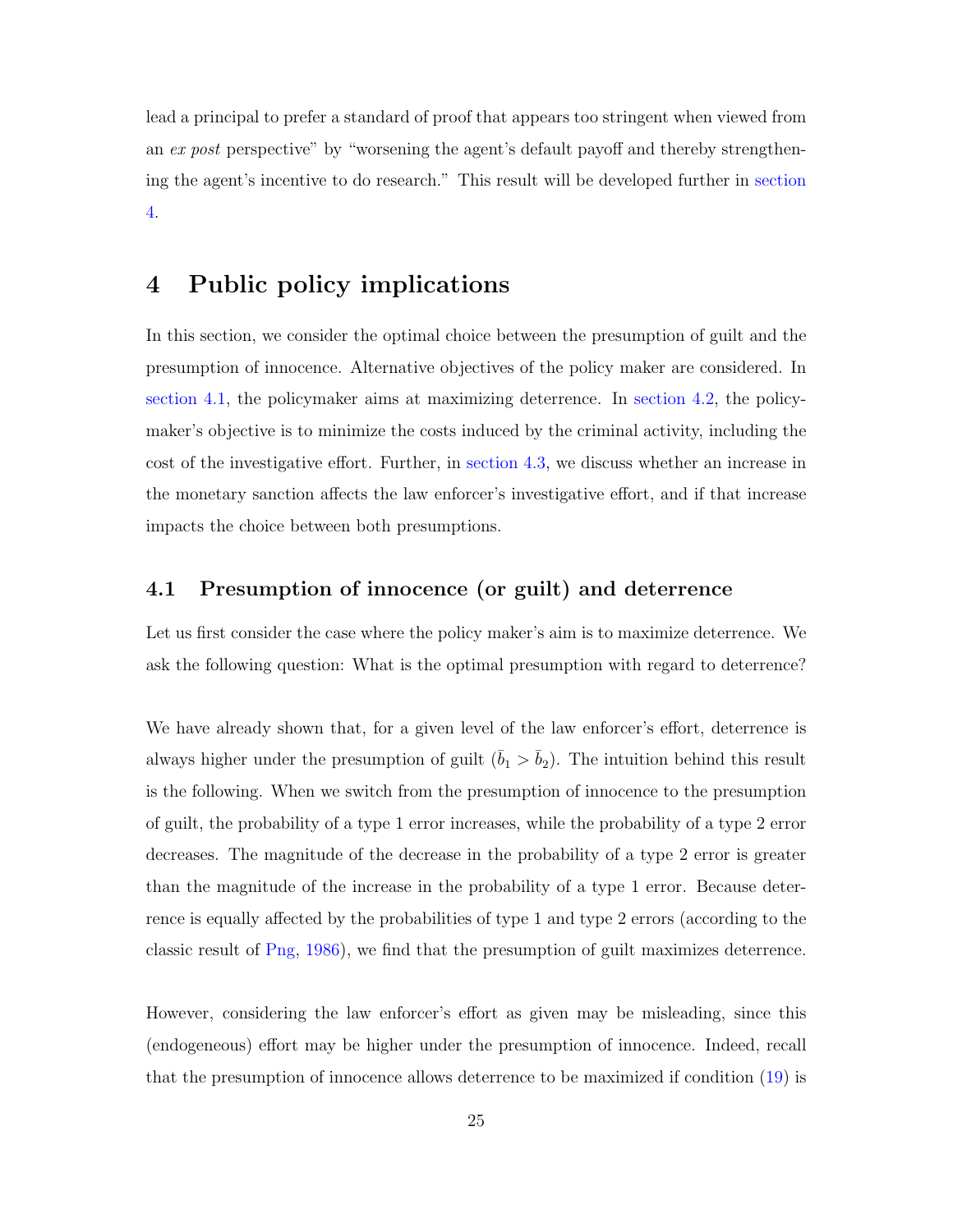lead a principal to prefer a standard of proof that appears too stringent when viewed from an *ex post* perspective" by "worsening the agent's default payoff and thereby strengthening the agent's incentive to do research." This result will be developed further in section 4.

# 4 Public policy implications

In this section, we consider the optimal choice between the presumption of guilt and the presumption of innocence. Alternative objectives of the policy maker are considered. In section 4.1, the policymaker aims at maximizing deterrence. In section 4.2, the policymaker's objective is to minimize the costs induced by the criminal activity, including the cost of the investigative effort. Further, in section 4.3, we discuss whether an increase in the monetary sanction affects the law enforcer's investigative effort, and if that increase impacts the choice between both presumptions.

## 4.1 Presumption of innocence (or guilt) and deterrence

Let us first consider the case where the policy maker's aim is to maximize deterrence. We ask the following question: What is the optimal presumption with regard to deterrence?

We have already shown that, for a given level of the law enforcer's effort, deterrence is always higher under the presumption of guilt ($\bar{b}_1 > \bar{b}_2$). The intuition behind this result is the following. When we switch from the presumption of innocence to the presumption of guilt, the probability of a type 1 error increases, while the probability of a type 2 error decreases. The magnitude of the decrease in the probability of a type 2 error is greater than the magnitude of the increase in the probability of a type 1 error. Because deterrence is equally affected by the probabilities of type 1 and type 2 errors (according to the classic result of Png, 1986), we find that the presumption of guilt maximizes deterrence.

However, considering the law enforcer's effort as given may be misleading, since this (endogeneous) effort may be higher under the presumption of innocence. Indeed, recall that the presumption of innocence allows deterrence to be maximized if condition (19) is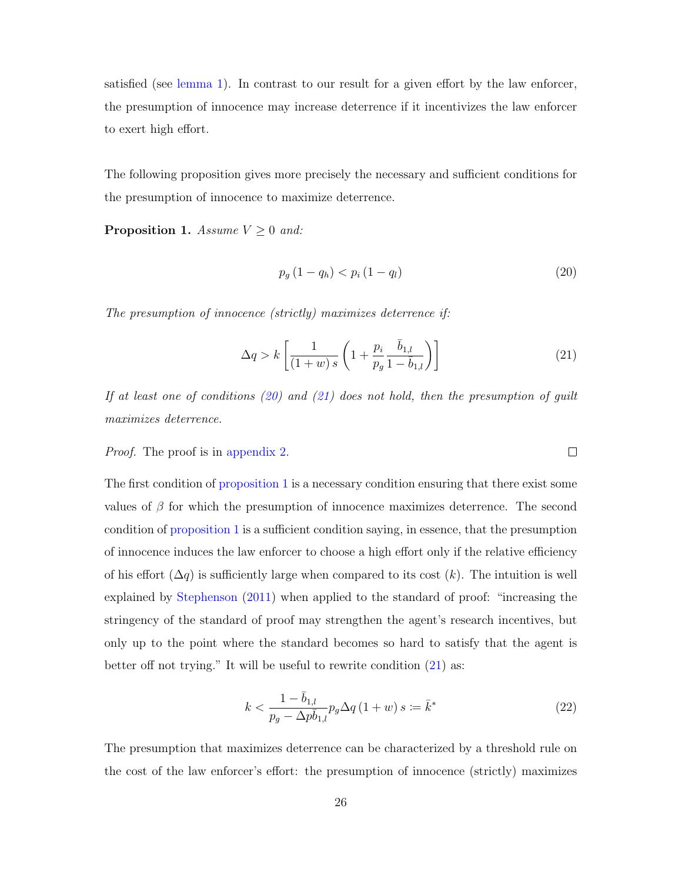satisfied (see lemma 1). In contrast to our result for a given effort by the law enforcer, the presumption of innocence may increase deterrence if it incentivizes the law enforcer to exert high effort.

The following proposition gives more precisely the necessary and sufficient conditions for the presumption of innocence to maximize deterrence.

**Proposition 1.** *Assume $V \geq 0$ and:*

$$p_g (1 - q_h) < p_i (1 - q_l) \tag{20}$$

*The presumption of innocence (strictly) maximizes deterrence if:*

$$\Delta q > k \left[ \frac{1}{(1+w)\, s} \left( 1 + \frac{p_i}{p_g} \frac{\bar{b}_{1,l}}{1 - \bar{b}_{1,l}} \right) \right] \tag{21}$$

*If at least one of conditions (20) and (21) does not hold, then the presumption of guilt maximizes deterrence.*

*Proof.* The proof is in appendix 2. □

The first condition of proposition 1 is a necessary condition ensuring that there exist some values of $\beta$ for which the presumption of innocence maximizes deterrence. The second condition of proposition 1 is a sufficient condition saying, in essence, that the presumption of innocence induces the law enforcer to choose a high effort only if the relative efficiency of his effort ($\Delta q$) is sufficiently large when compared to its cost ($k$). The intuition is well explained by Stephenson (2011) when applied to the standard of proof: "increasing the stringency of the standard of proof may strengthen the agent's research incentives, but only up to the point where the standard becomes so hard to satisfy that the agent is better off not trying." It will be useful to rewrite condition (21) as:

$$k < \frac{1 - \bar{b}_{1,l}}{p_g - \Delta p \bar{b}_{1,l}} p_g \Delta q \,(1+w)\, s := \bar{k}^* \tag{22}$$

The presumption that maximizes deterrence can be characterized by a threshold rule on the cost of the law enforcer's effort: the presumption of innocence (strictly) maximizes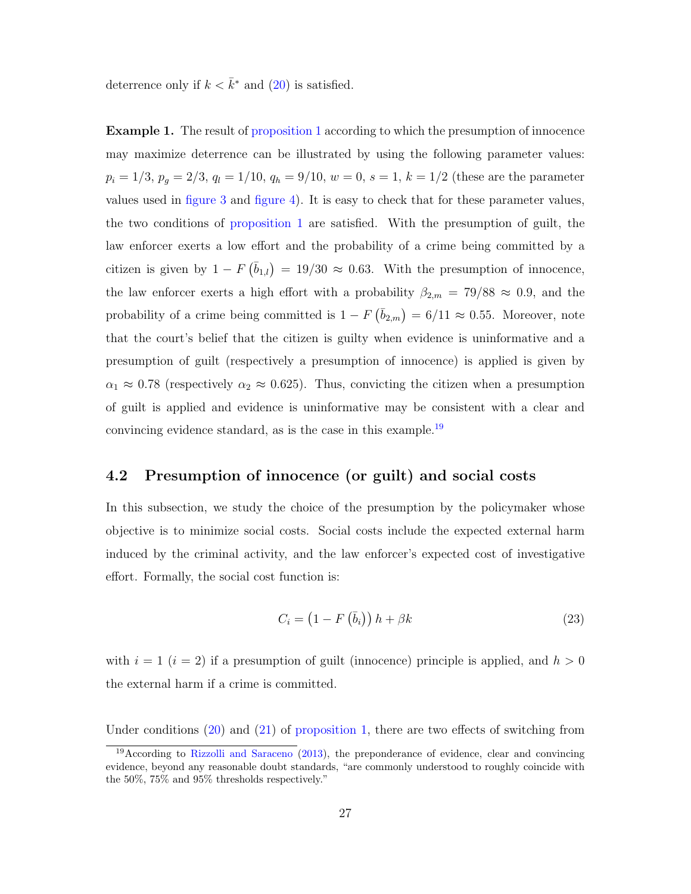deterrence only if $k < \bar{k}^*$ and (20) is satisfied.

**Example 1.** The result of proposition 1 according to which the presumption of innocence may maximize deterrence can be illustrated by using the following parameter values: $p_i = 1/3$, $p_g = 2/3$, $q_l = 1/10$, $q_h = 9/10$, $w = 0$, $s = 1$, $k = 1/2$ (these are the parameter values used in figure 3 and figure 4). It is easy to check that for these parameter values, the two conditions of proposition 1 are satisfied. With the presumption of guilt, the law enforcer exerts a low effort and the probability of a crime being committed by a citizen is given by $1 - F\left(\bar{b}_{1,l}\right) = 19/30 \approx 0.63$. With the presumption of innocence, the law enforcer exerts a high effort with a probability $\beta_{2,m} = 79/88 \approx 0.9$, and the probability of a crime being committed is $1 - F\left(\bar{b}_{2,m}\right) = 6/11 \approx 0.55$. Moreover, note that the court's belief that the citizen is guilty when evidence is uninformative and a presumption of guilt (respectively a presumption of innocence) is applied is given by $\alpha_1 \approx 0.78$ (respectively $\alpha_2 \approx 0.625$). Thus, convicting the citizen when a presumption of guilt is applied and evidence is uninformative may be consistent with a clear and convincing evidence standard, as is the case in this example.[19]

## 4.2 Presumption of innocence (or guilt) and social costs

In this subsection, we study the choice of the presumption by the policymaker whose objective is to minimize social costs. Social costs include the expected external harm induced by the criminal activity, and the law enforcer's expected cost of investigative effort. Formally, the social cost function is:

$$C_i = \left(1 - F\left(\bar{b}_i\right)\right) h + \beta k \tag{23}$$

with $i = 1$ ($i = 2$) if a presumption of guilt (innocence) principle is applied, and $h > 0$ the external harm if a crime is committed.

Under conditions (20) and (21) of proposition 1, there are two effects of switching from

[19] According to Rizzolli and Saraceno (2013), the preponderance of evidence, clear and convincing evidence, beyond any reasonable doubt standards, "are commonly understood to roughly coincide with the 50%, 75% and 95% thresholds respectively."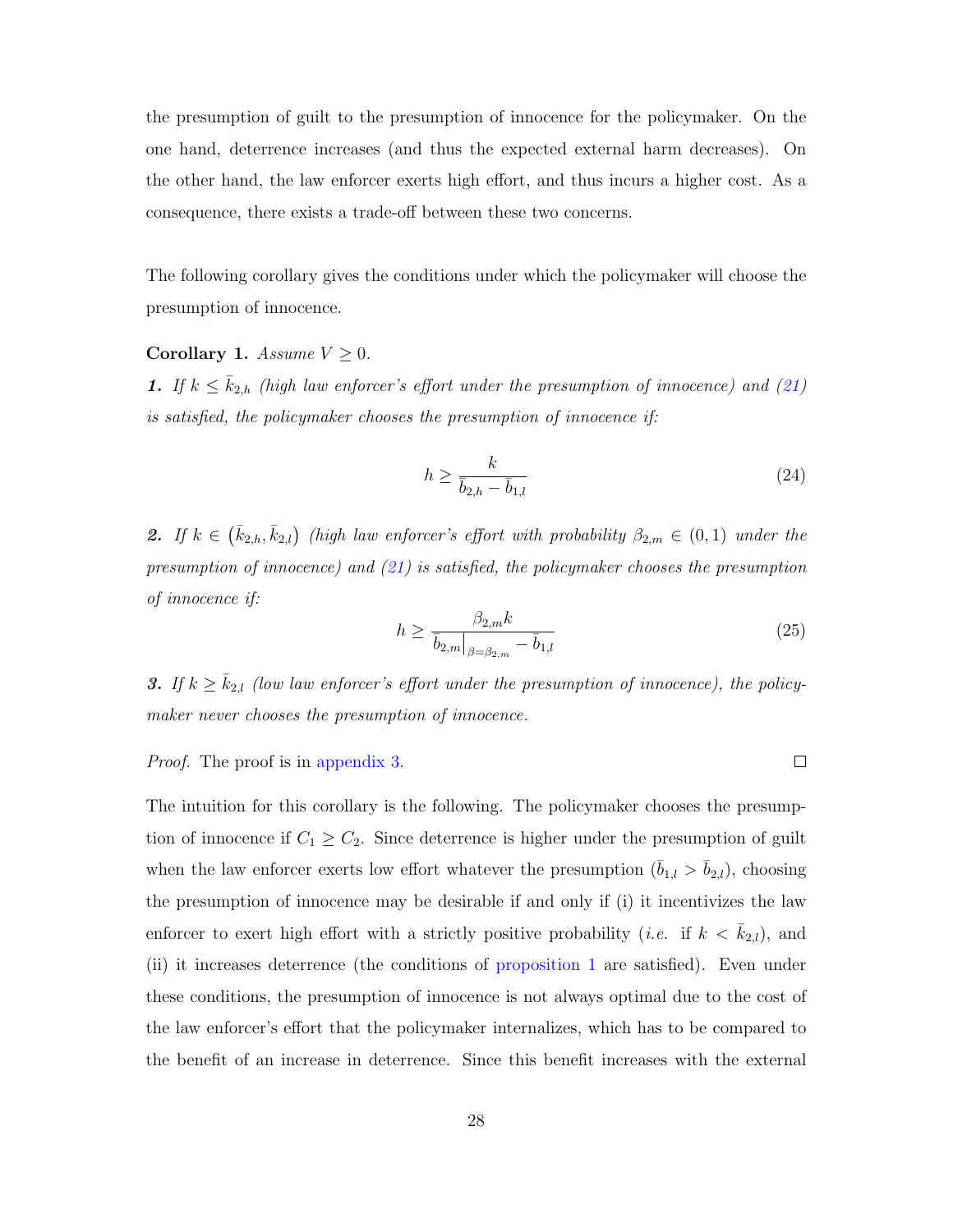the presumption of guilt to the presumption of innocence for the policymaker. On the one hand, deterrence increases (and thus the expected external harm decreases). On the other hand, the law enforcer exerts high effort, and thus incurs a higher cost. As a consequence, there exists a trade-off between these two concerns.

The following corollary gives the conditions under which the policymaker will choose the presumption of innocence.

**Corollary 1.** *Assume $V \geq 0$.*

***1.*** *If $k \leq \bar{k}_{2,h}$ (high law enforcer's effort under the presumption of innocence) and (21) is satisfied, the policymaker chooses the presumption of innocence if:*

$$h \geq \frac{k}{\bar{b}_{2,h} - \bar{b}_{1,l}} \tag{24}$$

***2.*** *If $k \in \left(\bar{k}_{2,h}, \bar{k}_{2,l}\right)$ (high law enforcer's effort with probability $\beta_{2,m} \in (0,1)$ under the presumption of innocence) and (21) is satisfied, the policymaker chooses the presumption of innocence if:*

$$h \geq \frac{\beta_{2,m} k}{\bar{b}_{2,m}\big|_{\beta=\beta_{2,m}} - \bar{b}_{1,l}} \tag{25}$$

***3.*** *If $k \geq \bar{k}_{2,l}$ (low law enforcer's effort under the presumption of innocence), the policymaker never chooses the presumption of innocence.*

*Proof.* The proof is in appendix 3. $\square$

The intuition for this corollary is the following. The policymaker chooses the presumption of innocence if $C_1 \geq C_2$. Since deterrence is higher under the presumption of guilt when the law enforcer exerts low effort whatever the presumption ($\bar{b}_{1,l} > \bar{b}_{2,l}$), choosing the presumption of innocence may be desirable if and only if (i) it incentivizes the law enforcer to exert high effort with a strictly positive probability (*i.e.* if $k < \bar{k}_{2,l}$), and (ii) it increases deterrence (the conditions of proposition 1 are satisfied). Even under these conditions, the presumption of innocence is not always optimal due to the cost of the law enforcer's effort that the policymaker internalizes, which has to be compared to the benefit of an increase in deterrence. Since this benefit increases with the external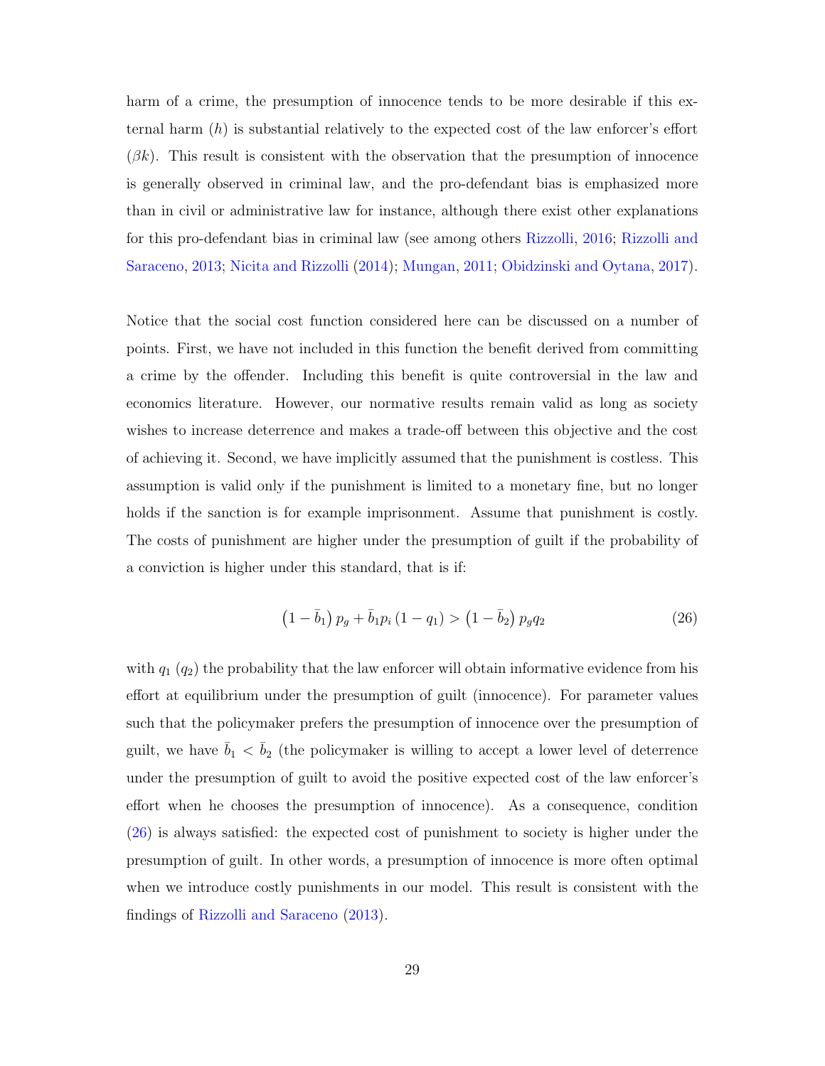harm of a crime, the presumption of innocence tends to be more desirable if this external harm ($h$) is substantial relatively to the expected cost of the law enforcer's effort ($\beta k$). This result is consistent with the observation that the presumption of innocence is generally observed in criminal law, and the pro-defendant bias is emphasized more than in civil or administrative law for instance, although there exist other explanations for this pro-defendant bias in criminal law (see among others Rizzolli, 2016; Rizzolli and Saraceno, 2013; Nicita and Rizzolli (2014); Mungan, 2011; Obidzinski and Oytana, 2017).

Notice that the social cost function considered here can be discussed on a number of points. First, we have not included in this function the benefit derived from committing a crime by the offender. Including this benefit is quite controversial in the law and economics literature. However, our normative results remain valid as long as society wishes to increase deterrence and makes a trade-off between this objective and the cost of achieving it. Second, we have implicitly assumed that the punishment is costless. This assumption is valid only if the punishment is limited to a monetary fine, but no longer holds if the sanction is for example imprisonment. Assume that punishment is costly. The costs of punishment are higher under the presumption of guilt if the probability of a conviction is higher under this standard, that is if:

$$\left(1 - \bar{b}_1\right) p_g + \bar{b}_1 p_i \left(1 - q_1\right) > \left(1 - \bar{b}_2\right) p_g q_2 \tag{26}$$

with $q_1$ ($q_2$) the probability that the law enforcer will obtain informative evidence from his effort at equilibrium under the presumption of guilt (innocence). For parameter values such that the policymaker prefers the presumption of innocence over the presumption of guilt, we have $\bar{b}_1 < \bar{b}_2$ (the policymaker is willing to accept a lower level of deterrence under the presumption of guilt to avoid the positive expected cost of the law enforcer's effort when he chooses the presumption of innocence). As a consequence, condition (26) is always satisfied: the expected cost of punishment to society is higher under the presumption of guilt. In other words, a presumption of innocence is more often optimal when we introduce costly punishments in our model. This result is consistent with the findings of Rizzolli and Saraceno (2013).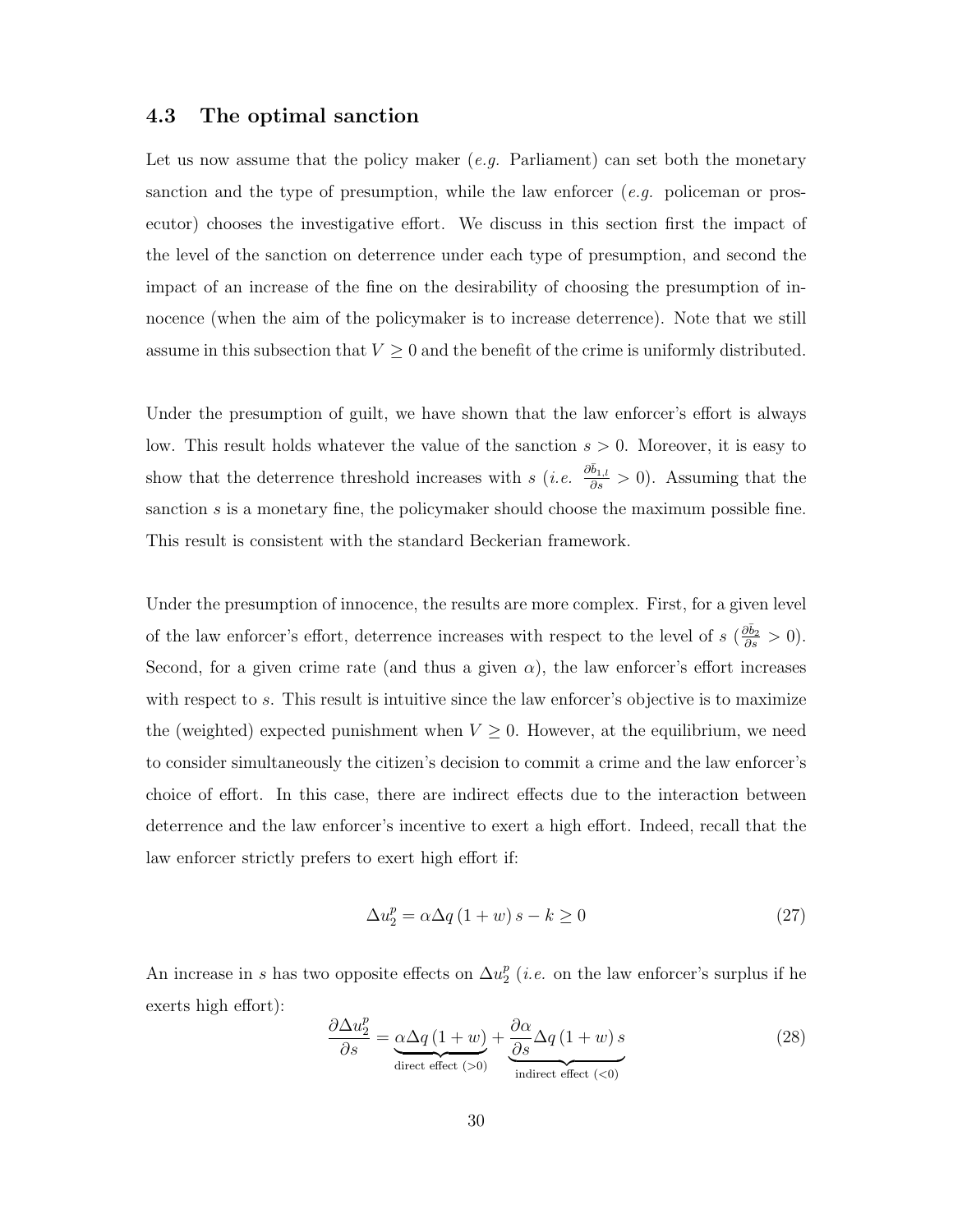### 4.3 The optimal sanction

Let us now assume that the policy maker (*e.g.* Parliament) can set both the monetary sanction and the type of presumption, while the law enforcer (*e.g.* policeman or prosecutor) chooses the investigative effort. We discuss in this section first the impact of the level of the sanction on deterrence under each type of presumption, and second the impact of an increase of the fine on the desirability of choosing the presumption of innocence (when the aim of the policymaker is to increase deterrence). Note that we still assume in this subsection that $V \geq 0$ and the benefit of the crime is uniformly distributed.

Under the presumption of guilt, we have shown that the law enforcer's effort is always low. This result holds whatever the value of the sanction $s > 0$. Moreover, it is easy to show that the deterrence threshold increases with $s$ (*i.e.* $\frac{\partial \bar{b}_{1,l}}{\partial s} > 0$). Assuming that the sanction $s$ is a monetary fine, the policymaker should choose the maximum possible fine. This result is consistent with the standard Beckerian framework.

Under the presumption of innocence, the results are more complex. First, for a given level of the law enforcer's effort, deterrence increases with respect to the level of $s$ ($\frac{\partial \bar{b}_2}{\partial s} > 0$). Second, for a given crime rate (and thus a given $\alpha$), the law enforcer's effort increases with respect to $s$. This result is intuitive since the law enforcer's objective is to maximize the (weighted) expected punishment when $V \geq 0$. However, at the equilibrium, we need to consider simultaneously the citizen's decision to commit a crime and the law enforcer's choice of effort. In this case, there are indirect effects due to the interaction between deterrence and the law enforcer's incentive to exert a high effort. Indeed, recall that the law enforcer strictly prefers to exert high effort if:

$$\Delta u_2^p = \alpha \Delta q \left(1 + w\right) s - k \geq 0 \tag{27}$$

An increase in $s$ has two opposite effects on $\Delta u_2^p$ (*i.e.* on the law enforcer's surplus if he exerts high effort):

$$\frac{\partial \Delta u_2^p}{\partial s} = \underbrace{\alpha \Delta q \left(1 + w\right)}_{\text{direct effect } (>0)} + \underbrace{\frac{\partial \alpha}{\partial s} \Delta q \left(1 + w\right) s}_{\text{indirect effect } (<0)} \tag{28}$$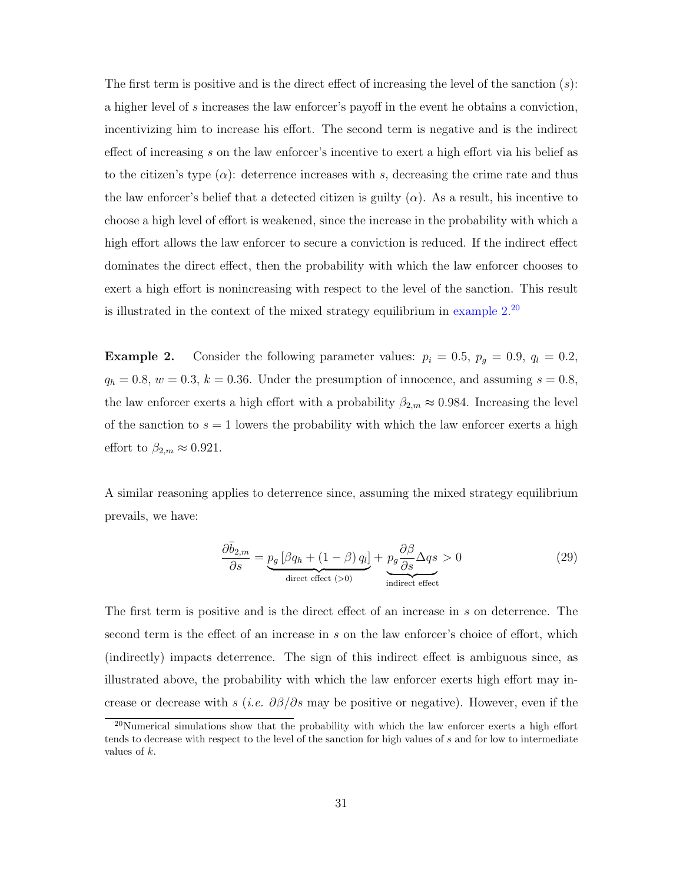The first term is positive and is the direct effect of increasing the level of the sanction ($s$): a higher level of $s$ increases the law enforcer's payoff in the event he obtains a conviction, incentivizing him to increase his effort. The second term is negative and is the indirect effect of increasing $s$ on the law enforcer's incentive to exert a high effort via his belief as to the citizen's type ($\alpha$): deterrence increases with $s$, decreasing the crime rate and thus the law enforcer's belief that a detected citizen is guilty ($\alpha$). As a result, his incentive to choose a high level of effort is weakened, since the increase in the probability with which a high effort allows the law enforcer to secure a conviction is reduced. If the indirect effect dominates the direct effect, then the probability with which the law enforcer chooses to exert a high effort is nonincreasing with respect to the level of the sanction. This result is illustrated in the context of the mixed strategy equilibrium in example 2.[20]

**Example 2.** Consider the following parameter values: $p_i = 0.5$, $p_g = 0.9$, $q_l = 0.2$, $q_h = 0.8$, $w = 0.3$, $k = 0.36$. Under the presumption of innocence, and assuming $s = 0.8$, the law enforcer exerts a high effort with a probability $\beta_{2,m} \approx 0.984$. Increasing the level of the sanction to $s = 1$ lowers the probability with which the law enforcer exerts a high effort to $\beta_{2,m} \approx 0.921$.

A similar reasoning applies to deterrence since, assuming the mixed strategy equilibrium prevails, we have:

$$\frac{\partial \bar{b}_{2,m}}{\partial s} = \underbrace{p_g \left[\beta q_h + (1-\beta) q_l\right]}_{\text{direct effect } (>0)} + \underbrace{p_g \frac{\partial \beta}{\partial s} \Delta q s}_{\text{indirect effect}} > 0 \tag{29}$$

The first term is positive and is the direct effect of an increase in $s$ on deterrence. The second term is the effect of an increase in $s$ on the law enforcer's choice of effort, which (indirectly) impacts deterrence. The sign of this indirect effect is ambiguous since, as illustrated above, the probability with which the law enforcer exerts high effort may increase or decrease with $s$ (*i.e.* $\partial\beta/\partial s$ may be positive or negative). However, even if the

[20] Numerical simulations show that the probability with which the law enforcer exerts a high effort tends to decrease with respect to the level of the sanction for high values of $s$ and for low to intermediate values of $k$.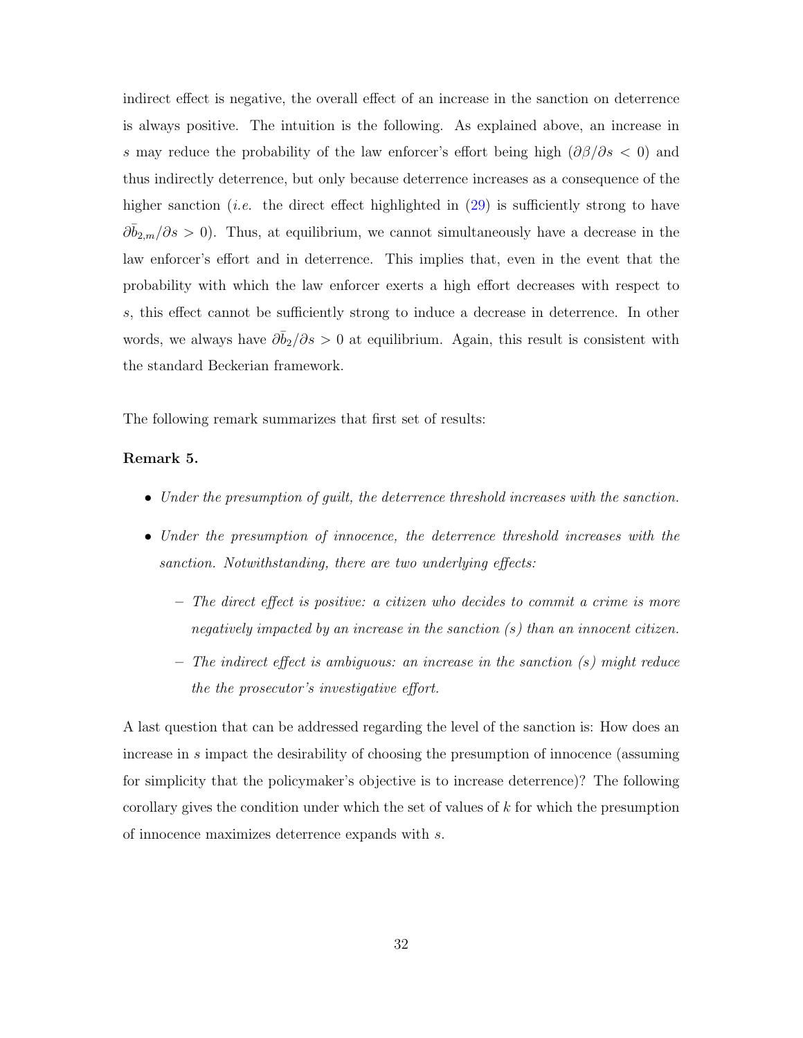indirect effect is negative, the overall effect of an increase in the sanction on deterrence is always positive. The intuition is the following. As explained above, an increase in $s$ may reduce the probability of the law enforcer's effort being high ($\partial\beta/\partial s < 0$) and thus indirectly deterrence, but only because deterrence increases as a consequence of the higher sanction (*i.e.* the direct effect highlighted in (29) is sufficiently strong to have $\partial\bar{b}_{2,m}/\partial s > 0$). Thus, at equilibrium, we cannot simultaneously have a decrease in the law enforcer's effort and in deterrence. This implies that, even in the event that the probability with which the law enforcer exerts a high effort decreases with respect to $s$, this effect cannot be sufficiently strong to induce a decrease in deterrence. In other words, we always have $\partial\bar{b}_2/\partial s > 0$ at equilibrium. Again, this result is consistent with the standard Beckerian framework.

The following remark summarizes that first set of results:

**Remark 5.**

- *Under the presumption of guilt, the deterrence threshold increases with the sanction.*
- *Under the presumption of innocence, the deterrence threshold increases with the sanction. Notwithstanding, there are two underlying effects:*
  - *The direct effect is positive: a citizen who decides to commit a crime is more negatively impacted by an increase in the sanction ($s$) than an innocent citizen.*
  - *The indirect effect is ambiguous: an increase in the sanction ($s$) might reduce the the prosecutor's investigative effort.*

A last question that can be addressed regarding the level of the sanction is: How does an increase in $s$ impact the desirability of choosing the presumption of innocence (assuming for simplicity that the policymaker's objective is to increase deterrence)? The following corollary gives the condition under which the set of values of $k$ for which the presumption of innocence maximizes deterrence expands with $s$.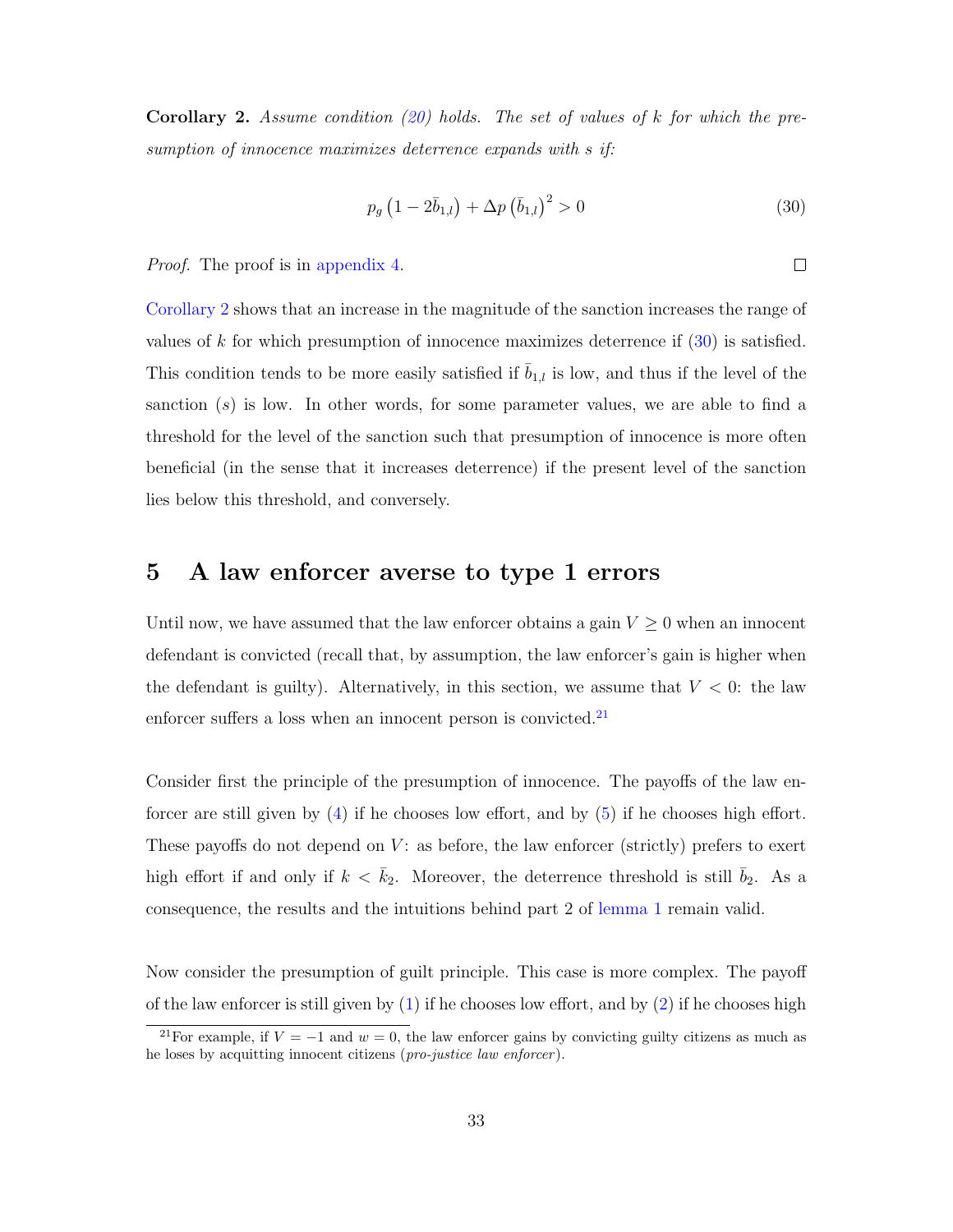**Corollary 2.** *Assume condition (20) holds. The set of values of $k$ for which the presumption of innocence maximizes deterrence expands with $s$ if:*

$$p_g\left(1 - 2\bar{b}_{1,l}\right) + \Delta p\left(\bar{b}_{1,l}\right)^2 > 0 \tag{30}$$

*Proof.* The proof is in appendix 4. $\square$

Corollary 2 shows that an increase in the magnitude of the sanction increases the range of values of $k$ for which presumption of innocence maximizes deterrence if (30) is satisfied. This condition tends to be more easily satisfied if $\bar{b}_{1,l}$ is low, and thus if the level of the sanction ($s$) is low. In other words, for some parameter values, we are able to find a threshold for the level of the sanction such that presumption of innocence is more often beneficial (in the sense that it increases deterrence) if the present level of the sanction lies below this threshold, and conversely.

# 5 A law enforcer averse to type 1 errors

Until now, we have assumed that the law enforcer obtains a gain $V \geq 0$ when an innocent defendant is convicted (recall that, by assumption, the law enforcer's gain is higher when the defendant is guilty). Alternatively, in this section, we assume that $V < 0$: the law enforcer suffers a loss when an innocent person is convicted.[21]

Consider first the principle of the presumption of innocence. The payoffs of the law enforcer are still given by (4) if he chooses low effort, and by (5) if he chooses high effort. These payoffs do not depend on $V$: as before, the law enforcer (strictly) prefers to exert high effort if and only if $k < \bar{k}_2$. Moreover, the deterrence threshold is still $\bar{b}_2$. As a consequence, the results and the intuitions behind part 2 of lemma 1 remain valid.

Now consider the presumption of guilt principle. This case is more complex. The payoff of the law enforcer is still given by (1) if he chooses low effort, and by (2) if he chooses high

[21] For example, if $V = -1$ and $w = 0$, the law enforcer gains by convicting guilty citizens as much as he loses by acquitting innocent citizens (*pro-justice law enforcer*).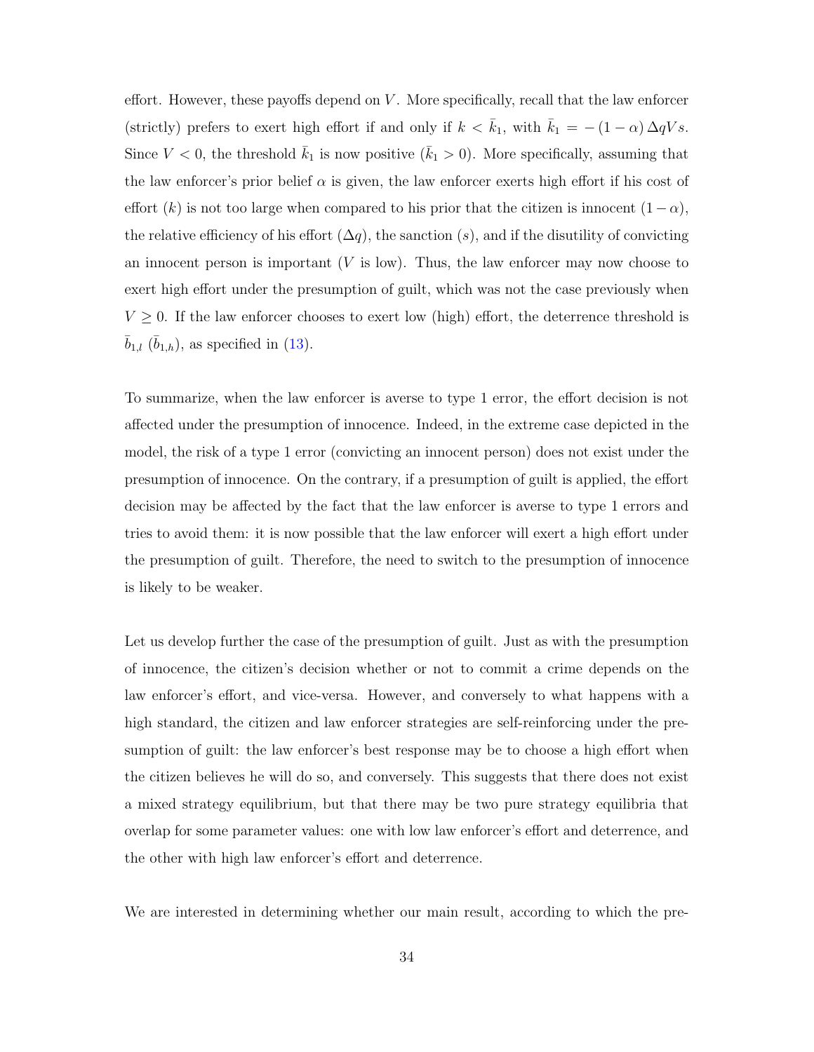effort. However, these payoffs depend on $V$. More specifically, recall that the law enforcer (strictly) prefers to exert high effort if and only if $k < \bar{k}_1$, with $\bar{k}_1 = -(1-\alpha)\Delta q V s$. Since $V < 0$, the threshold $\bar{k}_1$ is now positive ($\bar{k}_1 > 0$). More specifically, assuming that the law enforcer's prior belief $\alpha$ is given, the law enforcer exerts high effort if his cost of effort ($k$) is not too large when compared to his prior that the citizen is innocent $(1-\alpha)$, the relative efficiency of his effort ($\Delta q$), the sanction ($s$), and if the disutility of convicting an innocent person is important ($V$ is low). Thus, the law enforcer may now choose to exert high effort under the presumption of guilt, which was not the case previously when $V \geq 0$. If the law enforcer chooses to exert low (high) effort, the deterrence threshold is $\bar{b}_{1,l}$ ($\bar{b}_{1,h}$), as specified in (13).

To summarize, when the law enforcer is averse to type 1 error, the effort decision is not affected under the presumption of innocence. Indeed, in the extreme case depicted in the model, the risk of a type 1 error (convicting an innocent person) does not exist under the presumption of innocence. On the contrary, if a presumption of guilt is applied, the effort decision may be affected by the fact that the law enforcer is averse to type 1 errors and tries to avoid them: it is now possible that the law enforcer will exert a high effort under the presumption of guilt. Therefore, the need to switch to the presumption of innocence is likely to be weaker.

Let us develop further the case of the presumption of guilt. Just as with the presumption of innocence, the citizen's decision whether or not to commit a crime depends on the law enforcer's effort, and vice-versa. However, and conversely to what happens with a high standard, the citizen and law enforcer strategies are self-reinforcing under the presumption of guilt: the law enforcer's best response may be to choose a high effort when the citizen believes he will do so, and conversely. This suggests that there does not exist a mixed strategy equilibrium, but that there may be two pure strategy equilibria that overlap for some parameter values: one with low law enforcer's effort and deterrence, and the other with high law enforcer's effort and deterrence.

We are interested in determining whether our main result, according to which the pre-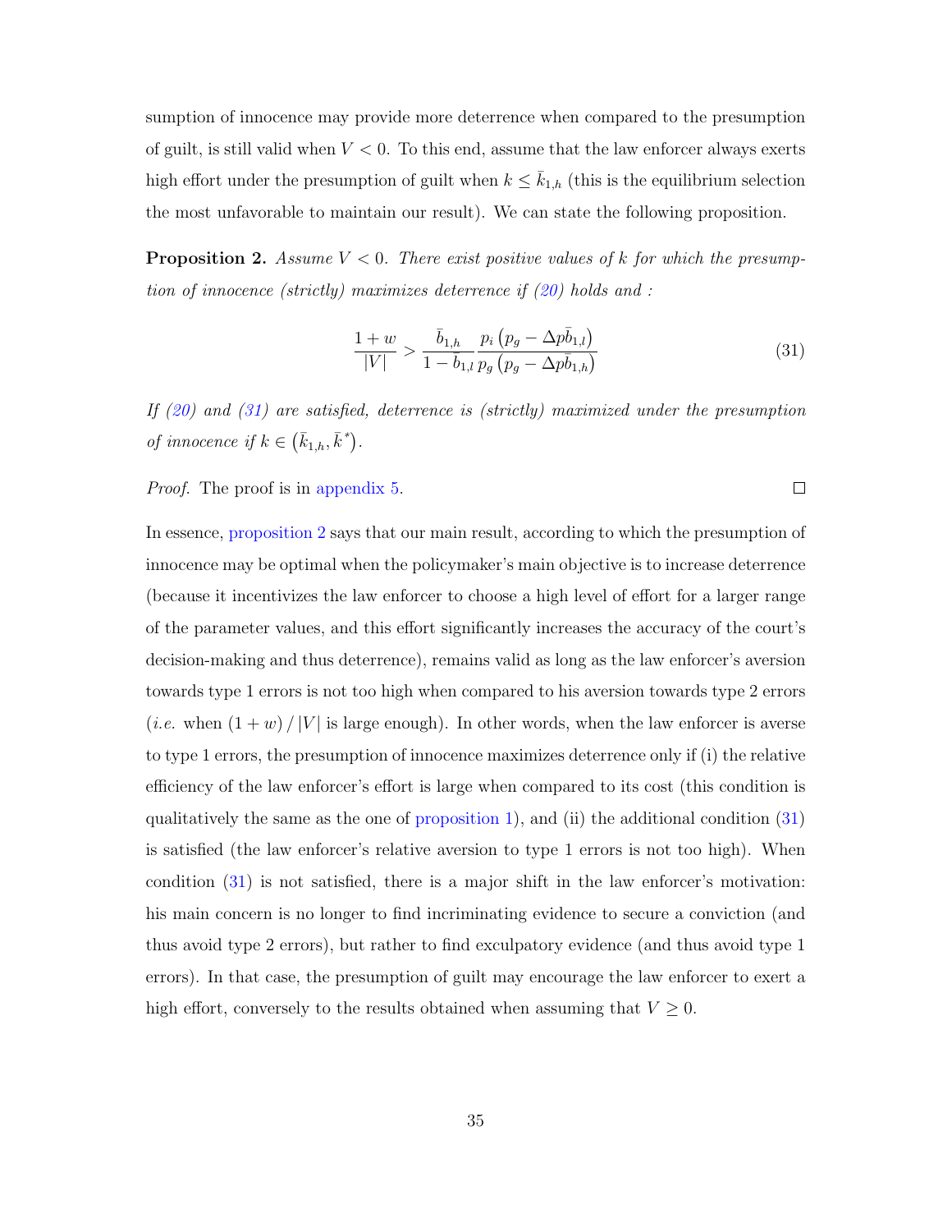sumption of innocence may provide more deterrence when compared to the presumption of guilt, is still valid when $V < 0$. To this end, assume that the law enforcer always exerts high effort under the presumption of guilt when $k \leq \bar{k}_{1,h}$ (this is the equilibrium selection the most unfavorable to maintain our result). We can state the following proposition.

**Proposition 2.** *Assume $V < 0$. There exist positive values of $k$ for which the presumption of innocence (strictly) maximizes deterrence if (20) holds and :*

$$\frac{1+w}{|V|} > \frac{\bar{b}_{1,h}}{1-\bar{b}_{1,l}} \frac{p_i \left(p_g - \Delta p \bar{b}_{1,l}\right)}{p_g \left(p_g - \Delta p \bar{b}_{1,h}\right)} \tag{31}$$

*If (20) and (31) are satisfied, deterrence is (strictly) maximized under the presumption of innocence if $k \in \left(\bar{k}_{1,h}, \bar{k}^*\right)$.*

*Proof.* The proof is in appendix 5. □

In essence, proposition 2 says that our main result, according to which the presumption of innocence may be optimal when the policymaker's main objective is to increase deterrence (because it incentivizes the law enforcer to choose a high level of effort for a larger range of the parameter values, and this effort significantly increases the accuracy of the court's decision-making and thus deterrence), remains valid as long as the law enforcer's aversion towards type 1 errors is not too high when compared to his aversion towards type 2 errors (*i.e.* when $(1+w)/|V|$ is large enough). In other words, when the law enforcer is averse to type 1 errors, the presumption of innocence maximizes deterrence only if (i) the relative efficiency of the law enforcer's effort is large when compared to its cost (this condition is qualitatively the same as the one of proposition 1), and (ii) the additional condition (31) is satisfied (the law enforcer's relative aversion to type 1 errors is not too high). When condition (31) is not satisfied, there is a major shift in the law enforcer's motivation: his main concern is no longer to find incriminating evidence to secure a conviction (and thus avoid type 2 errors), but rather to find exculpatory evidence (and thus avoid type 1 errors). In that case, the presumption of guilt may encourage the law enforcer to exert a high effort, conversely to the results obtained when assuming that $V \geq 0$.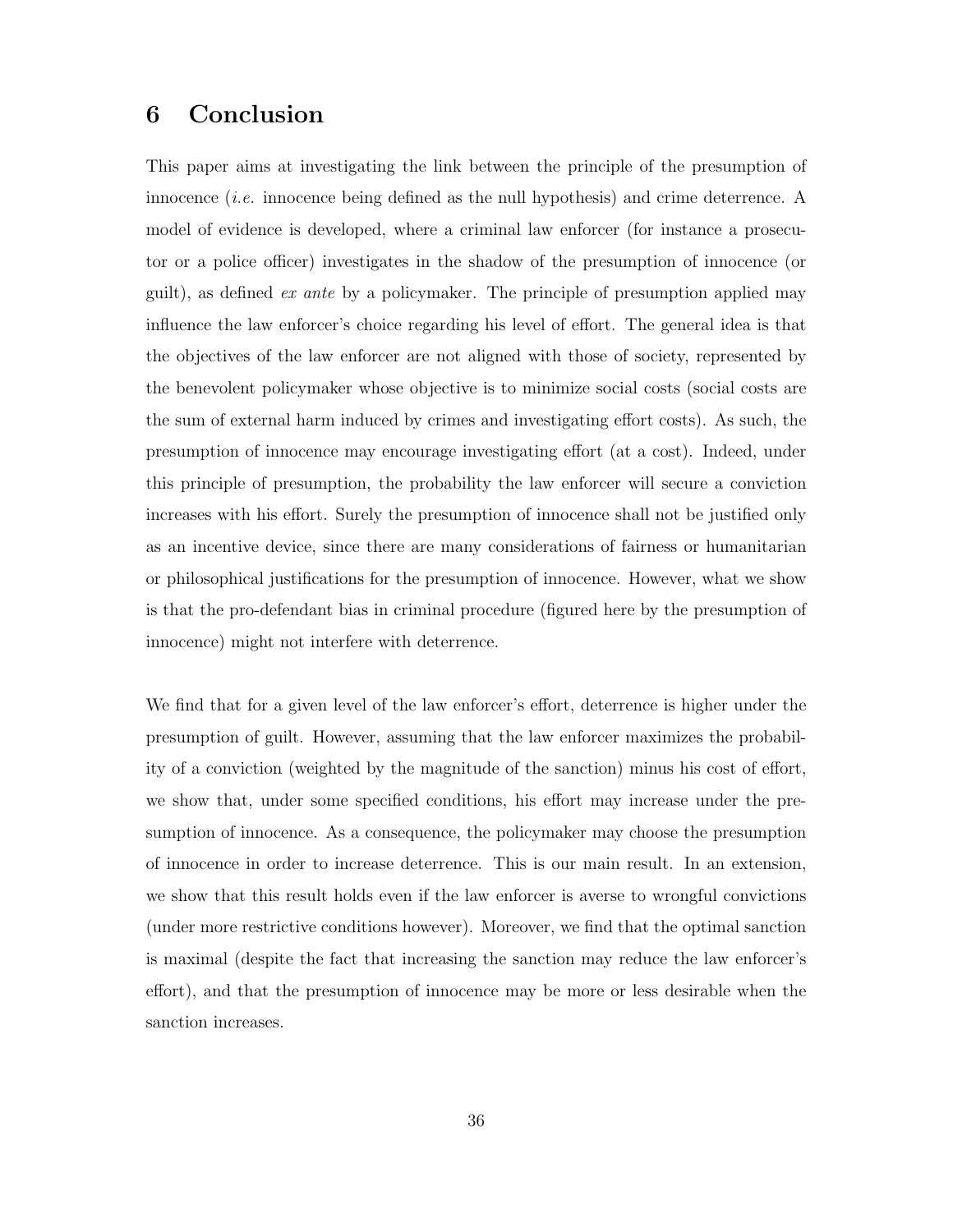# 6 Conclusion

This paper aims at investigating the link between the principle of the presumption of innocence (*i.e.* innocence being defined as the null hypothesis) and crime deterrence. A model of evidence is developed, where a criminal law enforcer (for instance a prosecutor or a police officer) investigates in the shadow of the presumption of innocence (or guilt), as defined *ex ante* by a policymaker. The principle of presumption applied may influence the law enforcer's choice regarding his level of effort. The general idea is that the objectives of the law enforcer are not aligned with those of society, represented by the benevolent policymaker whose objective is to minimize social costs (social costs are the sum of external harm induced by crimes and investigating effort costs). As such, the presumption of innocence may encourage investigating effort (at a cost). Indeed, under this principle of presumption, the probability the law enforcer will secure a conviction increases with his effort. Surely the presumption of innocence shall not be justified only as an incentive device, since there are many considerations of fairness or humanitarian or philosophical justifications for the presumption of innocence. However, what we show is that the pro-defendant bias in criminal procedure (figured here by the presumption of innocence) might not interfere with deterrence.

We find that for a given level of the law enforcer's effort, deterrence is higher under the presumption of guilt. However, assuming that the law enforcer maximizes the probability of a conviction (weighted by the magnitude of the sanction) minus his cost of effort, we show that, under some specified conditions, his effort may increase under the presumption of innocence. As a consequence, the policymaker may choose the presumption of innocence in order to increase deterrence. This is our main result. In an extension, we show that this result holds even if the law enforcer is averse to wrongful convictions (under more restrictive conditions however). Moreover, we find that the optimal sanction is maximal (despite the fact that increasing the sanction may reduce the law enforcer's effort), and that the presumption of innocence may be more or less desirable when the sanction increases.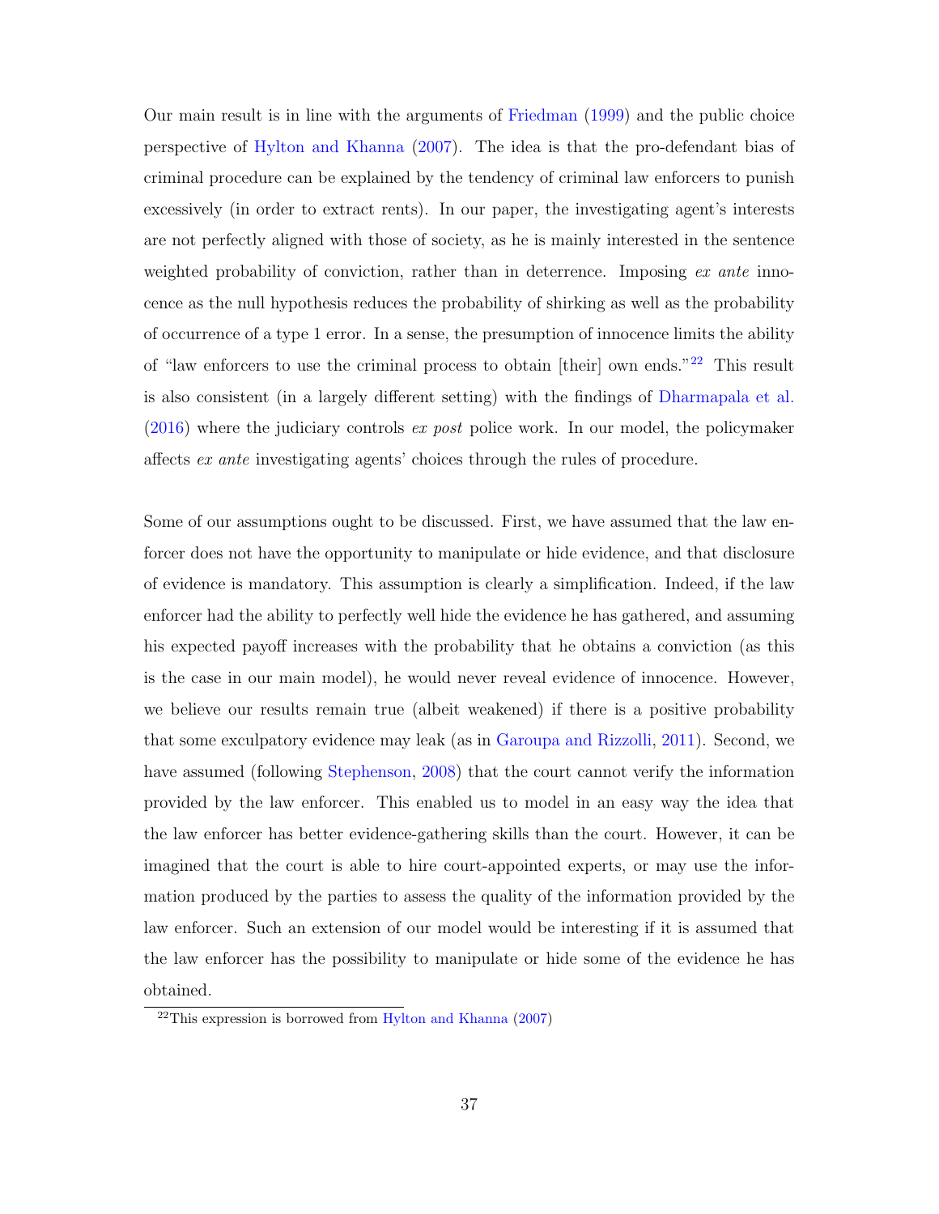Our main result is in line with the arguments of Friedman (1999) and the public choice perspective of Hylton and Khanna (2007). The idea is that the pro-defendant bias of criminal procedure can be explained by the tendency of criminal law enforcers to punish excessively (in order to extract rents). In our paper, the investigating agent's interests are not perfectly aligned with those of society, as he is mainly interested in the sentence weighted probability of conviction, rather than in deterrence. Imposing *ex ante* innocence as the null hypothesis reduces the probability of shirking as well as the probability of occurrence of a type 1 error. In a sense, the presumption of innocence limits the ability of "law enforcers to use the criminal process to obtain [their] own ends."[22] This result is also consistent (in a largely different setting) with the findings of Dharmapala et al. (2016) where the judiciary controls *ex post* police work. In our model, the policymaker affects *ex ante* investigating agents' choices through the rules of procedure.

Some of our assumptions ought to be discussed. First, we have assumed that the law enforcer does not have the opportunity to manipulate or hide evidence, and that disclosure of evidence is mandatory. This assumption is clearly a simplification. Indeed, if the law enforcer had the ability to perfectly well hide the evidence he has gathered, and assuming his expected payoff increases with the probability that he obtains a conviction (as this is the case in our main model), he would never reveal evidence of innocence. However, we believe our results remain true (albeit weakened) if there is a positive probability that some exculpatory evidence may leak (as in Garoupa and Rizzolli, 2011). Second, we have assumed (following Stephenson, 2008) that the court cannot verify the information provided by the law enforcer. This enabled us to model in an easy way the idea that the law enforcer has better evidence-gathering skills than the court. However, it can be imagined that the court is able to hire court-appointed experts, or may use the information produced by the parties to assess the quality of the information provided by the law enforcer. Such an extension of our model would be interesting if it is assumed that the law enforcer has the possibility to manipulate or hide some of the evidence he has obtained.

[22] This expression is borrowed from Hylton and Khanna (2007)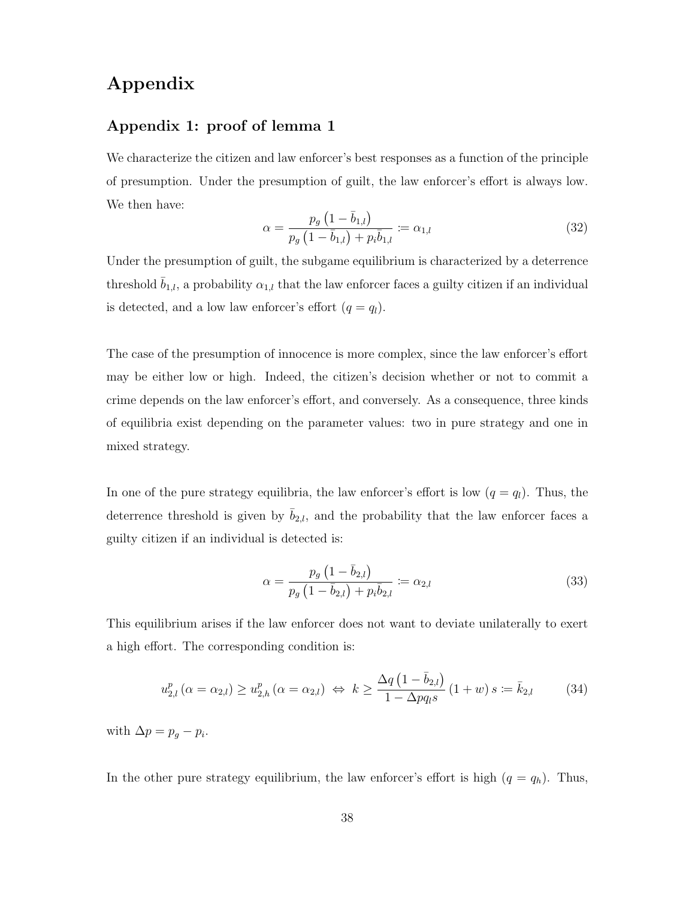# Appendix

## Appendix 1: proof of lemma 1

We characterize the citizen and law enforcer's best responses as a function of the principle of presumption. Under the presumption of guilt, the law enforcer's effort is always low. We then have:

$$\alpha = \frac{p_g\left(1-\bar{b}_{1,l}\right)}{p_g\left(1-\bar{b}_{1,l}\right)+p_i\bar{b}_{1,l}} := \alpha_{1,l} \tag{32}$$

Under the presumption of guilt, the subgame equilibrium is characterized by a deterrence threshold $\bar{b}_{1,l}$, a probability $\alpha_{1,l}$ that the law enforcer faces a guilty citizen if an individual is detected, and a low law enforcer's effort ($q = q_l$).

The case of the presumption of innocence is more complex, since the law enforcer's effort may be either low or high. Indeed, the citizen's decision whether or not to commit a crime depends on the law enforcer's effort, and conversely. As a consequence, three kinds of equilibria exist depending on the parameter values: two in pure strategy and one in mixed strategy.

In one of the pure strategy equilibria, the law enforcer's effort is low ($q = q_l$). Thus, the deterrence threshold is given by $\bar{b}_{2,l}$, and the probability that the law enforcer faces a guilty citizen if an individual is detected is:

$$\alpha = \frac{p_g\left(1-\bar{b}_{2,l}\right)}{p_g\left(1-\bar{b}_{2,l}\right)+p_i\bar{b}_{2,l}} := \alpha_{2,l} \tag{33}$$

This equilibrium arises if the law enforcer does not want to deviate unilaterally to exert a high effort. The corresponding condition is:

$$u_{2,l}^{p}\left(\alpha=\alpha_{2,l}\right) \geq u_{2,h}^{p}\left(\alpha=\alpha_{2,l}\right) \;\Leftrightarrow\; k \geq \frac{\Delta q\left(1-\bar{b}_{2,l}\right)}{1-\Delta p q_l s}\left(1+w\right)s := \bar{k}_{2,l} \tag{34}$$

with $\Delta p = p_g - p_i$.

In the other pure strategy equilibrium, the law enforcer's effort is high ($q = q_h$). Thus,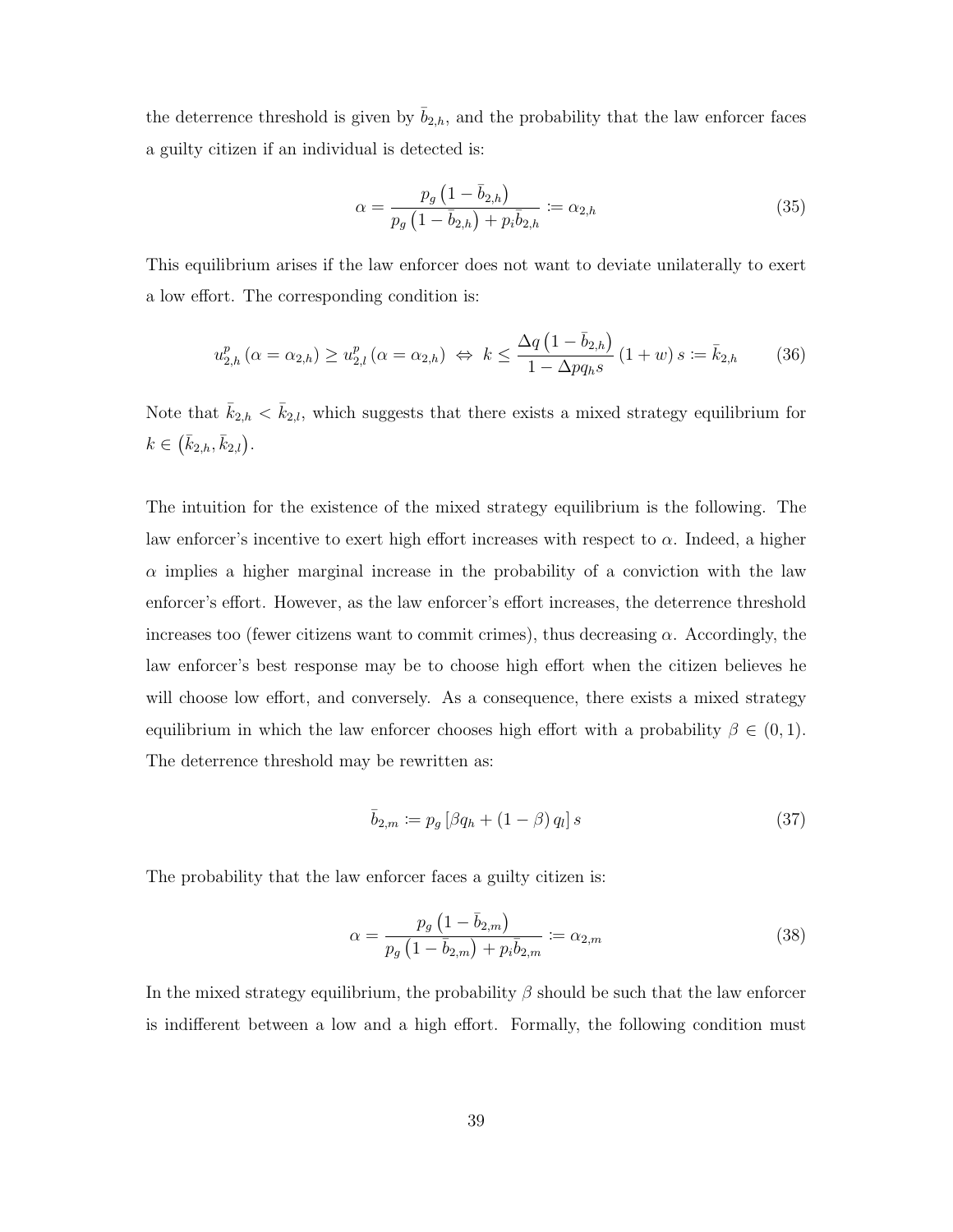the deterrence threshold is given by $\bar{b}_{2,h}$, and the probability that the law enforcer faces a guilty citizen if an individual is detected is:

$$\alpha = \frac{p_g\left(1-\bar{b}_{2,h}\right)}{p_g\left(1-\bar{b}_{2,h}\right)+p_i\bar{b}_{2,h}} := \alpha_{2,h} \tag{35}$$

This equilibrium arises if the law enforcer does not want to deviate unilaterally to exert a low effort. The corresponding condition is:

$$u^p_{2,h}\left(\alpha=\alpha_{2,h}\right) \geq u^p_{2,l}\left(\alpha=\alpha_{2,h}\right) \Leftrightarrow k \leq \frac{\Delta q\left(1-\bar{b}_{2,h}\right)}{1-\Delta p q_h s}\left(1+w\right)s := \bar{k}_{2,h} \tag{36}$$

Note that $\bar{k}_{2,h} < \bar{k}_{2,l}$, which suggests that there exists a mixed strategy equilibrium for $k \in \left(\bar{k}_{2,h}, \bar{k}_{2,l}\right)$.

The intuition for the existence of the mixed strategy equilibrium is the following. The law enforcer's incentive to exert high effort increases with respect to $\alpha$. Indeed, a higher $\alpha$ implies a higher marginal increase in the probability of a conviction with the law enforcer's effort. However, as the law enforcer's effort increases, the deterrence threshold increases too (fewer citizens want to commit crimes), thus decreasing $\alpha$. Accordingly, the law enforcer's best response may be to choose high effort when the citizen believes he will choose low effort, and conversely. As a consequence, there exists a mixed strategy equilibrium in which the law enforcer chooses high effort with a probability $\beta \in (0,1)$. The deterrence threshold may be rewritten as:

$$\bar{b}_{2,m} := p_g\left[\beta q_h + (1-\beta)\, q_l\right] s \tag{37}$$

The probability that the law enforcer faces a guilty citizen is:

$$\alpha = \frac{p_g\left(1-\bar{b}_{2,m}\right)}{p_g\left(1-\bar{b}_{2,m}\right)+p_i\bar{b}_{2,m}} := \alpha_{2,m} \tag{38}$$

In the mixed strategy equilibrium, the probability $\beta$ should be such that the law enforcer is indifferent between a low and a high effort. Formally, the following condition must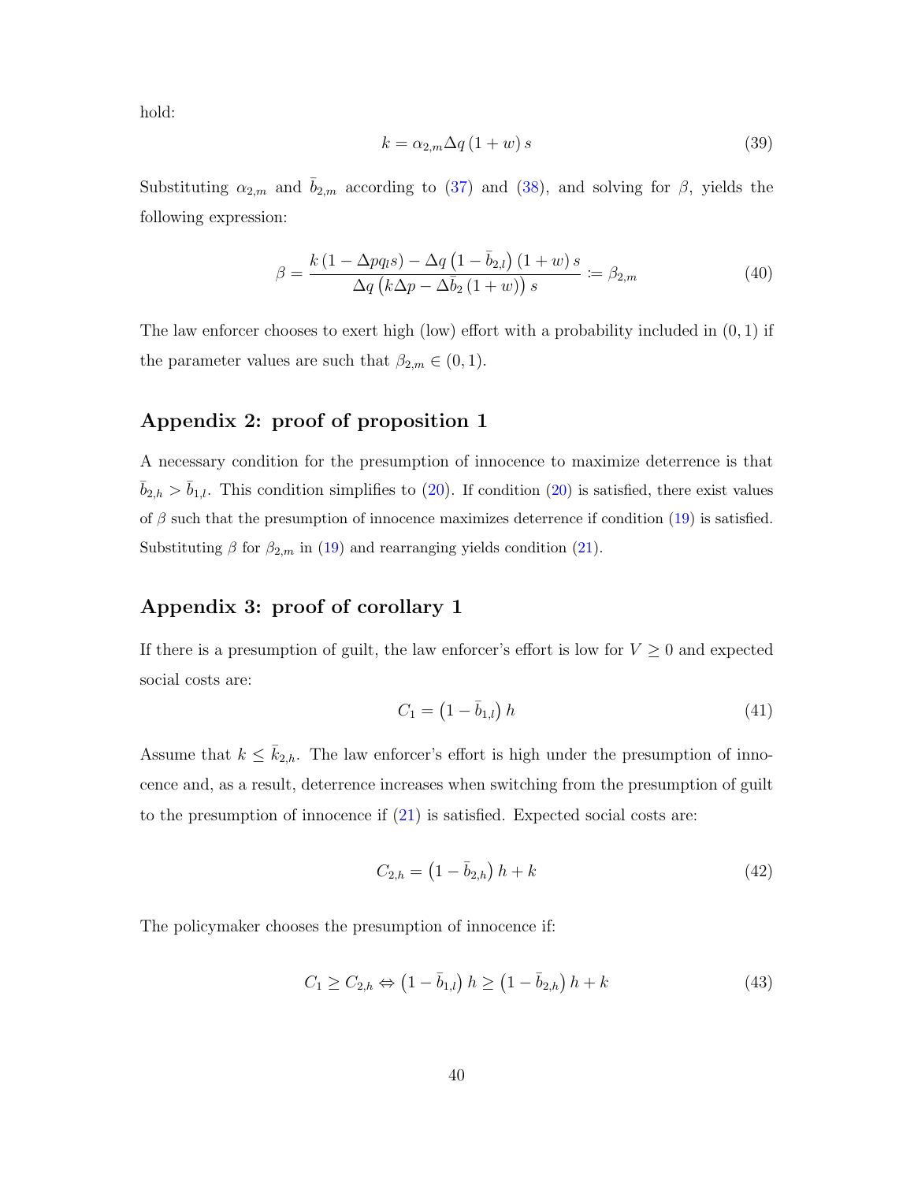hold:

$$k = \alpha_{2,m} \Delta q (1 + w) s \tag{39}$$

Substituting $\alpha_{2,m}$ and $\bar{b}_{2,m}$ according to (37) and (38), and solving for $\beta$, yields the following expression:

$$\beta = \frac{k (1 - \Delta p q_l s) - \Delta q \left(1 - \bar{b}_{2,l}\right) (1 + w) s}{\Delta q \left(k \Delta p - \Delta \bar{b}_2 (1 + w)\right) s} := \beta_{2,m} \tag{40}$$

The law enforcer chooses to exert high (low) effort with a probability included in $(0, 1)$ if the parameter values are such that $\beta_{2,m} \in (0, 1)$.

## Appendix 2: proof of proposition 1

A necessary condition for the presumption of innocence to maximize deterrence is that $\bar{b}_{2,h} > \bar{b}_{1,l}$. This condition simplifies to (20). If condition (20) is satisfied, there exist values of $\beta$ such that the presumption of innocence maximizes deterrence if condition (19) is satisfied. Substituting $\beta$ for $\beta_{2,m}$ in (19) and rearranging yields condition (21).

## Appendix 3: proof of corollary 1

If there is a presumption of guilt, the law enforcer's effort is low for $V \geq 0$ and expected social costs are:

$$C_1 = \left(1 - \bar{b}_{1,l}\right) h \tag{41}$$

Assume that $k \leq \bar{k}_{2,h}$. The law enforcer's effort is high under the presumption of innocence and, as a result, deterrence increases when switching from the presumption of guilt to the presumption of innocence if (21) is satisfied. Expected social costs are:

$$C_{2,h} = \left(1 - \bar{b}_{2,h}\right) h + k \tag{42}$$

The policymaker chooses the presumption of innocence if:

$$C_1 \geq C_{2,h} \Leftrightarrow \left(1 - \bar{b}_{1,l}\right) h \geq \left(1 - \bar{b}_{2,h}\right) h + k \tag{43}$$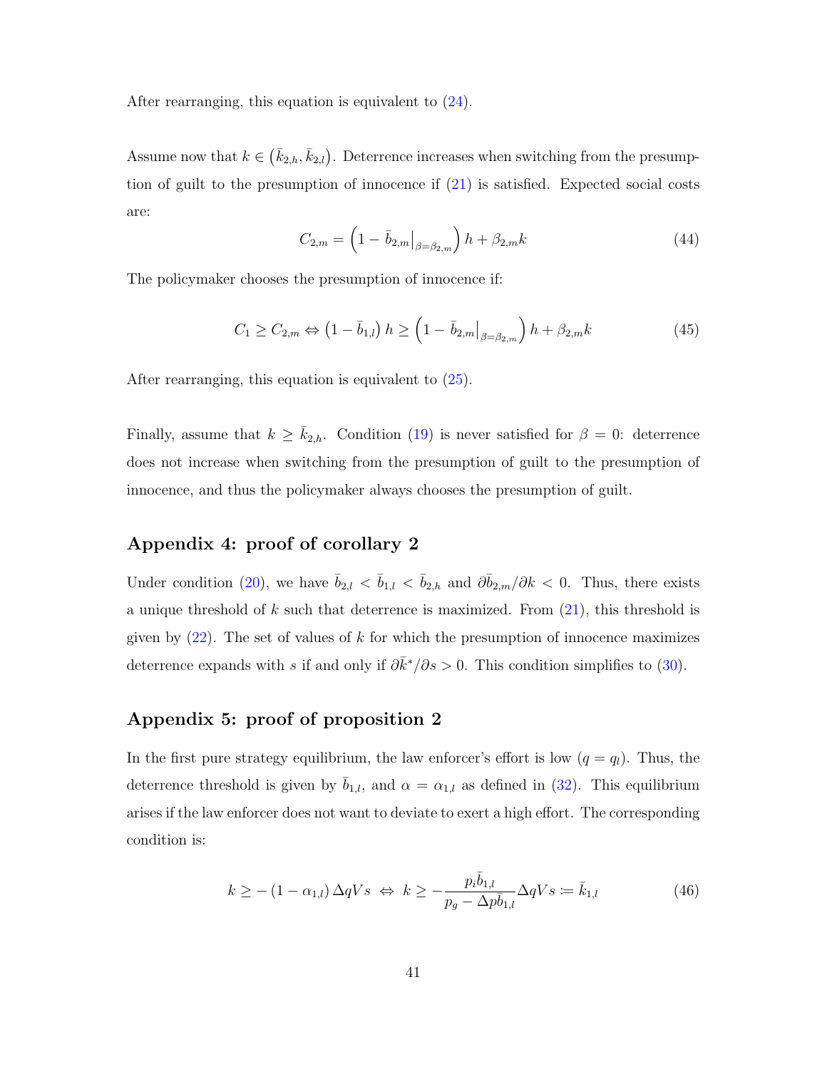After rearranging, this equation is equivalent to (24).

Assume now that $k \in \left(\bar{k}_{2,h}, \bar{k}_{2,l}\right)$. Deterrence increases when switching from the presumption of guilt to the presumption of innocence if (21) is satisfied. Expected social costs are:

$$C_{2,m} = \left(1 - \bar{b}_{2,m}\big|_{\beta=\beta_{2,m}}\right) h + \beta_{2,m} k \tag{44}$$

The policymaker chooses the presumption of innocence if:

$$C_1 \geq C_{2,m} \Leftrightarrow \left(1 - \bar{b}_{1,l}\right) h \geq \left(1 - \bar{b}_{2,m}\big|_{\beta=\beta_{2,m}}\right) h + \beta_{2,m} k \tag{45}$$

After rearranging, this equation is equivalent to (25).

Finally, assume that $k \geq \bar{k}_{2,h}$. Condition (19) is never satisfied for $\beta = 0$: deterrence does not increase when switching from the presumption of guilt to the presumption of innocence, and thus the policymaker always chooses the presumption of guilt.

## Appendix 4: proof of corollary 2

Under condition (20), we have $\bar{b}_{2,l} < \bar{b}_{1,l} < \bar{b}_{2,h}$ and $\partial \bar{b}_{2,m}/\partial k < 0$. Thus, there exists a unique threshold of $k$ such that deterrence is maximized. From (21), this threshold is given by (22). The set of values of $k$ for which the presumption of innocence maximizes deterrence expands with $s$ if and only if $\partial \bar{k}^*/\partial s > 0$. This condition simplifies to (30).

## Appendix 5: proof of proposition 2

In the first pure strategy equilibrium, the law enforcer's effort is low ($q = q_l$). Thus, the deterrence threshold is given by $\bar{b}_{1,l}$, and $\alpha = \alpha_{1,l}$ as defined in (32). This equilibrium arises if the law enforcer does not want to deviate to exert a high effort. The corresponding condition is:

$$k \geq -\left(1 - \alpha_{1,l}\right) \Delta q V s \;\Leftrightarrow\; k \geq -\frac{p_i \bar{b}_{1,l}}{p_g - \Delta p \bar{b}_{1,l}} \Delta q V s := \bar{k}_{1,l} \tag{46}$$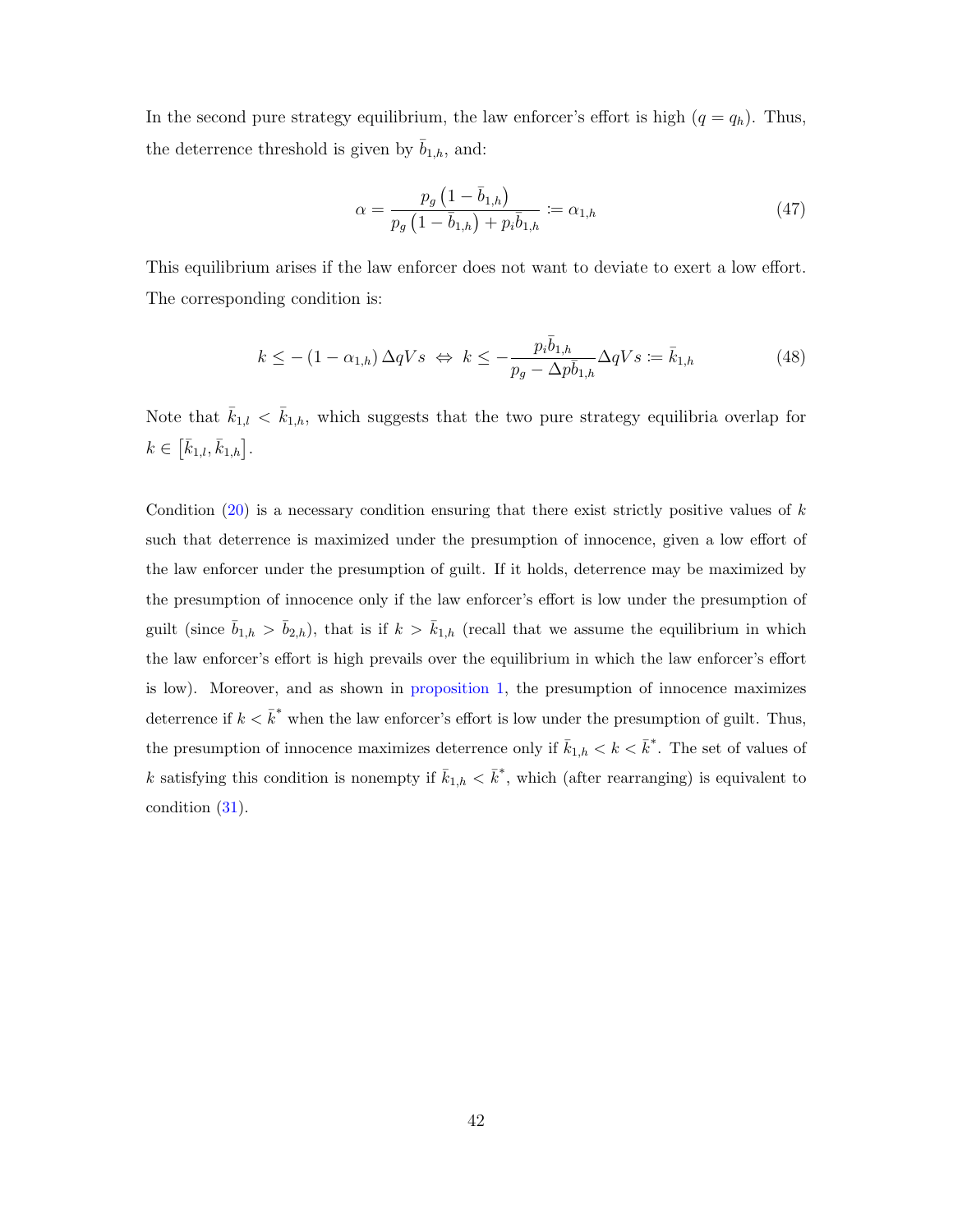In the second pure strategy equilibrium, the law enforcer's effort is high ($q = q_h$). Thus, the deterrence threshold is given by $\bar{b}_{1,h}$, and:

$$\alpha = \frac{p_g \left(1 - \bar{b}_{1,h}\right)}{p_g \left(1 - \bar{b}_{1,h}\right) + p_i \bar{b}_{1,h}} := \alpha_{1,h} \tag{47}$$

This equilibrium arises if the law enforcer does not want to deviate to exert a low effort. The corresponding condition is:

$$k \leq -\left(1 - \alpha_{1,h}\right) \Delta q V s \;\Leftrightarrow\; k \leq -\frac{p_i \bar{b}_{1,h}}{p_g - \Delta p \bar{b}_{1,h}} \Delta q V s := \bar{k}_{1,h} \tag{48}$$

Note that $\bar{k}_{1,l} < \bar{k}_{1,h}$, which suggests that the two pure strategy equilibria overlap for $k \in \left[\bar{k}_{1,l}, \bar{k}_{1,h}\right]$.

Condition (20) is a necessary condition ensuring that there exist strictly positive values of $k$ such that deterrence is maximized under the presumption of innocence, given a low effort of the law enforcer under the presumption of guilt. If it holds, deterrence may be maximized by the presumption of innocence only if the law enforcer's effort is low under the presumption of guilt (since $\bar{b}_{1,h} > \bar{b}_{2,h}$), that is if $k > \bar{k}_{1,h}$ (recall that we assume the equilibrium in which the law enforcer's effort is high prevails over the equilibrium in which the law enforcer's effort is low). Moreover, and as shown in proposition 1, the presumption of innocence maximizes deterrence if $k < \bar{k}^*$ when the law enforcer's effort is low under the presumption of guilt. Thus, the presumption of innocence maximizes deterrence only if $\bar{k}_{1,h} < k < \bar{k}^*$. The set of values of $k$ satisfying this condition is nonempty if $\bar{k}_{1,h} < \bar{k}^*$, which (after rearranging) is equivalent to condition (31).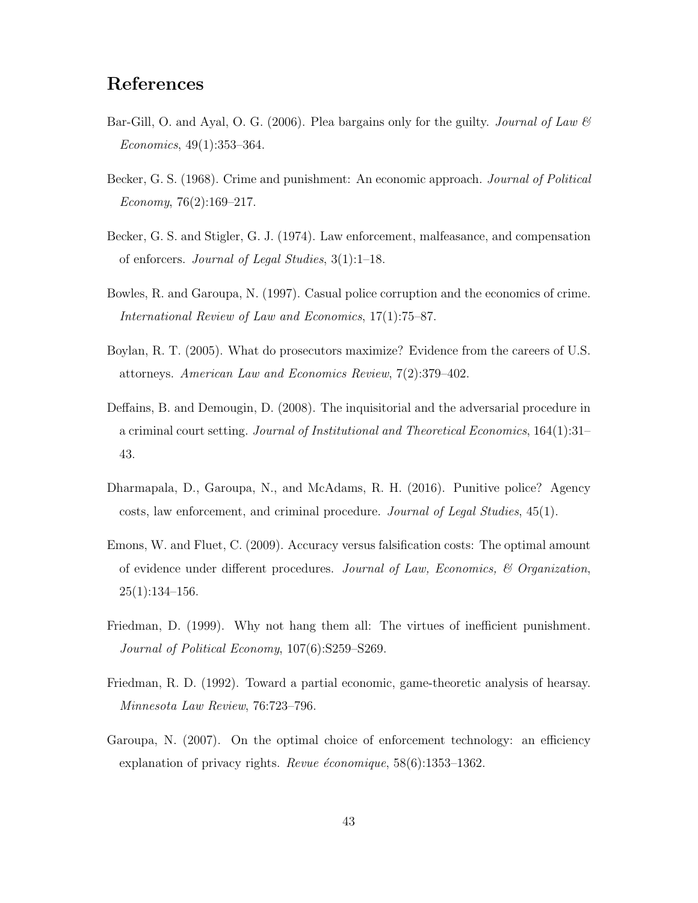# References

Bar-Gill, O. and Ayal, O. G. (2006). Plea bargains only for the guilty. *Journal of Law & Economics*, 49(1):353–364.

Becker, G. S. (1968). Crime and punishment: An economic approach. *Journal of Political Economy*, 76(2):169–217.

Becker, G. S. and Stigler, G. J. (1974). Law enforcement, malfeasance, and compensation of enforcers. *Journal of Legal Studies*, 3(1):1–18.

Bowles, R. and Garoupa, N. (1997). Casual police corruption and the economics of crime. *International Review of Law and Economics*, 17(1):75–87.

Boylan, R. T. (2005). What do prosecutors maximize? Evidence from the careers of U.S. attorneys. *American Law and Economics Review*, 7(2):379–402.

Deffains, B. and Demougin, D. (2008). The inquisitorial and the adversarial procedure in a criminal court setting. *Journal of Institutional and Theoretical Economics*, 164(1):31–43.

Dharmapala, D., Garoupa, N., and McAdams, R. H. (2016). Punitive police? Agency costs, law enforcement, and criminal procedure. *Journal of Legal Studies*, 45(1).

Emons, W. and Fluet, C. (2009). Accuracy versus falsification costs: The optimal amount of evidence under different procedures. *Journal of Law, Economics, & Organization*, 25(1):134–156.

Friedman, D. (1999). Why not hang them all: The virtues of inefficient punishment. *Journal of Political Economy*, 107(6):S259–S269.

Friedman, R. D. (1992). Toward a partial economic, game-theoretic analysis of hearsay. *Minnesota Law Review*, 76:723–796.

Garoupa, N. (2007). On the optimal choice of enforcement technology: an efficiency explanation of privacy rights. *Revue économique*, 58(6):1353–1362.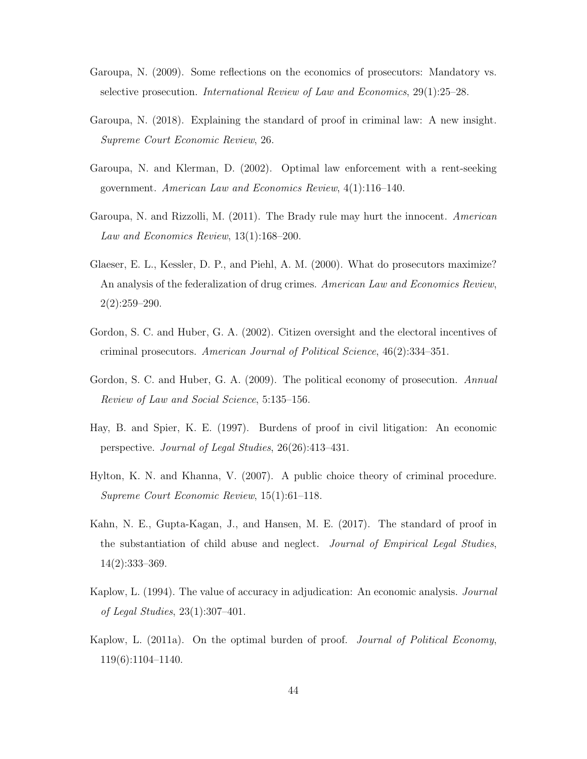Garoupa, N. (2009). Some reflections on the economics of prosecutors: Mandatory vs. selective prosecution. *International Review of Law and Economics*, 29(1):25–28.

Garoupa, N. (2018). Explaining the standard of proof in criminal law: A new insight. *Supreme Court Economic Review*, 26.

Garoupa, N. and Klerman, D. (2002). Optimal law enforcement with a rent-seeking government. *American Law and Economics Review*, 4(1):116–140.

Garoupa, N. and Rizzolli, M. (2011). The Brady rule may hurt the innocent. *American Law and Economics Review*, 13(1):168–200.

Glaeser, E. L., Kessler, D. P., and Piehl, A. M. (2000). What do prosecutors maximize? An analysis of the federalization of drug crimes. *American Law and Economics Review*, 2(2):259–290.

Gordon, S. C. and Huber, G. A. (2002). Citizen oversight and the electoral incentives of criminal prosecutors. *American Journal of Political Science*, 46(2):334–351.

Gordon, S. C. and Huber, G. A. (2009). The political economy of prosecution. *Annual Review of Law and Social Science*, 5:135–156.

Hay, B. and Spier, K. E. (1997). Burdens of proof in civil litigation: An economic perspective. *Journal of Legal Studies*, 26(26):413–431.

Hylton, K. N. and Khanna, V. (2007). A public choice theory of criminal procedure. *Supreme Court Economic Review*, 15(1):61–118.

Kahn, N. E., Gupta-Kagan, J., and Hansen, M. E. (2017). The standard of proof in the substantiation of child abuse and neglect. *Journal of Empirical Legal Studies*, 14(2):333–369.

Kaplow, L. (1994). The value of accuracy in adjudication: An economic analysis. *Journal of Legal Studies*, 23(1):307–401.

Kaplow, L. (2011a). On the optimal burden of proof. *Journal of Political Economy*, 119(6):1104–1140.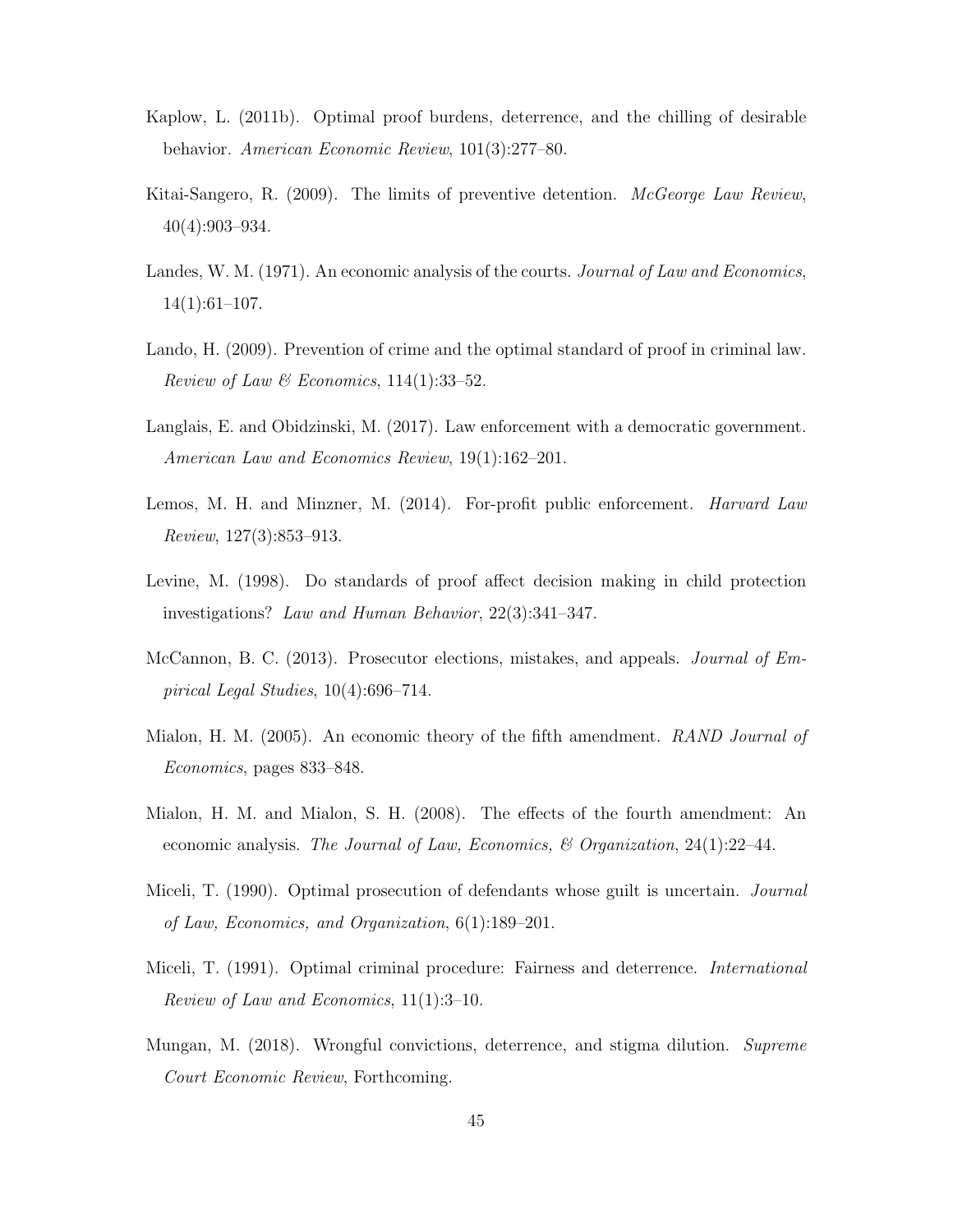Kaplow, L. (2011b). Optimal proof burdens, deterrence, and the chilling of desirable behavior. *American Economic Review*, 101(3):277–80.

Kitai-Sangero, R. (2009). The limits of preventive detention. *McGeorge Law Review*, 40(4):903–934.

Landes, W. M. (1971). An economic analysis of the courts. *Journal of Law and Economics*, 14(1):61–107.

Lando, H. (2009). Prevention of crime and the optimal standard of proof in criminal law. *Review of Law & Economics*, 114(1):33–52.

Langlais, E. and Obidzinski, M. (2017). Law enforcement with a democratic government. *American Law and Economics Review*, 19(1):162–201.

Lemos, M. H. and Minzner, M. (2014). For-profit public enforcement. *Harvard Law Review*, 127(3):853–913.

Levine, M. (1998). Do standards of proof affect decision making in child protection investigations? *Law and Human Behavior*, 22(3):341–347.

McCannon, B. C. (2013). Prosecutor elections, mistakes, and appeals. *Journal of Empirical Legal Studies*, 10(4):696–714.

Mialon, H. M. (2005). An economic theory of the fifth amendment. *RAND Journal of Economics*, pages 833–848.

Mialon, H. M. and Mialon, S. H. (2008). The effects of the fourth amendment: An economic analysis. *The Journal of Law, Economics, & Organization*, 24(1):22–44.

Miceli, T. (1990). Optimal prosecution of defendants whose guilt is uncertain. *Journal of Law, Economics, and Organization*, 6(1):189–201.

Miceli, T. (1991). Optimal criminal procedure: Fairness and deterrence. *International Review of Law and Economics*, 11(1):3–10.

Mungan, M. (2018). Wrongful convictions, deterrence, and stigma dilution. *Supreme Court Economic Review*, Forthcoming.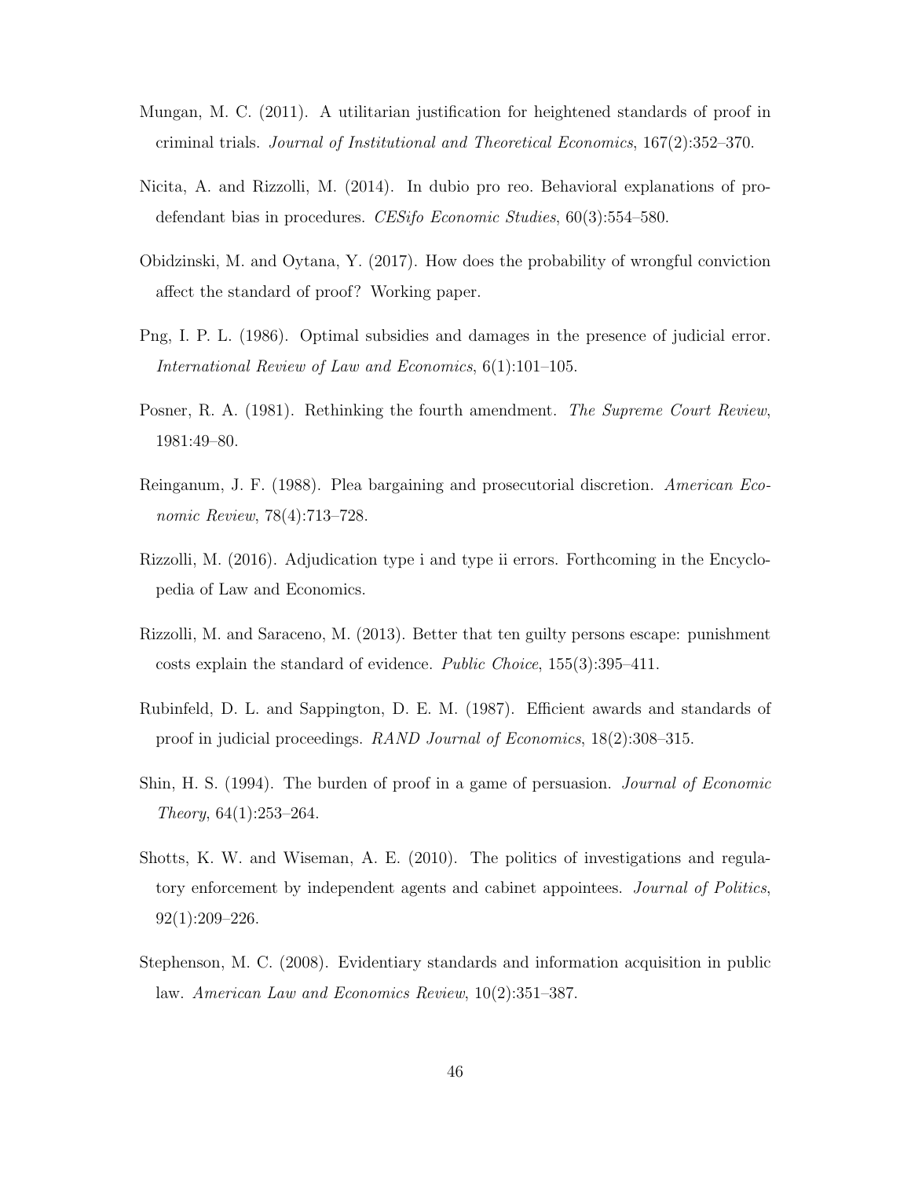Mungan, M. C. (2011). A utilitarian justification for heightened standards of proof in criminal trials. *Journal of Institutional and Theoretical Economics*, 167(2):352–370.

Nicita, A. and Rizzolli, M. (2014). In dubio pro reo. Behavioral explanations of pro-defendant bias in procedures. *CESifo Economic Studies*, 60(3):554–580.

Obidzinski, M. and Oytana, Y. (2017). How does the probability of wrongful conviction affect the standard of proof? Working paper.

Png, I. P. L. (1986). Optimal subsidies and damages in the presence of judicial error. *International Review of Law and Economics*, 6(1):101–105.

Posner, R. A. (1981). Rethinking the fourth amendment. *The Supreme Court Review*, 1981:49–80.

Reinganum, J. F. (1988). Plea bargaining and prosecutorial discretion. *American Economic Review*, 78(4):713–728.

Rizzolli, M. (2016). Adjudication type i and type ii errors. Forthcoming in the Encyclopedia of Law and Economics.

Rizzolli, M. and Saraceno, M. (2013). Better that ten guilty persons escape: punishment costs explain the standard of evidence. *Public Choice*, 155(3):395–411.

Rubinfeld, D. L. and Sappington, D. E. M. (1987). Efficient awards and standards of proof in judicial proceedings. *RAND Journal of Economics*, 18(2):308–315.

Shin, H. S. (1994). The burden of proof in a game of persuasion. *Journal of Economic Theory*, 64(1):253–264.

Shotts, K. W. and Wiseman, A. E. (2010). The politics of investigations and regulatory enforcement by independent agents and cabinet appointees. *Journal of Politics*, 92(1):209–226.

Stephenson, M. C. (2008). Evidentiary standards and information acquisition in public law. *American Law and Economics Review*, 10(2):351–387.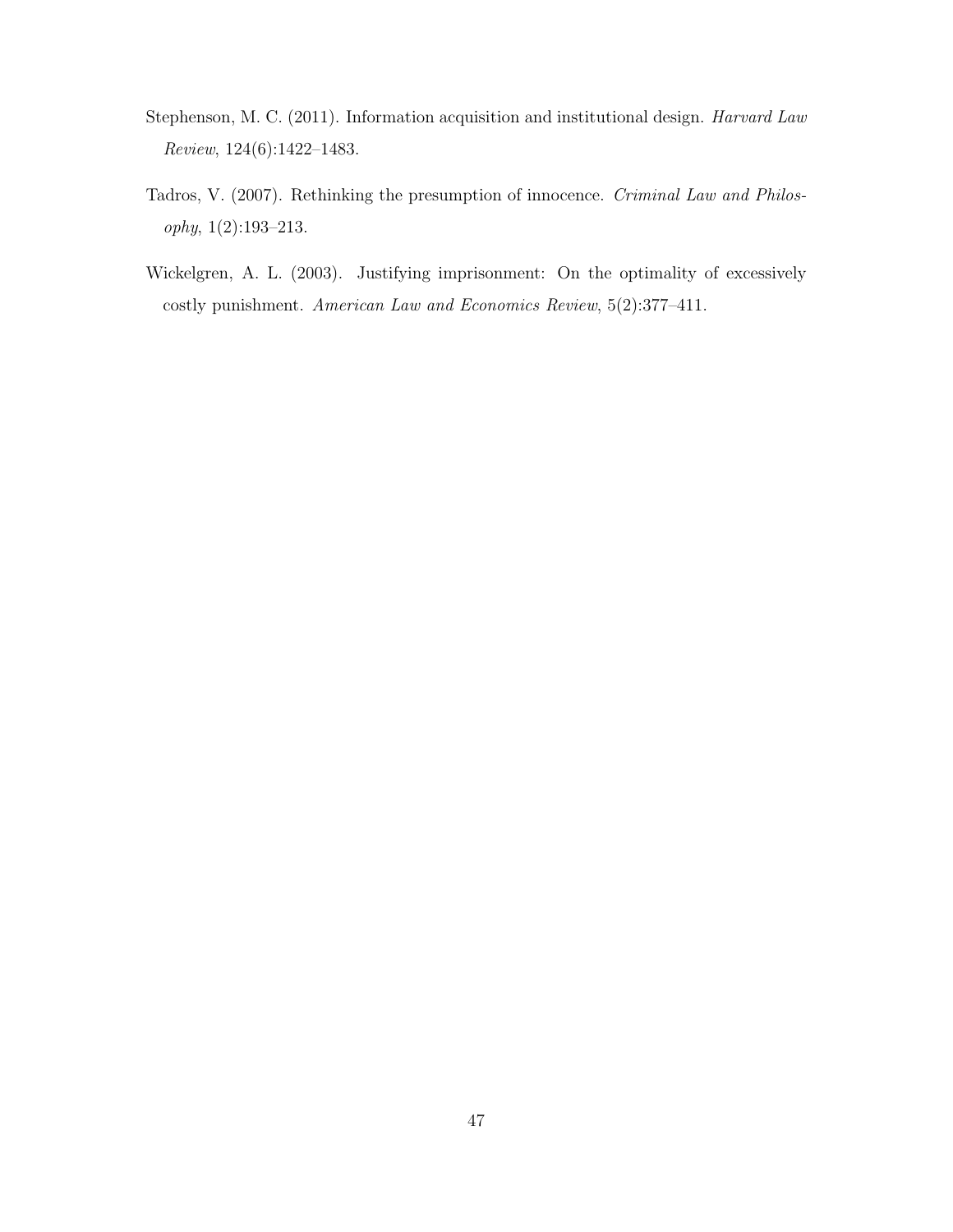Stephenson, M. C. (2011). Information acquisition and institutional design. *Harvard Law Review*, 124(6):1422–1483.

Tadros, V. (2007). Rethinking the presumption of innocence. *Criminal Law and Philosophy*, 1(2):193–213.

Wickelgren, A. L. (2003). Justifying imprisonment: On the optimality of excessively costly punishment. *American Law and Economics Review*, 5(2):377–411.